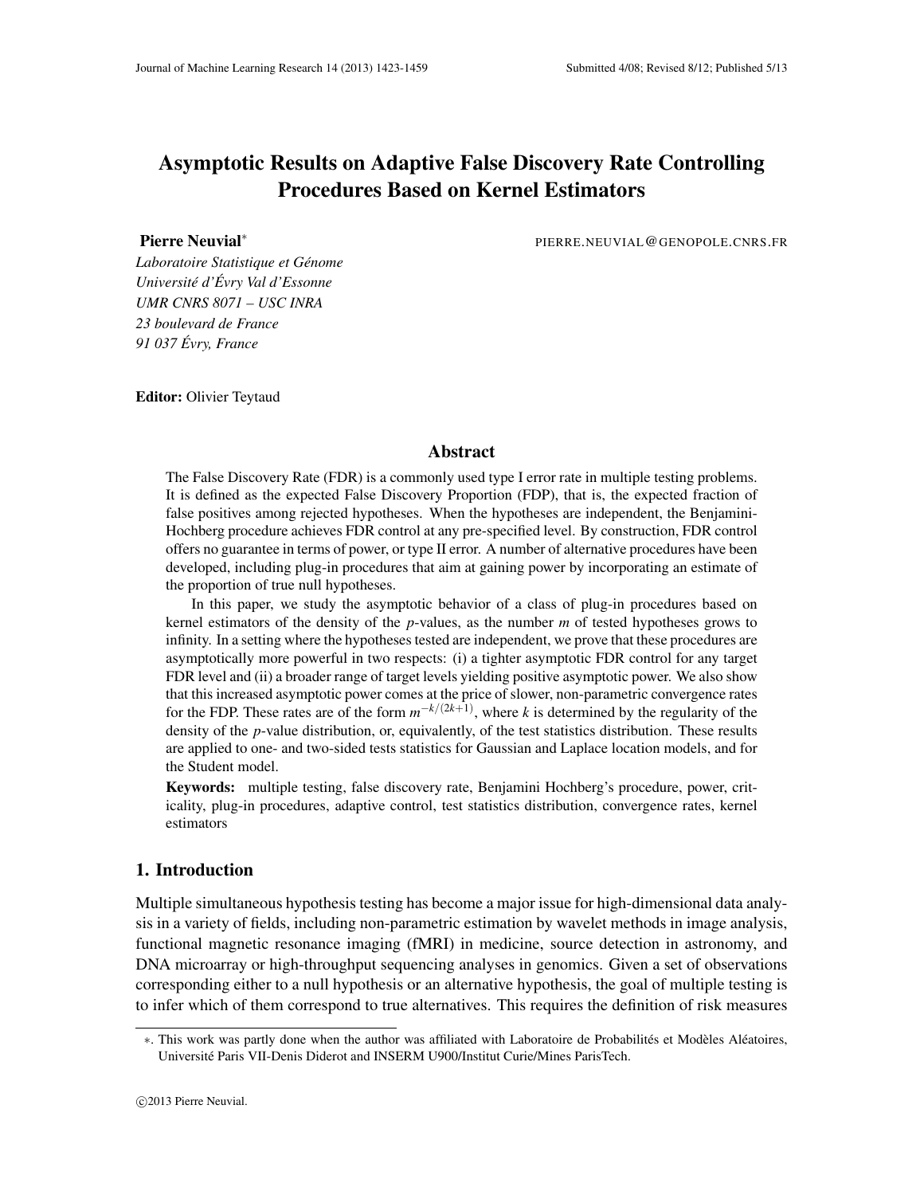# Asymptotic Results on Adaptive False Discovery Rate Controlling Procedures Based on Kernel Estimators

**Pierre Neuvial*** PIERRE.NEUVIAL@GENOPOLE.CNRS.FR

*Laboratoire Statistique et Génome*
*Université d'Évry Val d'Essonne*
*UMR CNRS 8071 – USC INRA*
*23 boulevard de France*
*91 037 Évry, France*

**Editor:** Olivier Teytaud

## Abstract

The False Discovery Rate (FDR) is a commonly used type I error rate in multiple testing problems. It is defined as the expected False Discovery Proportion (FDP), that is, the expected fraction of false positives among rejected hypotheses. When the hypotheses are independent, the Benjamini-Hochberg procedure achieves FDR control at any pre-specified level. By construction, FDR control offers no guarantee in terms of power, or type II error. A number of alternative procedures have been developed, including plug-in procedures that aim at gaining power by incorporating an estimate of the proportion of true null hypotheses.

In this paper, we study the asymptotic behavior of a class of plug-in procedures based on kernel estimators of the density of the *p*-values, as the number $m$ of tested hypotheses grows to infinity. In a setting where the hypotheses tested are independent, we prove that these procedures are asymptotically more powerful in two respects: (i) a tighter asymptotic FDR control for any target FDR level and (ii) a broader range of target levels yielding positive asymptotic power. We also show that this increased asymptotic power comes at the price of slower, non-parametric convergence rates for the FDP. These rates are of the form $m^{-k/(2k+1)}$, where $k$ is determined by the regularity of the density of the *p*-value distribution, or, equivalently, of the test statistics distribution. These results are applied to one- and two-sided tests statistics for Gaussian and Laplace location models, and for the Student model.

**Keywords:** multiple testing, false discovery rate, Benjamini Hochberg's procedure, power, criticality, plug-in procedures, adaptive control, test statistics distribution, convergence rates, kernel estimators

## 1. Introduction

Multiple simultaneous hypothesis testing has become a major issue for high-dimensional data analysis in a variety of fields, including non-parametric estimation by wavelet methods in image analysis, functional magnetic resonance imaging (fMRI) in medicine, source detection in astronomy, and DNA microarray or high-throughput sequencing analyses in genomics. Given a set of observations corresponding either to a null hypothesis or an alternative hypothesis, the goal of multiple testing is to infer which of them correspond to true alternatives. This requires the definition of risk measures

*. This work was partly done when the author was affiliated with Laboratoire de Probabilités et Modèles Aléatoires, Université Paris VII-Denis Diderot and INSERM U900/Institut Curie/Mines ParisTech.

©2013 Pierre Neuvial.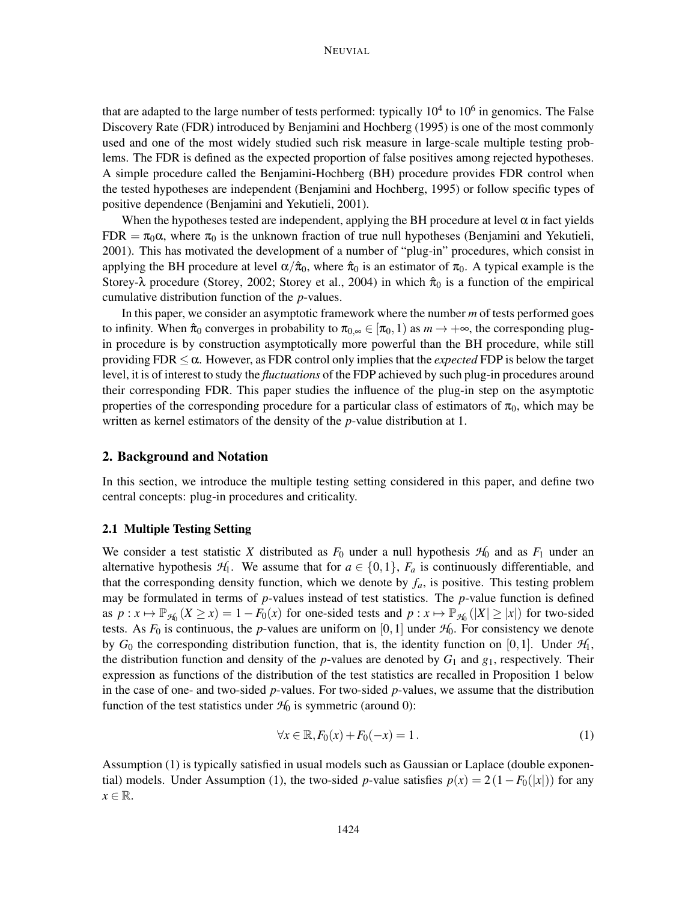that are adapted to the large number of tests performed: typically $10^4$ to $10^6$ in genomics. The False Discovery Rate (FDR) introduced by Benjamini and Hochberg (1995) is one of the most commonly used and one of the most widely studied such risk measure in large-scale multiple testing problems. The FDR is defined as the expected proportion of false positives among rejected hypotheses. A simple procedure called the Benjamini-Hochberg (BH) procedure provides FDR control when the tested hypotheses are independent (Benjamini and Hochberg, 1995) or follow specific types of positive dependence (Benjamini and Yekutieli, 2001).

When the hypotheses tested are independent, applying the BH procedure at level $\alpha$ in fact yields $\text{FDR} = \pi_0\alpha$, where $\pi_0$ is the unknown fraction of true null hypotheses (Benjamini and Yekutieli, 2001). This has motivated the development of a number of "plug-in" procedures, which consist in applying the BH procedure at level $\alpha/\hat{\pi}_0$, where $\hat{\pi}_0$ is an estimator of $\pi_0$. A typical example is the Storey-$\lambda$ procedure (Storey, 2002; Storey et al., 2004) in which $\hat{\pi}_0$ is a function of the empirical cumulative distribution function of the *p*-values.

In this paper, we consider an asymptotic framework where the number $m$ of tests performed goes to infinity. When $\hat{\pi}_0$ converges in probability to $\pi_{0,\infty} \in [\pi_0, 1)$ as $m \to +\infty$, the corresponding plug-in procedure is by construction asymptotically more powerful than the BH procedure, while still providing $\text{FDR} \leq \alpha$. However, as FDR control only implies that the *expected* FDP is below the target level, it is of interest to study the *fluctuations* of the FDP achieved by such plug-in procedures around their corresponding FDR. This paper studies the influence of the plug-in step on the asymptotic properties of the corresponding procedure for a particular class of estimators of $\pi_0$, which may be written as kernel estimators of the density of the *p*-value distribution at 1.

## 2. Background and Notation

In this section, we introduce the multiple testing setting considered in this paper, and define two central concepts: plug-in procedures and criticality.

### 2.1 Multiple Testing Setting

We consider a test statistic $X$ distributed as $F_0$ under a null hypothesis $\mathcal{H}_0$ and as $F_1$ under an alternative hypothesis $\mathcal{H}_1$. We assume that for $a \in \{0,1\}$, $F_a$ is continuously differentiable, and that the corresponding density function, which we denote by $f_a$, is positive. This testing problem may be formulated in terms of *p*-values instead of test statistics. The *p*-value function is defined as $p : x \mapsto \mathbb{P}_{\mathcal{H}_0}(X \geq x) = 1 - F_0(x)$ for one-sided tests and $p : x \mapsto \mathbb{P}_{\mathcal{H}_0}(|X| \geq |x|)$ for two-sided tests. As $F_0$ is continuous, the *p*-values are uniform on $[0,1]$ under $\mathcal{H}_0$. For consistency we denote by $G_0$ the corresponding distribution function, that is, the identity function on $[0,1]$. Under $\mathcal{H}_1$, the distribution function and density of the *p*-values are denoted by $G_1$ and $g_1$, respectively. Their expression as functions of the distribution of the test statistics are recalled in Proposition 1 below in the case of one- and two-sided *p*-values. For two-sided *p*-values, we assume that the distribution function of the test statistics under $\mathcal{H}_0$ is symmetric (around 0):

$$\forall x \in \mathbb{R}, F_0(x) + F_0(-x) = 1\,. \tag{1}$$

Assumption (1) is typically satisfied in usual models such as Gaussian or Laplace (double exponential) models. Under Assumption (1), the two-sided *p*-value satisfies $p(x) = 2\left(1 - F_0(|x|)\right)$ for any $x \in \mathbb{R}$.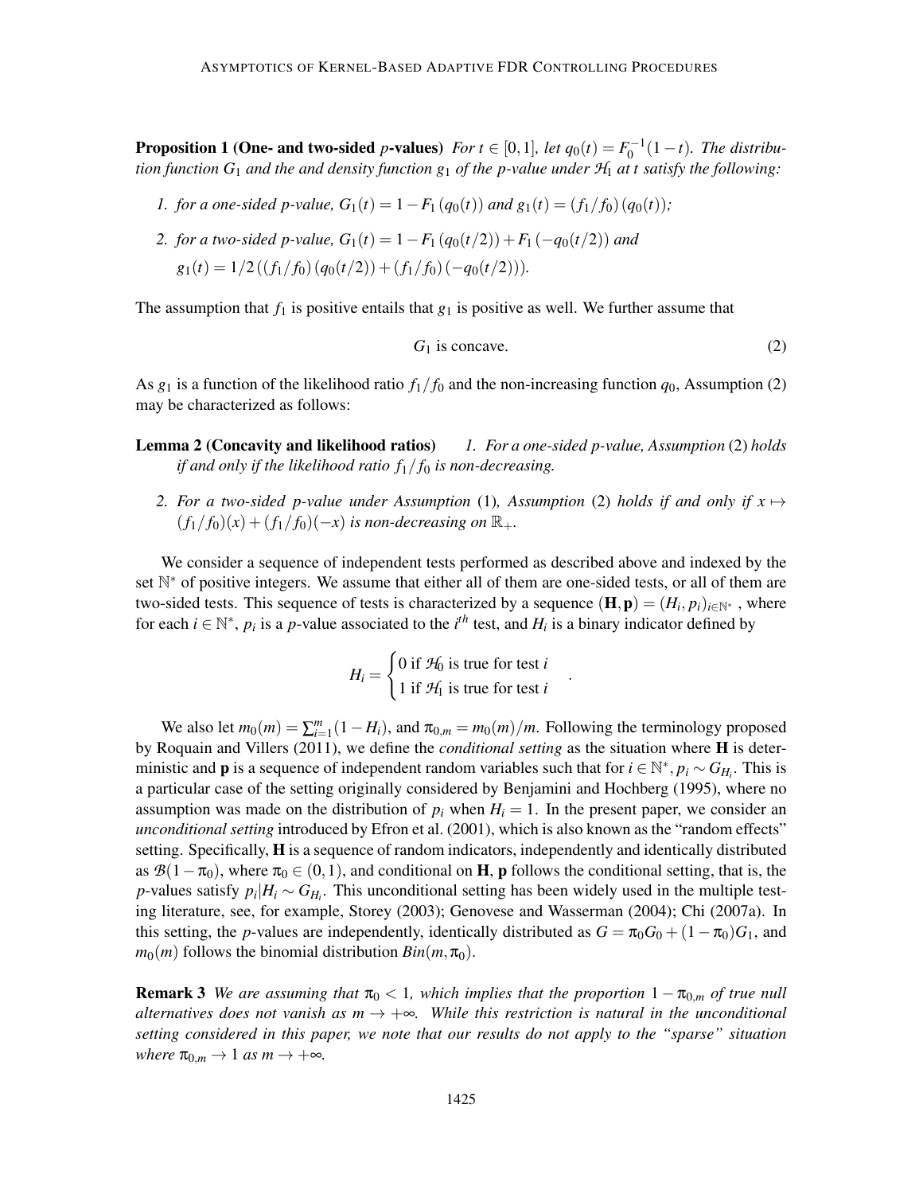**Proposition 1 (One- and two-sided $p$-values)** *For $t \in [0,1]$, let $q_0(t) = F_0^{-1}(1-t)$. The distribution function $G_1$ and the and density function $g_1$ of the p-value under $\mathcal{H}_1$ at $t$ satisfy the following:*

1. *for a one-sided p-value, $G_1(t) = 1 - F_1(q_0(t))$ and $g_1(t) = (f_1/f_0)(q_0(t))$;*
2. *for a two-sided p-value, $G_1(t) = 1 - F_1(q_0(t/2)) + F_1(-q_0(t/2))$ and*
   *$g_1(t) = 1/2\left((f_1/f_0)(q_0(t/2)) + (f_1/f_0)(-q_0(t/2))\right)$.*

The assumption that $f_1$ is positive entails that $g_1$ is positive as well. We further assume that

$$G_1 \text{ is concave.} \tag{2}$$

As $g_1$ is a function of the likelihood ratio $f_1/f_0$ and the non-increasing function $q_0$, Assumption (2) may be characterized as follows:

**Lemma 2 (Concavity and likelihood ratios)** *1. For a one-sided p-value, Assumption (2) holds if and only if the likelihood ratio $f_1/f_0$ is non-decreasing.*

*2. For a two-sided p-value under Assumption (1), Assumption (2) holds if and only if $x \mapsto (f_1/f_0)(x) + (f_1/f_0)(-x)$ is non-decreasing on $\mathbb{R}_+$.*

We consider a sequence of independent tests performed as described above and indexed by the set $\mathbb{N}^*$ of positive integers. We assume that either all of them are one-sided tests, or all of them are two-sided tests. This sequence of tests is characterized by a sequence $(\mathbf{H}, \mathbf{p}) = (H_i, p_i)_{i \in \mathbb{N}^*}$, where for each $i \in \mathbb{N}^*$, $p_i$ is a $p$-value associated to the $i^{th}$ test, and $H_i$ is a binary indicator defined by

$$H_i = \begin{cases} 0 \text{ if } \mathcal{H}_0 \text{ is true for test } i \\ 1 \text{ if } \mathcal{H}_1 \text{ is true for test } i \end{cases} .$$

We also let $m_0(m) = \sum_{i=1}^{m}(1 - H_i)$, and $\pi_{0,m} = m_0(m)/m$. Following the terminology proposed by Roquain and Villers (2011), we define the *conditional setting* as the situation where $\mathbf{H}$ is deterministic and $\mathbf{p}$ is a sequence of independent random variables such that for $i \in \mathbb{N}^*, p_i \sim G_{H_i}$. This is a particular case of the setting originally considered by Benjamini and Hochberg (1995), where no assumption was made on the distribution of $p_i$ when $H_i = 1$. In the present paper, we consider an *unconditional setting* introduced by Efron et al. (2001), which is also known as the "random effects" setting. Specifically, $\mathbf{H}$ is a sequence of random indicators, independently and identically distributed as $\mathcal{B}(1 - \pi_0)$, where $\pi_0 \in (0,1)$, and conditional on $\mathbf{H}$, $\mathbf{p}$ follows the conditional setting, that is, the $p$-values satisfy $p_i | H_i \sim G_{H_i}$. This unconditional setting has been widely used in the multiple testing literature, see, for example, Storey (2003); Genovese and Wasserman (2004); Chi (2007a). In this setting, the $p$-values are independently, identically distributed as $G = \pi_0 G_0 + (1 - \pi_0) G_1$, and $m_0(m)$ follows the binomial distribution $Bin(m, \pi_0)$.

**Remark 3** *We are assuming that $\pi_0 < 1$, which implies that the proportion $1 - \pi_{0,m}$ of true null alternatives does not vanish as $m \to +\infty$. While this restriction is natural in the unconditional setting considered in this paper, we note that our results do not apply to the "sparse" situation where $\pi_{0,m} \to 1$ as $m \to +\infty$.*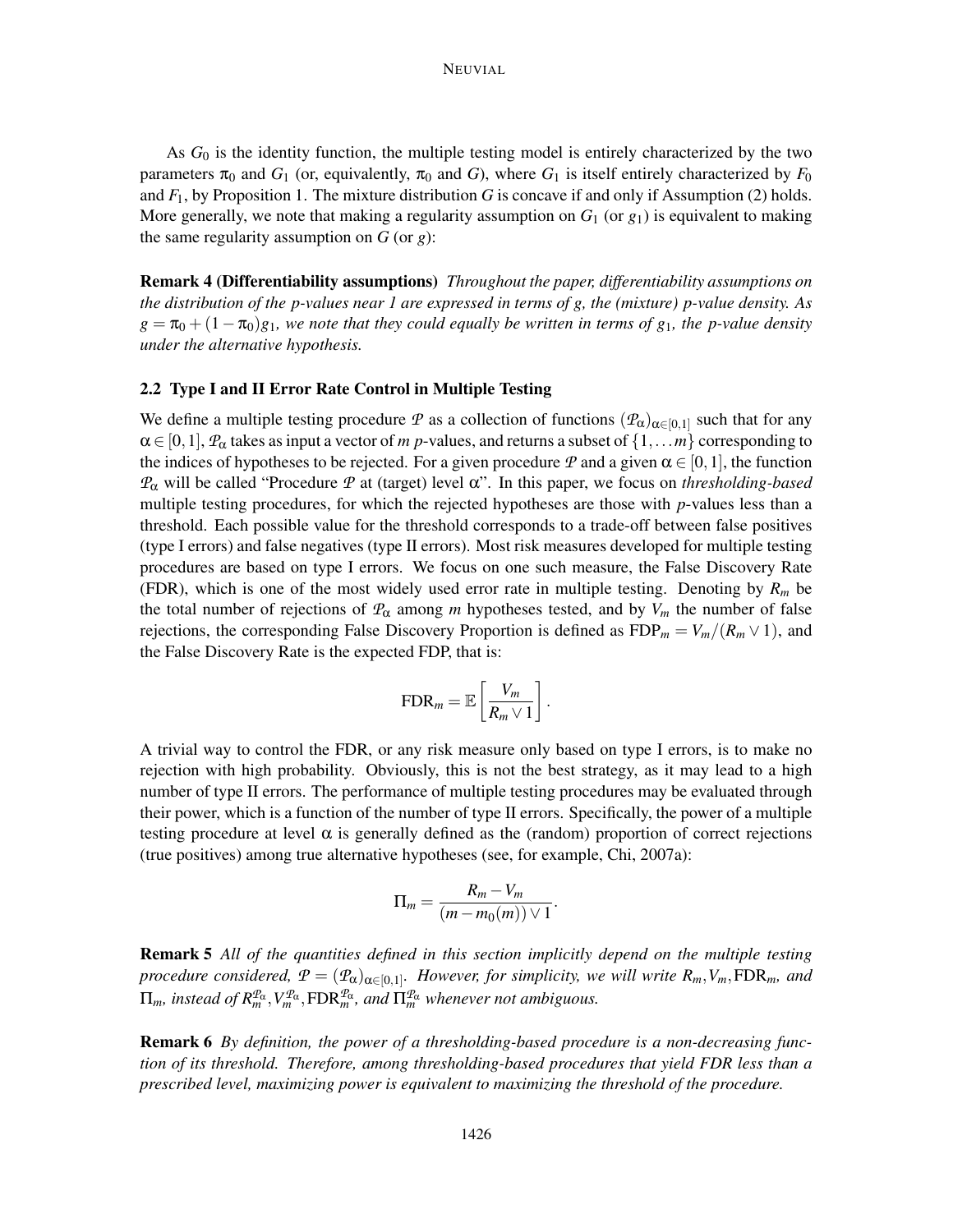As $G_0$ is the identity function, the multiple testing model is entirely characterized by the two parameters $\pi_0$ and $G_1$ (or, equivalently, $\pi_0$ and $G$), where $G_1$ is itself entirely characterized by $F_0$ and $F_1$, by Proposition 1. The mixture distribution $G$ is concave if and only if Assumption (2) holds. More generally, we note that making a regularity assumption on $G_1$ (or $g_1$) is equivalent to making the same regularity assumption on $G$ (or $g$):

**Remark 4 (Differentiability assumptions)** *Throughout the paper, differentiability assumptions on the distribution of the p-values near 1 are expressed in terms of g, the (mixture) p-value density. As $g = \pi_0 + (1 - \pi_0)g_1$, we note that they could equally be written in terms of $g_1$, the p-value density under the alternative hypothesis.*

### 2.2 Type I and II Error Rate Control in Multiple Testing

We define a multiple testing procedure $\mathcal{P}$ as a collection of functions $(\mathcal{P}_\alpha)_{\alpha\in[0,1]}$ such that for any $\alpha \in [0,1]$, $\mathcal{P}_\alpha$ takes as input a vector of $m$ $p$-values, and returns a subset of $\{1,\dots m\}$ corresponding to the indices of hypotheses to be rejected. For a given procedure $\mathcal{P}$ and a given $\alpha \in [0,1]$, the function $\mathcal{P}_\alpha$ will be called "Procedure $\mathcal{P}$ at (target) level $\alpha$". In this paper, we focus on *thresholding-based* multiple testing procedures, for which the rejected hypotheses are those with $p$-values less than a threshold. Each possible value for the threshold corresponds to a trade-off between false positives (type I errors) and false negatives (type II errors). Most risk measures developed for multiple testing procedures are based on type I errors. We focus on one such measure, the False Discovery Rate (FDR), which is one of the most widely used error rate in multiple testing. Denoting by $R_m$ be the total number of rejections of $\mathcal{P}_\alpha$ among $m$ hypotheses tested, and by $V_m$ the number of false rejections, the corresponding False Discovery Proportion is defined as $\text{FDP}_m = V_m/(R_m \vee 1)$, and the False Discovery Rate is the expected FDP, that is:

$$\text{FDR}_m = \mathbb{E}\left[\frac{V_m}{R_m \vee 1}\right].$$

A trivial way to control the FDR, or any risk measure only based on type I errors, is to make no rejection with high probability. Obviously, this is not the best strategy, as it may lead to a high number of type II errors. The performance of multiple testing procedures may be evaluated through their power, which is a function of the number of type II errors. Specifically, the power of a multiple testing procedure at level $\alpha$ is generally defined as the (random) proportion of correct rejections (true positives) among true alternative hypotheses (see, for example, Chi, 2007a):

$$\Pi_m = \frac{R_m - V_m}{(m - m_0(m)) \vee 1}.$$

**Remark 5** *All of the quantities defined in this section implicitly depend on the multiple testing procedure considered, $\mathcal{P} = (\mathcal{P}_\alpha)_{\alpha\in[0,1]}$. However, for simplicity, we will write $R_m, V_m, \text{FDR}_m$, and $\Pi_m$, instead of $R_m^{\mathcal{P}_\alpha}, V_m^{\mathcal{P}_\alpha}, \text{FDR}_m^{\mathcal{P}_\alpha}$, and $\Pi_m^{\mathcal{P}_\alpha}$ whenever not ambiguous.*

**Remark 6** *By definition, the power of a thresholding-based procedure is a non-decreasing function of its threshold. Therefore, among thresholding-based procedures that yield FDR less than a prescribed level, maximizing power is equivalent to maximizing the threshold of the procedure.*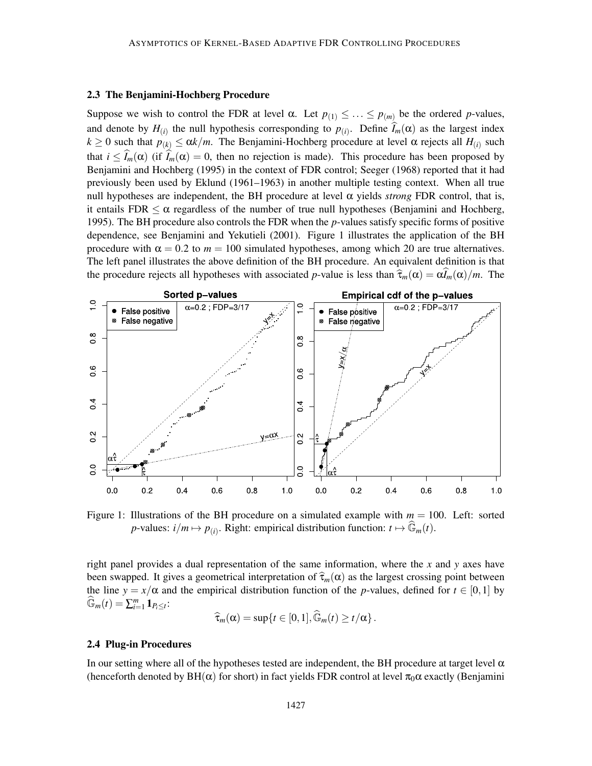### 2.3 The Benjamini-Hochberg Procedure

Suppose we wish to control the FDR at level $\alpha$. Let $p_{(1)} \leq \ldots \leq p_{(m)}$ be the ordered $p$-values, and denote by $H_{(i)}$ the null hypothesis corresponding to $p_{(i)}$. Define $\widehat{I}_m(\alpha)$ as the largest index $k \geq 0$ such that $p_{(k)} \leq \alpha k/m$. The Benjamini-Hochberg procedure at level $\alpha$ rejects all $H_{(i)}$ such that $i \leq \widehat{I}_m(\alpha)$ (if $\widehat{I}_m(\alpha) = 0$, then no rejection is made). This procedure has been proposed by Benjamini and Hochberg (1995) in the context of FDR control; Seeger (1968) reported that it had previously been used by Eklund (1961–1963) in another multiple testing context. When all true null hypotheses are independent, the BH procedure at level $\alpha$ yields *strong* FDR control, that is, it entails FDR $\leq \alpha$ regardless of the number of true null hypotheses (Benjamini and Hochberg, 1995). The BH procedure also controls the FDR when the $p$-values satisfy specific forms of positive dependence, see Benjamini and Yekutieli (2001). Figure 1 illustrates the application of the BH procedure with $\alpha = 0.2$ to $m = 100$ simulated hypotheses, among which 20 are true alternatives. The left panel illustrates the above definition of the BH procedure. An equivalent definition is that the procedure rejects all hypotheses with associated $p$-value is less than $\widehat{\tau}_m(\alpha) = \alpha\widehat{I}_m(\alpha)/m$. The

Figure 1: Illustrations of the BH procedure on a simulated example with $m = 100$. Left: sorted $p$-values: $i/m \mapsto p_{(i)}$. Right: empirical distribution function: $t \mapsto \widehat{\mathbb{G}}_m(t)$.

right panel provides a dual representation of the same information, where the $x$ and $y$ axes have been swapped. It gives a geometrical interpretation of $\widehat{\tau}_m(\alpha)$ as the largest crossing point between the line $y = x/\alpha$ and the empirical distribution function of the $p$-values, defined for $t \in [0,1]$ by $\widehat{\mathbb{G}}_m(t) = \sum_{i=1}^m \mathbf{1}_{P_i \leq t}$:

$$\widehat{\tau}_m(\alpha) = \sup\{t \in [0,1], \widehat{\mathbb{G}}_m(t) \geq t/\alpha\}.$$

### 2.4 Plug-in Procedures

In our setting where all of the hypotheses tested are independent, the BH procedure at target level $\alpha$ (henceforth denoted by BH($\alpha$) for short) in fact yields FDR control at level $\pi_0\alpha$ exactly (Benjamini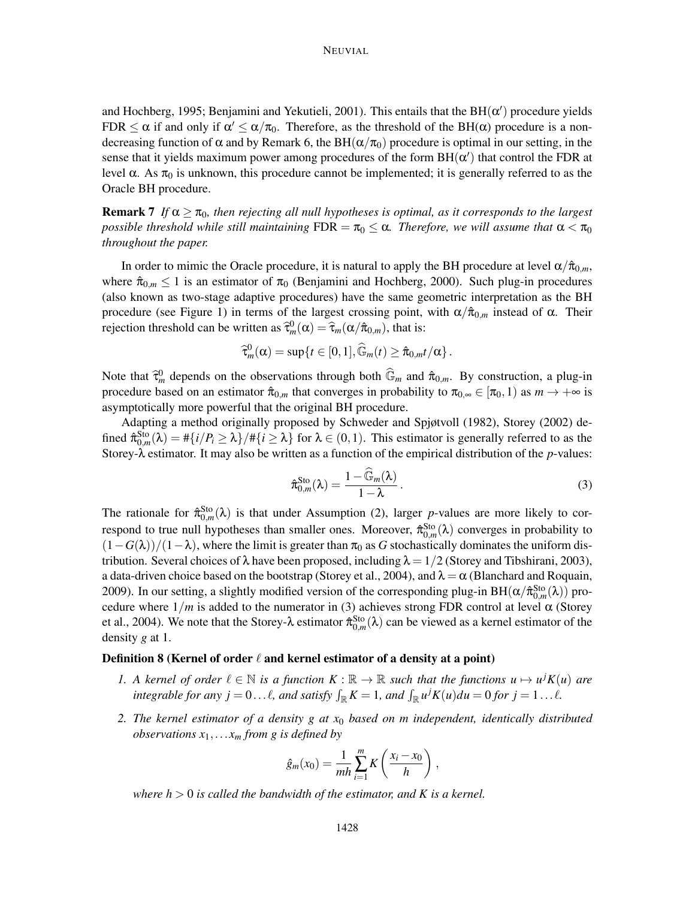and Hochberg, 1995; Benjamini and Yekutieli, 2001). This entails that the $\mathrm{BH}(\alpha')$ procedure yields $\mathrm{FDR} \leq \alpha$ if and only if $\alpha' \leq \alpha/\pi_0$. Therefore, as the threshold of the $\mathrm{BH}(\alpha)$ procedure is a non-decreasing function of $\alpha$ and by Remark 6, the $\mathrm{BH}(\alpha/\pi_0)$ procedure is optimal in our setting, in the sense that it yields maximum power among procedures of the form $\mathrm{BH}(\alpha')$ that control the FDR at level $\alpha$. As $\pi_0$ is unknown, this procedure cannot be implemented; it is generally referred to as the Oracle BH procedure.

**Remark 7** *If $\alpha \geq \pi_0$, then rejecting all null hypotheses is optimal, as it corresponds to the largest possible threshold while still maintaining $\mathrm{FDR} = \pi_0 \leq \alpha$. Therefore, we will assume that $\alpha < \pi_0$ throughout the paper.*

In order to mimic the Oracle procedure, it is natural to apply the BH procedure at level $\alpha/\hat{\pi}_{0,m}$, where $\hat{\pi}_{0,m} \leq 1$ is an estimator of $\pi_0$ (Benjamini and Hochberg, 2000). Such plug-in procedures (also known as two-stage adaptive procedures) have the same geometric interpretation as the BH procedure (see Figure 1) in terms of the largest crossing point, with $\alpha/\hat{\pi}_{0,m}$ instead of $\alpha$. Their rejection threshold can be written as $\widehat{\tau}_m^0(\alpha) = \widehat{\tau}_m(\alpha/\hat{\pi}_{0,m})$, that is:

$$\widehat{\tau}_m^0(\alpha) = \sup\{t \in [0,1], \widehat{\mathbb{G}}_m(t) \geq \hat{\pi}_{0,m} t/\alpha\}\,.$$

Note that $\widehat{\tau}_m^0$ depends on the observations through both $\widehat{\mathbb{G}}_m$ and $\hat{\pi}_{0,m}$. By construction, a plug-in procedure based on an estimator $\hat{\pi}_{0,m}$ that converges in probability to $\pi_{0,\infty} \in [\pi_0, 1)$ as $m \to +\infty$ is asymptotically more powerful that the original BH procedure.

Adapting a method originally proposed by Schweder and Spjøtvoll (1982), Storey (2002) defined $\hat{\pi}_{0,m}^{\mathrm{Sto}}(\lambda) = \#\{i/P_i \geq \lambda\}/\#\{i \geq \lambda\}$ for $\lambda \in (0,1)$. This estimator is generally referred to as the Storey-$\lambda$ estimator. It may also be written as a function of the empirical distribution of the *p*-values:

$$\hat{\pi}_{0,m}^{\mathrm{Sto}}(\lambda) = \frac{1 - \widehat{\mathbb{G}}_m(\lambda)}{1-\lambda}\,. \tag{3}$$

The rationale for $\hat{\pi}_{0,m}^{\mathrm{Sto}}(\lambda)$ is that under Assumption (2), larger *p*-values are more likely to correspond to true null hypotheses than smaller ones. Moreover, $\hat{\pi}_{0,m}^{\mathrm{Sto}}(\lambda)$ converges in probability to $(1-G(\lambda))/(1-\lambda)$, where the limit is greater than $\pi_0$ as $G$ stochastically dominates the uniform distribution. Several choices of $\lambda$ have been proposed, including $\lambda = 1/2$ (Storey and Tibshirani, 2003), a data-driven choice based on the bootstrap (Storey et al., 2004), and $\lambda = \alpha$ (Blanchard and Roquain, 2009). In our setting, a slightly modified version of the corresponding plug-in $\mathrm{BH}(\alpha/\hat{\pi}_{0,m}^{\mathrm{Sto}}(\lambda))$ procedure where $1/m$ is added to the numerator in (3) achieves strong FDR control at level $\alpha$ (Storey et al., 2004). We note that the Storey-$\lambda$ estimator $\hat{\pi}_{0,m}^{\mathrm{Sto}}(\lambda)$ can be viewed as a kernel estimator of the density $g$ at 1.

**Definition 8 (Kernel of order $\ell$ and kernel estimator of a density at a point)**

1. *A kernel of order $\ell \in \mathbb{N}$ is a function $K : \mathbb{R} \to \mathbb{R}$ such that the functions $u \mapsto u^j K(u)$ are integrable for any $j = 0 \ldots \ell$, and satisfy $\int_{\mathbb{R}} K = 1$, and $\int_{\mathbb{R}} u^j K(u) du = 0$ for $j = 1 \ldots \ell$.*

2. *The kernel estimator of a density $g$ at $x_0$ based on $m$ independent, identically distributed observations $x_1, \ldots x_m$ from $g$ is defined by*

$$\hat{g}_m(x_0) = \frac{1}{mh} \sum_{i=1}^{m} K\left(\frac{x_i - x_0}{h}\right)\,,$$

*where $h > 0$ is called the bandwidth of the estimator, and $K$ is a kernel.*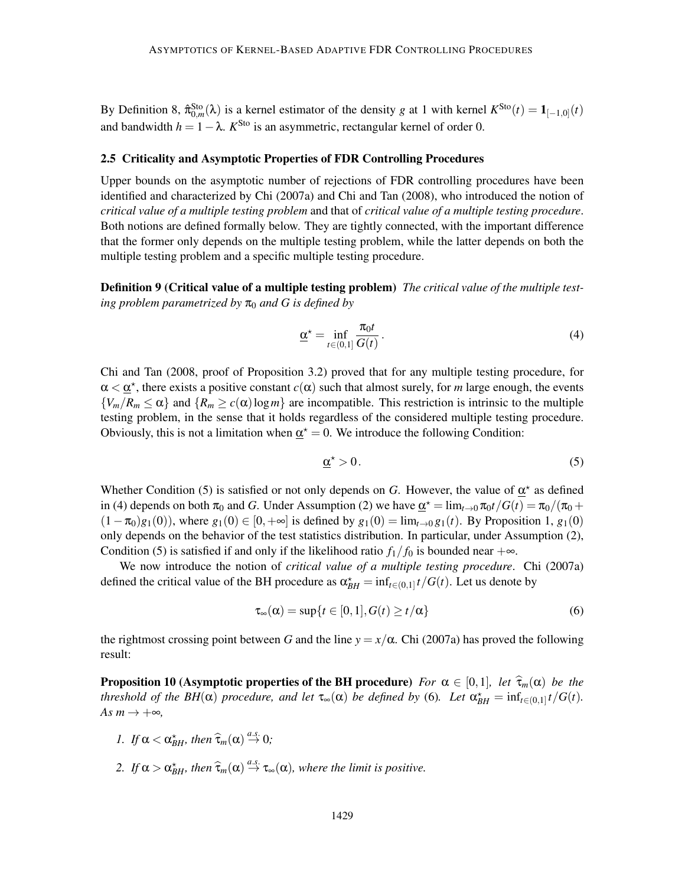By Definition 8, $\hat{\pi}_{0,m}^{\text{Sto}}(\lambda)$ is a kernel estimator of the density $g$ at 1 with kernel $K^{\text{Sto}}(t) = \mathbf{1}_{[-1,0]}(t)$ and bandwidth $h = 1-\lambda$. $K^{\text{Sto}}$ is an asymmetric, rectangular kernel of order 0.

### 2.5 Criticality and Asymptotic Properties of FDR Controlling Procedures

Upper bounds on the asymptotic number of rejections of FDR controlling procedures have been identified and characterized by Chi (2007a) and Chi and Tan (2008), who introduced the notion of *critical value of a multiple testing problem* and that of *critical value of a multiple testing procedure*. Both notions are defined formally below. They are tightly connected, with the important difference that the former only depends on the multiple testing problem, while the latter depends on both the multiple testing problem and a specific multiple testing procedure.

**Definition 9 (Critical value of a multiple testing problem)** *The critical value of the multiple testing problem parametrized by $\pi_0$ and $G$ is defined by*

$$\underline{\alpha}^{\star} = \inf_{t\in(0,1]} \frac{\pi_0 t}{G(t)}\,. \tag{4}$$

Chi and Tan (2008, proof of Proposition 3.2) proved that for any multiple testing procedure, for $\alpha < \underline{\alpha}^{\star}$, there exists a positive constant $c(\alpha)$ such that almost surely, for $m$ large enough, the events $\{V_m/R_m \leq \alpha\}$ and $\{R_m \geq c(\alpha)\log m\}$ are incompatible. This restriction is intrinsic to the multiple testing problem, in the sense that it holds regardless of the considered multiple testing procedure. Obviously, this is not a limitation when $\underline{\alpha}^{\star} = 0$. We introduce the following Condition:

$$\underline{\alpha}^{\star} > 0\,. \tag{5}$$

Whether Condition (5) is satisfied or not only depends on $G$. However, the value of $\underline{\alpha}^{\star}$ as defined in (4) depends on both $\pi_0$ and $G$. Under Assumption (2) we have $\underline{\alpha}^{\star} = \lim_{t\to 0} \pi_0 t/G(t) = \pi_0/(\pi_0 + (1-\pi_0)g_1(0))$, where $g_1(0) \in [0,+\infty]$ is defined by $g_1(0) = \lim_{t\to 0} g_1(t)$. By Proposition 1, $g_1(0)$ only depends on the behavior of the test statistics distribution. In particular, under Assumption (2), Condition (5) is satisfied if and only if the likelihood ratio $f_1/f_0$ is bounded near $+\infty$.

We now introduce the notion of *critical value of a multiple testing procedure*. Chi (2007a) defined the critical value of the BH procedure as $\alpha^{\star}_{BH} = \inf_{t\in(0,1]} t/G(t)$. Let us denote by

$$\tau_\infty(\alpha) = \sup\{t \in [0,1], G(t) \geq t/\alpha\} \tag{6}$$

the rightmost crossing point between $G$ and the line $y = x/\alpha$. Chi (2007a) has proved the following result:

**Proposition 10 (Asymptotic properties of the BH procedure)** *For $\alpha \in [0,1]$, let $\widehat{\tau}_m(\alpha)$ be the threshold of the BH($\alpha$) procedure, and let $\tau_\infty(\alpha)$ be defined by (6). Let $\alpha^{\star}_{BH} = \inf_{t\in(0,1]} t/G(t)$. As $m \to +\infty$,*

1. *If $\alpha < \alpha^{\star}_{BH}$, then $\widehat{\tau}_m(\alpha) \stackrel{a.s.}{\to} 0$;*
2. *If $\alpha > \alpha^{\star}_{BH}$, then $\widehat{\tau}_m(\alpha) \stackrel{a.s.}{\to} \tau_\infty(\alpha)$, where the limit is positive.*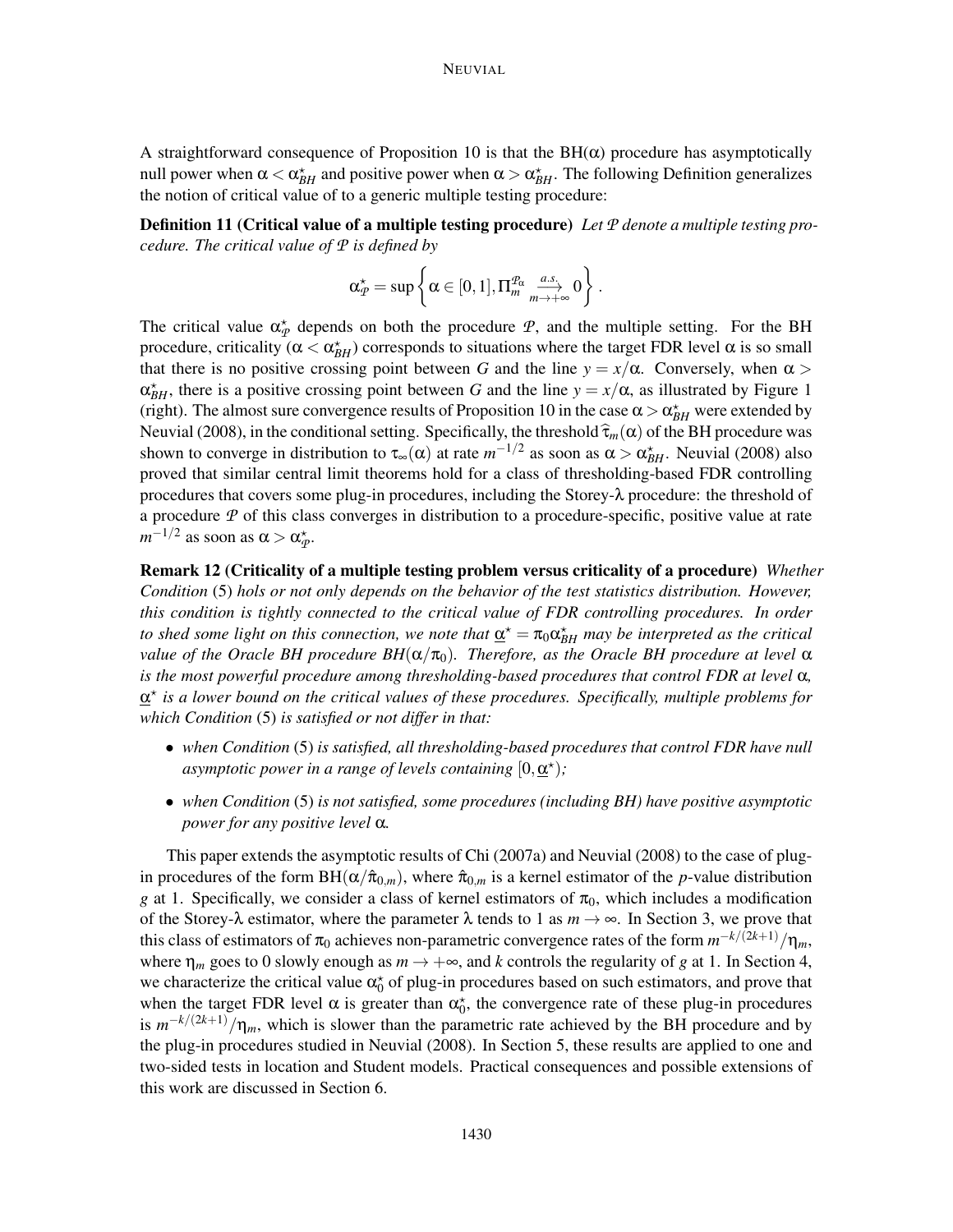A straightforward consequence of Proposition 10 is that the BH($\alpha$) procedure has asymptotically null power when $\alpha < \alpha^\star_{BH}$ and positive power when $\alpha > \alpha^\star_{BH}$. The following Definition generalizes the notion of critical value of to a generic multiple testing procedure:

**Definition 11 (Critical value of a multiple testing procedure)** *Let $\mathcal{P}$ denote a multiple testing procedure. The critical value of $\mathcal{P}$ is defined by*

$$\alpha^\star_{\mathcal{P}} = \sup\left\{\alpha \in [0,1], \Pi_m^{\mathcal{P}_\alpha} \xrightarrow[m\to+\infty]{a.s.} 0\right\}.$$

The critical value $\alpha^\star_{\mathcal{P}}$ depends on both the procedure $\mathcal{P}$, and the multiple setting. For the BH procedure, criticality ($\alpha < \alpha^\star_{BH}$) corresponds to situations where the target FDR level $\alpha$ is so small that there is no positive crossing point between $G$ and the line $y = x/\alpha$. Conversely, when $\alpha > \alpha^\star_{BH}$, there is a positive crossing point between $G$ and the line $y = x/\alpha$, as illustrated by Figure 1 (right). The almost sure convergence results of Proposition 10 in the case $\alpha > \alpha^\star_{BH}$ were extended by Neuvial (2008), in the conditional setting. Specifically, the threshold $\widehat{\tau}_m(\alpha)$ of the BH procedure was shown to converge in distribution to $\tau_\infty(\alpha)$ at rate $m^{-1/2}$ as soon as $\alpha > \alpha^\star_{BH}$. Neuvial (2008) also proved that similar central limit theorems hold for a class of thresholding-based FDR controlling procedures that covers some plug-in procedures, including the Storey-$\lambda$ procedure: the threshold of a procedure $\mathcal{P}$ of this class converges in distribution to a procedure-specific, positive value at rate $m^{-1/2}$ as soon as $\alpha > \alpha^\star_{\mathcal{P}}$.

**Remark 12 (Criticality of a multiple testing problem versus criticality of a procedure)** *Whether Condition* (5) *hols or not only depends on the behavior of the test statistics distribution. However, this condition is tightly connected to the critical value of FDR controlling procedures. In order to shed some light on this connection, we note that $\underline{\alpha}^\star = \pi_0 \alpha^\star_{BH}$ may be interpreted as the critical value of the Oracle BH procedure BH($\alpha/\pi_0$). Therefore, as the Oracle BH procedure at level $\alpha$ is the most powerful procedure among thresholding-based procedures that control FDR at level $\alpha$, $\underline{\alpha}^\star$ is a lower bound on the critical values of these procedures. Specifically, multiple problems for which Condition* (5) *is satisfied or not differ in that:*

- *when Condition* (5) *is satisfied, all thresholding-based procedures that control FDR have null asymptotic power in a range of levels containing $[0, \underline{\alpha}^\star)$;*
- *when Condition* (5) *is not satisfied, some procedures (including BH) have positive asymptotic power for any positive level $\alpha$.*

This paper extends the asymptotic results of Chi (2007a) and Neuvial (2008) to the case of plug-in procedures of the form BH($\alpha/\hat{\pi}_{0,m}$), where $\hat{\pi}_{0,m}$ is a kernel estimator of the $p$-value distribution $g$ at 1. Specifically, we consider a class of kernel estimators of $\pi_0$, which includes a modification of the Storey-$\lambda$ estimator, where the parameter $\lambda$ tends to 1 as $m \to \infty$. In Section 3, we prove that this class of estimators of $\pi_0$ achieves non-parametric convergence rates of the form $m^{-k/(2k+1)}/\eta_m$, where $\eta_m$ goes to 0 slowly enough as $m \to +\infty$, and $k$ controls the regularity of $g$ at 1. In Section 4, we characterize the critical value $\alpha^\star_0$ of plug-in procedures based on such estimators, and prove that when the target FDR level $\alpha$ is greater than $\alpha^\star_0$, the convergence rate of these plug-in procedures is $m^{-k/(2k+1)}/\eta_m$, which is slower than the parametric rate achieved by the BH procedure and by the plug-in procedures studied in Neuvial (2008). In Section 5, these results are applied to one and two-sided tests in location and Student models. Practical consequences and possible extensions of this work are discussed in Section 6.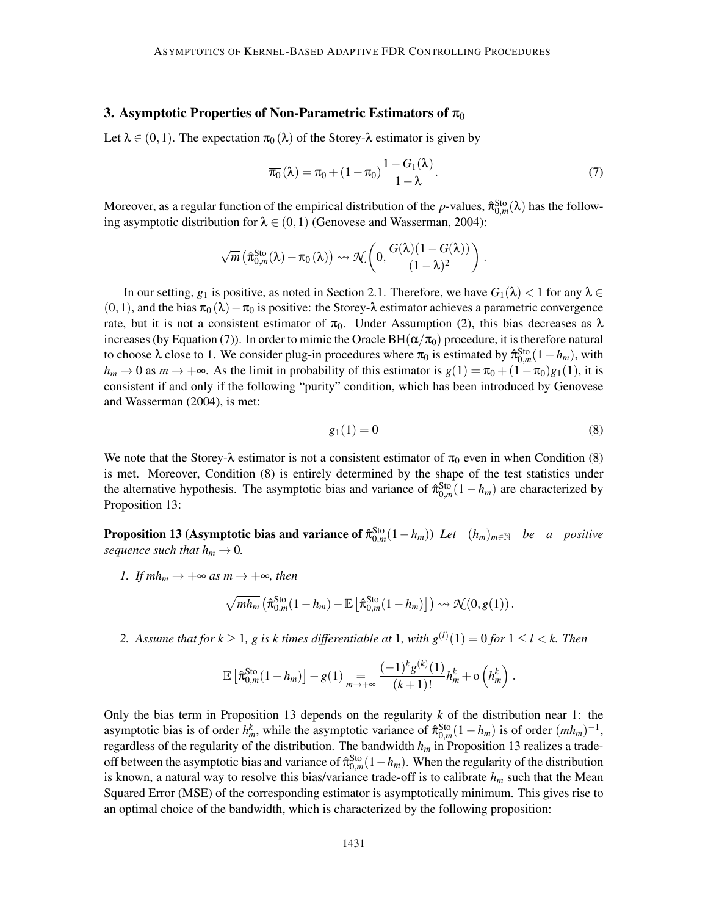## 3. Asymptotic Properties of Non-Parametric Estimators of $\pi_0$

Let $\lambda \in (0,1)$. The expectation $\overline{\pi_0}(\lambda)$ of the Storey-$\lambda$ estimator is given by

$$\overline{\pi_0}(\lambda) = \pi_0 + (1-\pi_0)\frac{1-G_1(\lambda)}{1-\lambda}. \tag{7}$$

Moreover, as a regular function of the empirical distribution of the $p$-values, $\hat{\pi}_{0,m}^{\text{Sto}}(\lambda)$ has the following asymptotic distribution for $\lambda \in (0,1)$ (Genovese and Wasserman, 2004):

$$\sqrt{m}\left(\hat{\pi}_{0,m}^{\text{Sto}}(\lambda) - \overline{\pi_0}(\lambda)\right) \rightsquigarrow \mathcal{N}\left(0, \frac{G(\lambda)(1-G(\lambda))}{(1-\lambda)^2}\right).$$

In our setting, $g_1$ is positive, as noted in Section 2.1. Therefore, we have $G_1(\lambda) < 1$ for any $\lambda \in (0,1)$, and the bias $\overline{\pi_0}(\lambda) - \pi_0$ is positive: the Storey-$\lambda$ estimator achieves a parametric convergence rate, but it is not a consistent estimator of $\pi_0$. Under Assumption (2), this bias decreases as $\lambda$ increases (by Equation (7)). In order to mimic the Oracle BH$(\alpha/\pi_0)$ procedure, it is therefore natural to choose $\lambda$ close to 1. We consider plug-in procedures where $\pi_0$ is estimated by $\hat{\pi}_{0,m}^{\text{Sto}}(1-h_m)$, with $h_m \to 0$ as $m \to +\infty$. As the limit in probability of this estimator is $g(1) = \pi_0 + (1-\pi_0)g_1(1)$, it is consistent if and only if the following "purity" condition, which has been introduced by Genovese and Wasserman (2004), is met:

$$g_1(1) = 0 \tag{8}$$

We note that the Storey-$\lambda$ estimator is not a consistent estimator of $\pi_0$ even in when Condition (8) is met. Moreover, Condition (8) is entirely determined by the shape of the test statistics under the alternative hypothesis. The asymptotic bias and variance of $\hat{\pi}_{0,m}^{\text{Sto}}(1-h_m)$ are characterized by Proposition 13:

**Proposition 13 (Asymptotic bias and variance of $\hat{\pi}_{0,m}^{\text{Sto}}(1-h_m)$)** *Let $(h_m)_{m\in\mathbb{N}}$ be a positive sequence such that $h_m \to 0$.*

1. *If $mh_m \to +\infty$ as $m \to +\infty$, then*

$$\sqrt{mh_m}\left(\hat{\pi}_{0,m}^{\text{Sto}}(1-h_m) - \mathbb{E}\left[\hat{\pi}_{0,m}^{\text{Sto}}(1-h_m)\right]\right) \rightsquigarrow \mathcal{N}(0, g(1)).$$

2. *Assume that for $k \geq 1$, $g$ is $k$ times differentiable at 1, with $g^{(l)}(1) = 0$ for $1 \leq l < k$. Then*

$$\mathbb{E}\left[\hat{\pi}_{0,m}^{\text{Sto}}(1-h_m)\right] - g(1) \underset{m\to+\infty}{=} \frac{(-1)^k g^{(k)}(1)}{(k+1)!}h_m^k + \mathrm{o}\left(h_m^k\right).$$

Only the bias term in Proposition 13 depends on the regularity $k$ of the distribution near 1: the asymptotic bias is of order $h_m^k$, while the asymptotic variance of $\hat{\pi}_{0,m}^{\text{Sto}}(1-h_m)$ is of order $(mh_m)^{-1}$, regardless of the regularity of the distribution. The bandwidth $h_m$ in Proposition 13 realizes a trade-off between the asymptotic bias and variance of $\hat{\pi}_{0,m}^{\text{Sto}}(1-h_m)$. When the regularity of the distribution is known, a natural way to resolve this bias/variance trade-off is to calibrate $h_m$ such that the Mean Squared Error (MSE) of the corresponding estimator is asymptotically minimum. This gives rise to an optimal choice of the bandwidth, which is characterized by the following proposition: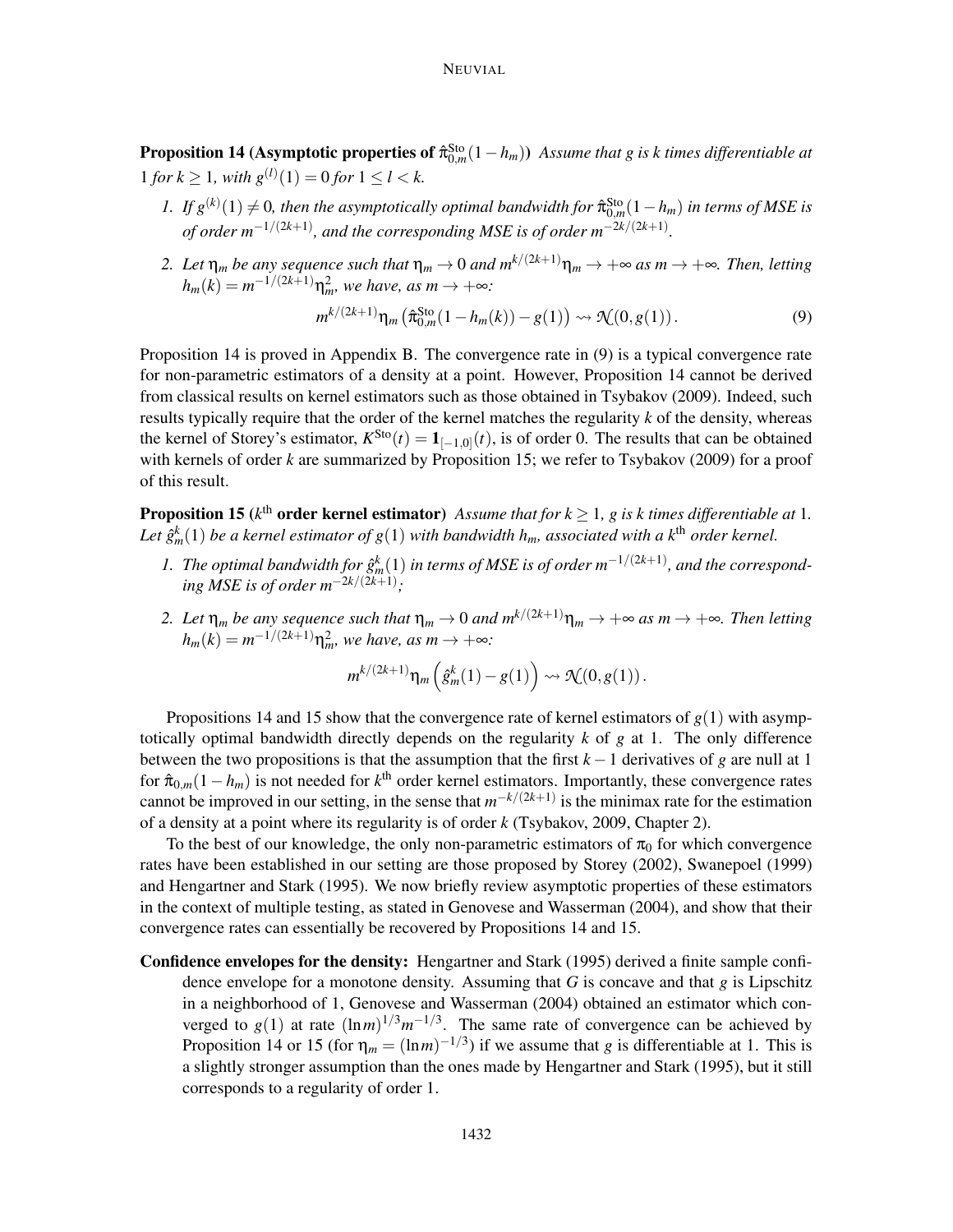**Proposition 14 (Asymptotic properties of $\hat{\pi}_{0,m}^{\text{Sto}}(1-h_m)$)** *Assume that $g$ is $k$ times differentiable at $1$ for $k \geq 1$, with $g^{(l)}(1) = 0$ for $1 \leq l < k$.*

1. *If $g^{(k)}(1) \neq 0$, then the asymptotically optimal bandwidth for $\hat{\pi}_{0,m}^{\text{Sto}}(1-h_m)$ in terms of MSE is of order $m^{-1/(2k+1)}$, and the corresponding MSE is of order $m^{-2k/(2k+1)}$.*

2. *Let $\eta_m$ be any sequence such that $\eta_m \to 0$ and $m^{k/(2k+1)}\eta_m \to +\infty$ as $m \to +\infty$. Then, letting $h_m(k) = m^{-1/(2k+1)}\eta_m^2$, we have, as $m \to +\infty$:*

$$m^{k/(2k+1)}\eta_m \left(\hat{\pi}_{0,m}^{\text{Sto}}(1-h_m(k)) - g(1)\right) \rightsquigarrow \mathcal{N}(0, g(1)). \tag{9}$$

Proposition 14 is proved in Appendix B. The convergence rate in (9) is a typical convergence rate for non-parametric estimators of a density at a point. However, Proposition 14 cannot be derived from classical results on kernel estimators such as those obtained in Tsybakov (2009). Indeed, such results typically require that the order of the kernel matches the regularity $k$ of the density, whereas the kernel of Storey's estimator, $K^{\text{Sto}}(t) = \mathbf{1}_{[-1,0]}(t)$, is of order 0. The results that can be obtained with kernels of order $k$ are summarized by Proposition 15; we refer to Tsybakov (2009) for a proof of this result.

**Proposition 15 ($k^{\text{th}}$ order kernel estimator)** *Assume that for $k \geq 1$, $g$ is $k$ times differentiable at $1$. Let $\hat{g}_m^k(1)$ be a kernel estimator of $g(1)$ with bandwidth $h_m$, associated with a $k^{\text{th}}$ order kernel.*

1. *The optimal bandwidth for $\hat{g}_m^k(1)$ in terms of MSE is of order $m^{-1/(2k+1)}$, and the corresponding MSE is of order $m^{-2k/(2k+1)}$;*

2. *Let $\eta_m$ be any sequence such that $\eta_m \to 0$ and $m^{k/(2k+1)}\eta_m \to +\infty$ as $m \to +\infty$. Then letting $h_m(k) = m^{-1/(2k+1)}\eta_m^2$, we have, as $m \to +\infty$:*

$$m^{k/(2k+1)}\eta_m \left(\hat{g}_m^k(1) - g(1)\right) \rightsquigarrow \mathcal{N}(0, g(1)).$$

Propositions 14 and 15 show that the convergence rate of kernel estimators of $g(1)$ with asymptotically optimal bandwidth directly depends on the regularity $k$ of $g$ at 1. The only difference between the two propositions is that the assumption that the first $k-1$ derivatives of $g$ are null at 1 for $\hat{\pi}_{0,m}(1-h_m)$ is not needed for $k^{\text{th}}$ order kernel estimators. Importantly, these convergence rates cannot be improved in our setting, in the sense that $m^{-k/(2k+1)}$ is the minimax rate for the estimation of a density at a point where its regularity is of order $k$ (Tsybakov, 2009, Chapter 2).

To the best of our knowledge, the only non-parametric estimators of $\pi_0$ for which convergence rates have been established in our setting are those proposed by Storey (2002), Swanepoel (1999) and Hengartner and Stark (1995). We now briefly review asymptotic properties of these estimators in the context of multiple testing, as stated in Genovese and Wasserman (2004), and show that their convergence rates can essentially be recovered by Propositions 14 and 15.

**Confidence envelopes for the density:** Hengartner and Stark (1995) derived a finite sample confidence envelope for a monotone density. Assuming that $G$ is concave and that $g$ is Lipschitz in a neighborhood of 1, Genovese and Wasserman (2004) obtained an estimator which converged to $g(1)$ at rate $(\ln m)^{1/3}m^{-1/3}$. The same rate of convergence can be achieved by Proposition 14 or 15 (for $\eta_m = (\ln m)^{-1/3}$) if we assume that $g$ is differentiable at 1. This is a slightly stronger assumption than the ones made by Hengartner and Stark (1995), but it still corresponds to a regularity of order 1.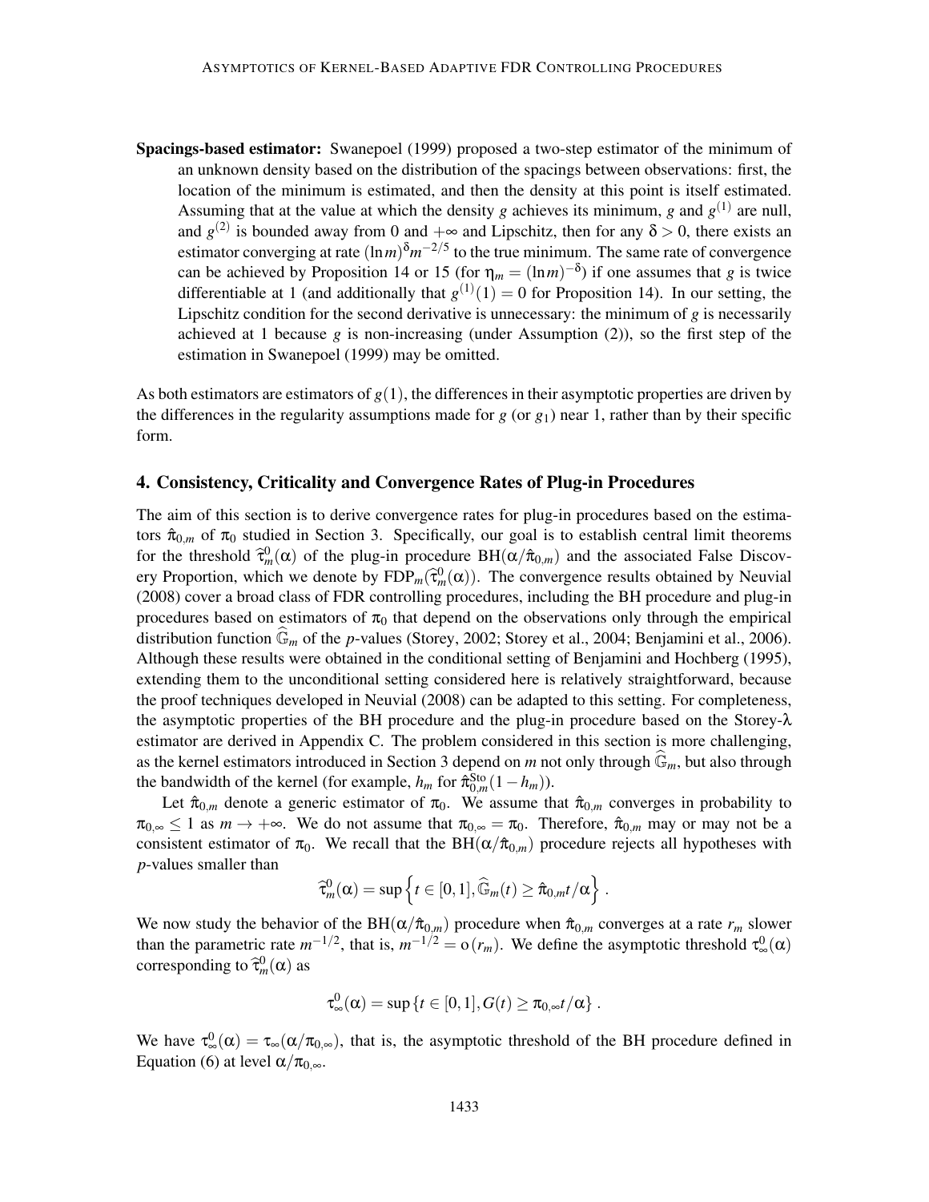**Spacings-based estimator:** Swanepoel (1999) proposed a two-step estimator of the minimum of an unknown density based on the distribution of the spacings between observations: first, the location of the minimum is estimated, and then the density at this point is itself estimated. Assuming that at the value at which the density $g$ achieves its minimum, $g$ and $g^{(1)}$ are null, and $g^{(2)}$ is bounded away from 0 and $+\infty$ and Lipschitz, then for any $\delta > 0$, there exists an estimator converging at rate $(\ln m)^{\delta} m^{-2/5}$ to the true minimum. The same rate of convergence can be achieved by Proposition 14 or 15 (for $\eta_m = (\ln m)^{-\delta}$) if one assumes that $g$ is twice differentiable at 1 (and additionally that $g^{(1)}(1) = 0$ for Proposition 14). In our setting, the Lipschitz condition for the second derivative is unnecessary: the minimum of $g$ is necessarily achieved at 1 because $g$ is non-increasing (under Assumption (2)), so the first step of the estimation in Swanepoel (1999) may be omitted.

As both estimators are estimators of $g(1)$, the differences in their asymptotic properties are driven by the differences in the regularity assumptions made for $g$ (or $g_1$) near 1, rather than by their specific form.

## 4. Consistency, Criticality and Convergence Rates of Plug-in Procedures

The aim of this section is to derive convergence rates for plug-in procedures based on the estimators $\hat{\pi}_{0,m}$ of $\pi_0$ studied in Section 3. Specifically, our goal is to establish central limit theorems for the threshold $\widehat{\tau}^0_m(\alpha)$ of the plug-in procedure $\mathrm{BH}(\alpha/\hat{\pi}_{0,m})$ and the associated False Discovery Proportion, which we denote by $\mathrm{FDP}_m(\widehat{\tau}^0_m(\alpha))$. The convergence results obtained by Neuvial (2008) cover a broad class of FDR controlling procedures, including the BH procedure and plug-in procedures based on estimators of $\pi_0$ that depend on the observations only through the empirical distribution function $\widehat{\mathbb{G}}_m$ of the $p$-values (Storey, 2002; Storey et al., 2004; Benjamini et al., 2006). Although these results were obtained in the conditional setting of Benjamini and Hochberg (1995), extending them to the unconditional setting considered here is relatively straightforward, because the proof techniques developed in Neuvial (2008) can be adapted to this setting. For completeness, the asymptotic properties of the BH procedure and the plug-in procedure based on the Storey-$\lambda$ estimator are derived in Appendix C. The problem considered in this section is more challenging, as the kernel estimators introduced in Section 3 depend on $m$ not only through $\widehat{\mathbb{G}}_m$, but also through the bandwidth of the kernel (for example, $h_m$ for $\hat{\pi}^{\mathrm{Sto}}_{0,m}(1-h_m)$).

Let $\hat{\pi}_{0,m}$ denote a generic estimator of $\pi_0$. We assume that $\hat{\pi}_{0,m}$ converges in probability to $\pi_{0,\infty} \leq 1$ as $m \to +\infty$. We do not assume that $\pi_{0,\infty} = \pi_0$. Therefore, $\hat{\pi}_{0,m}$ may or may not be a consistent estimator of $\pi_0$. We recall that the $\mathrm{BH}(\alpha/\hat{\pi}_{0,m})$ procedure rejects all hypotheses with $p$-values smaller than

$$\widehat{\tau}^0_m(\alpha) = \sup\left\{t \in [0,1], \widehat{\mathbb{G}}_m(t) \geq \hat{\pi}_{0,m} t/\alpha\right\} .$$

We now study the behavior of the $\mathrm{BH}(\alpha/\hat{\pi}_{0,m})$ procedure when $\hat{\pi}_{0,m}$ converges at a rate $r_m$ slower than the parametric rate $m^{-1/2}$, that is, $m^{-1/2} = o(r_m)$. We define the asymptotic threshold $\tau^0_\infty(\alpha)$ corresponding to $\widehat{\tau}^0_m(\alpha)$ as

$$\tau^0_\infty(\alpha) = \sup\left\{t \in [0,1], G(t) \geq \pi_{0,\infty} t/\alpha\right\} .$$

We have $\tau^0_\infty(\alpha) = \tau_\infty(\alpha/\pi_{0,\infty})$, that is, the asymptotic threshold of the BH procedure defined in Equation (6) at level $\alpha/\pi_{0,\infty}$.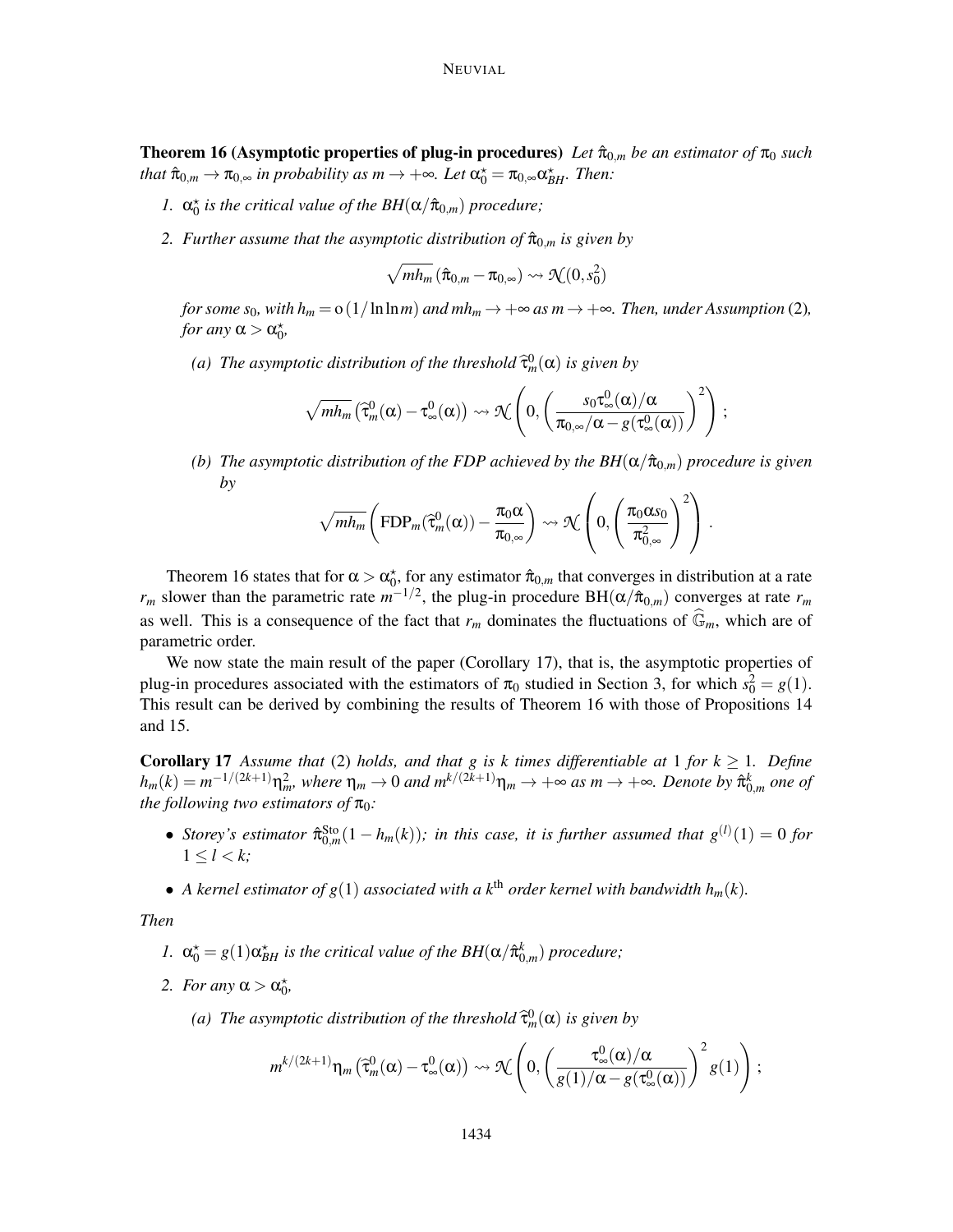**Theorem 16 (Asymptotic properties of plug-in procedures)** *Let $\hat{\pi}_{0,m}$ be an estimator of $\pi_0$ such that $\hat{\pi}_{0,m} \to \pi_{0,\infty}$ in probability as $m \to +\infty$. Let $\alpha_0^\star = \pi_{0,\infty}\alpha_{BH}^\star$. Then:*

1. *$\alpha_0^\star$ is the critical value of the BH$(\alpha/\hat{\pi}_{0,m})$ procedure;*
2. *Further assume that the asymptotic distribution of $\hat{\pi}_{0,m}$ is given by*

$$\sqrt{mh_m}\left(\hat{\pi}_{0,m} - \pi_{0,\infty}\right) \rightsquigarrow \mathcal{N}(0, s_0^2)$$

   *for some $s_0$, with $h_m = \mathrm{o}\left(1/\ln\ln m\right)$ and $mh_m \to +\infty$ as $m \to +\infty$. Then, under Assumption (2), for any $\alpha > \alpha_0^\star$,*

   *(a) The asymptotic distribution of the threshold $\widehat{\tau}_m^0(\alpha)$ is given by*

$$\sqrt{mh_m}\left(\widehat{\tau}_m^0(\alpha) - \tau_\infty^0(\alpha)\right) \rightsquigarrow \mathcal{N}\left(0, \left(\frac{s_0\tau_\infty^0(\alpha)/\alpha}{\pi_{0,\infty}/\alpha - g(\tau_\infty^0(\alpha))}\right)^2\right);$$

   *(b) The asymptotic distribution of the FDP achieved by the BH$(\alpha/\hat{\pi}_{0,m})$ procedure is given by*

$$\sqrt{mh_m}\left(\mathrm{FDP}_m(\widehat{\tau}_m^0(\alpha)) - \frac{\pi_0\alpha}{\pi_{0,\infty}}\right) \rightsquigarrow \mathcal{N}\left(0, \left(\frac{\pi_0\alpha s_0}{\pi_{0,\infty}^2}\right)^2\right).$$

Theorem 16 states that for $\alpha > \alpha_0^\star$, for any estimator $\hat{\pi}_{0,m}$ that converges in distribution at a rate $r_m$ slower than the parametric rate $m^{-1/2}$, the plug-in procedure BH$(\alpha/\hat{\pi}_{0,m})$ converges at rate $r_m$ as well. This is a consequence of the fact that $r_m$ dominates the fluctuations of $\widehat{\mathbb{G}}_m$, which are of parametric order.

We now state the main result of the paper (Corollary 17), that is, the asymptotic properties of plug-in procedures associated with the estimators of $\pi_0$ studied in Section 3, for which $s_0^2 = g(1)$. This result can be derived by combining the results of Theorem 16 with those of Propositions 14 and 15.

**Corollary 17** *Assume that (2) holds, and that $g$ is $k$ times differentiable at 1 for $k \geq 1$. Define $h_m(k) = m^{-1/(2k+1)}\eta_m^2$, where $\eta_m \to 0$ and $m^{k/(2k+1)}\eta_m \to +\infty$ as $m \to +\infty$. Denote by $\hat{\pi}_{0,m}^k$ one of the following two estimators of $\pi_0$:*

- *Storey's estimator $\hat{\pi}_{0,m}^{\mathrm{Sto}}(1 - h_m(k))$; in this case, it is further assumed that $g^{(l)}(1) = 0$ for $1 \leq l < k$;*
- *A kernel estimator of $g(1)$ associated with a $k^{\mathrm{th}}$ order kernel with bandwidth $h_m(k)$.*

*Then*

1. *$\alpha_0^\star = g(1)\alpha_{BH}^\star$ is the critical value of the BH$(\alpha/\hat{\pi}_{0,m}^k)$ procedure;*
2. *For any $\alpha > \alpha_0^\star$,*

   *(a) The asymptotic distribution of the threshold $\widehat{\tau}_m^0(\alpha)$ is given by*

$$m^{k/(2k+1)}\eta_m\left(\widehat{\tau}_m^0(\alpha) - \tau_\infty^0(\alpha)\right) \rightsquigarrow \mathcal{N}\left(0, \left(\frac{\tau_\infty^0(\alpha)/\alpha}{g(1)/\alpha - g(\tau_\infty^0(\alpha))}\right)^2 g(1)\right);$$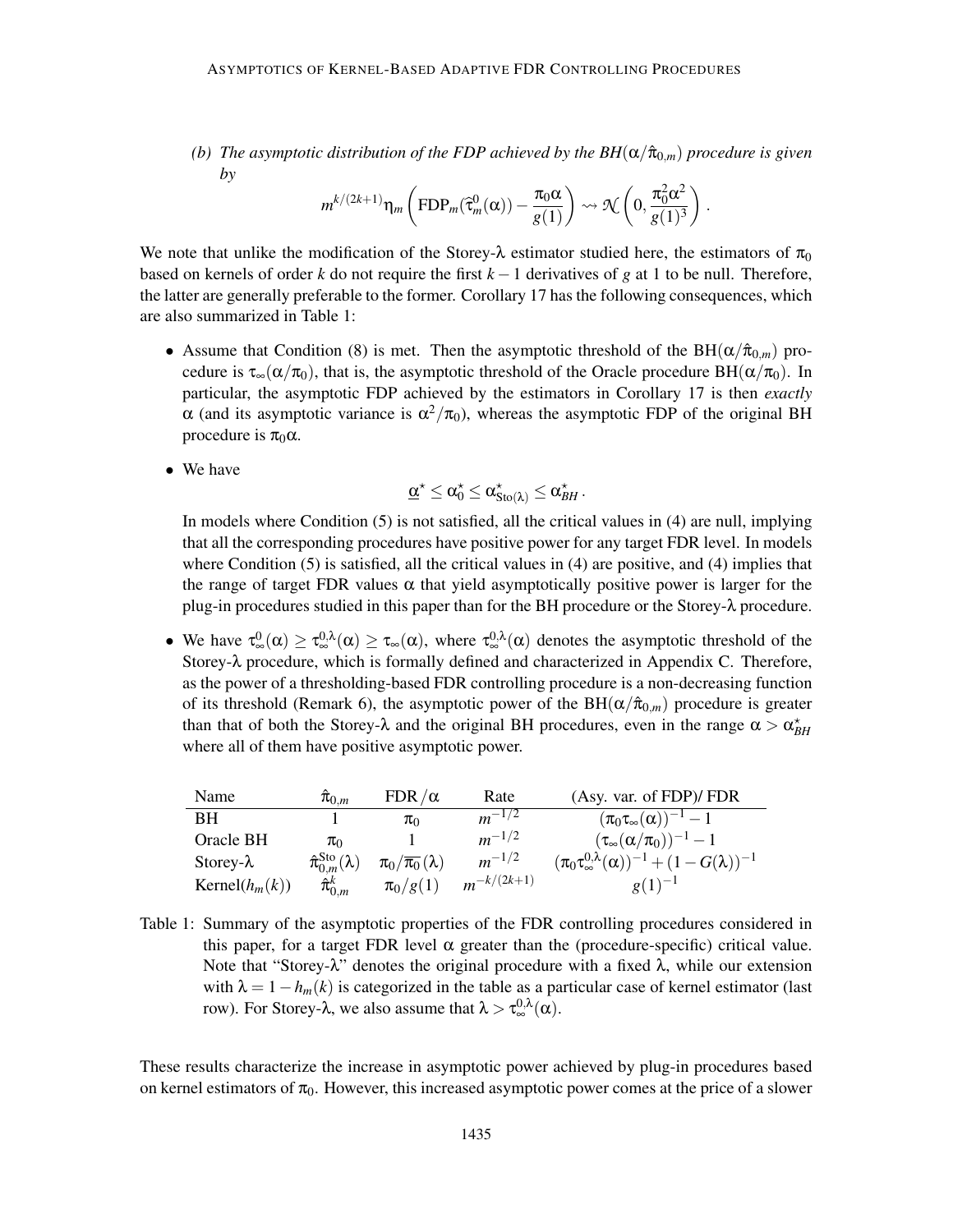*(b) The asymptotic distribution of the FDP achieved by the BH($\alpha/\hat{\pi}_{0,m}$) procedure is given by*

$$m^{k/(2k+1)}\eta_m\left(\mathrm{FDP}_m(\hat{\tau}^0_m(\alpha)) - \frac{\pi_0\alpha}{g(1)}\right) \rightsquigarrow \mathcal{N}\left(0, \frac{\pi_0^2\alpha^2}{g(1)^3}\right).$$

We note that unlike the modification of the Storey-$\lambda$ estimator studied here, the estimators of $\pi_0$ based on kernels of order $k$ do not require the first $k-1$ derivatives of $g$ at 1 to be null. Therefore, the latter are generally preferable to the former. Corollary 17 has the following consequences, which are also summarized in Table 1:

- Assume that Condition (8) is met. Then the asymptotic threshold of the BH($\alpha/\hat{\pi}_{0,m}$) procedure is $\tau_\infty(\alpha/\pi_0)$, that is, the asymptotic threshold of the Oracle procedure BH($\alpha/\pi_0$). In particular, the asymptotic FDP achieved by the estimators in Corollary 17 is then *exactly* $\alpha$ (and its asymptotic variance is $\alpha^2/\pi_0$), whereas the asymptotic FDP of the original BH procedure is $\pi_0\alpha$.

- We have
$$\underline{\alpha}^\star \leq \alpha_0^\star \leq \alpha^\star_{\mathrm{Sto}(\lambda)} \leq \alpha^\star_{BH}.$$
In models where Condition (5) is not satisfied, all the critical values in (4) are null, implying that all the corresponding procedures have positive power for any target FDR level. In models where Condition (5) is satisfied, all the critical values in (4) are positive, and (4) implies that the range of target FDR values $\alpha$ that yield asymptotically positive power is larger for the plug-in procedures studied in this paper than for the BH procedure or the Storey-$\lambda$ procedure.

- We have $\tau^0_\infty(\alpha) \geq \tau^{0,\lambda}_\infty(\alpha) \geq \tau_\infty(\alpha)$, where $\tau^{0,\lambda}_\infty(\alpha)$ denotes the asymptotic threshold of the Storey-$\lambda$ procedure, which is formally defined and characterized in Appendix C. Therefore, as the power of a thresholding-based FDR controlling procedure is a non-decreasing function of its threshold (Remark 6), the asymptotic power of the BH($\alpha/\hat{\pi}_{0,m}$) procedure is greater than that of both the Storey-$\lambda$ and the original BH procedures, even in the range $\alpha > \alpha^\star_{BH}$ where all of them have positive asymptotic power.

| Name | $\hat{\pi}_{0,m}$ | FDR$/\alpha$ | Rate | (Asy. var. of FDP)/ FDR |
|---|---|---|---|---|
| BH | 1 | $\pi_0$ | $m^{-1/2}$ | $(\pi_0\tau_\infty(\alpha))^{-1} - 1$ |
| Oracle BH | $\pi_0$ | 1 | $m^{-1/2}$ | $(\tau_\infty(\alpha/\pi_0))^{-1} - 1$ |
| Storey-$\lambda$ | $\hat{\pi}^{\mathrm{Sto}}_{0,m}(\lambda)$ | $\pi_0/\overline{\pi_0}(\lambda)$ | $m^{-1/2}$ | $(\pi_0\tau^{0,\lambda}_\infty(\alpha))^{-1} + (1-G(\lambda))^{-1}$ |
| Kernel($h_m(k)$) | $\hat{\pi}^k_{0,m}$ | $\pi_0/g(1)$ | $m^{-k/(2k+1)}$ | $g(1)^{-1}$ |

Table 1: Summary of the asymptotic properties of the FDR controlling procedures considered in this paper, for a target FDR level $\alpha$ greater than the (procedure-specific) critical value. Note that "Storey-$\lambda$" denotes the original procedure with a fixed $\lambda$, while our extension with $\lambda = 1 - h_m(k)$ is categorized in the table as a particular case of kernel estimator (last row). For Storey-$\lambda$, we also assume that $\lambda > \tau^{0,\lambda}_\infty(\alpha)$.

These results characterize the increase in asymptotic power achieved by plug-in procedures based on kernel estimators of $\pi_0$. However, this increased asymptotic power comes at the price of a slower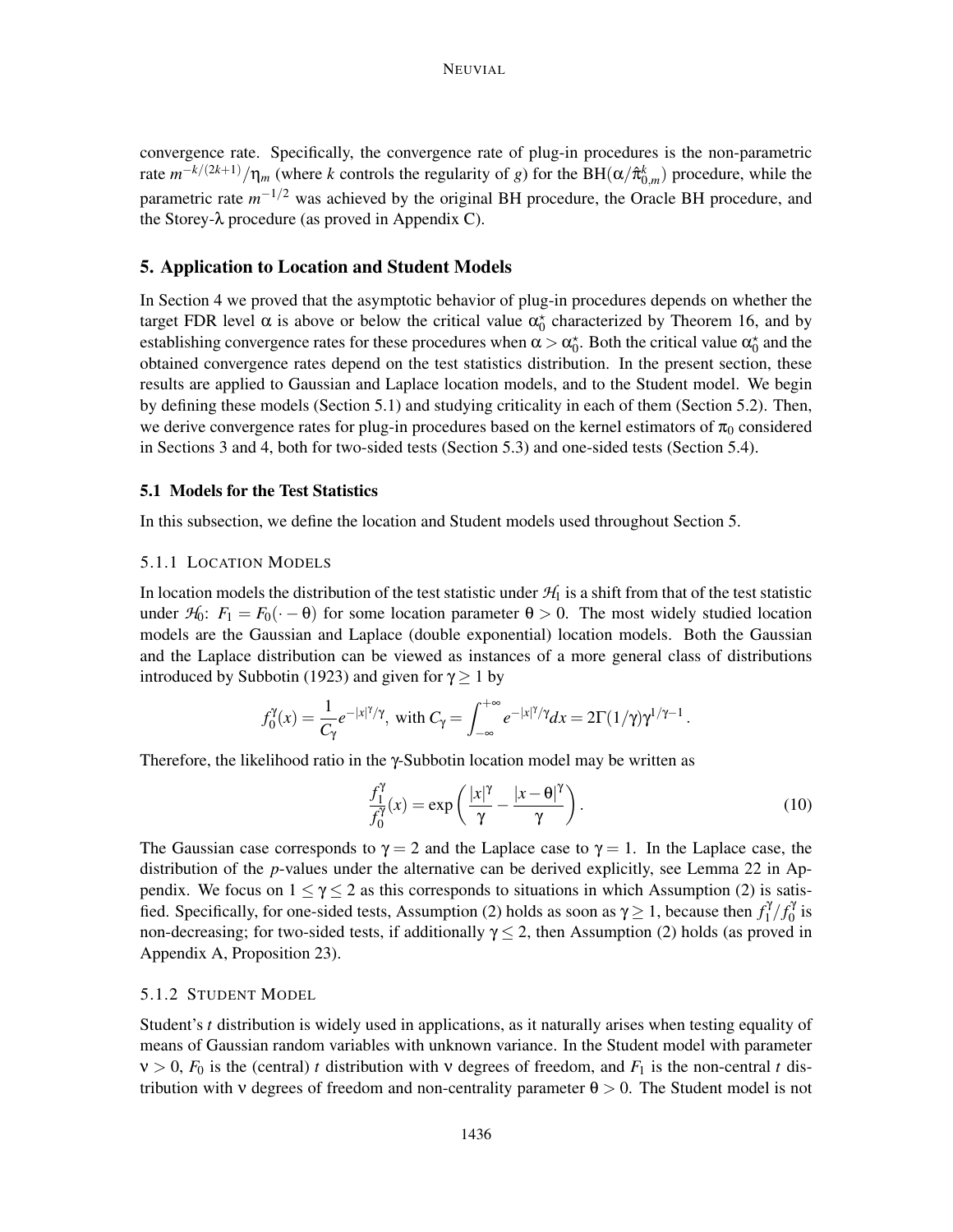convergence rate. Specifically, the convergence rate of plug-in procedures is the non-parametric rate $m^{-k/(2k+1)}/\eta_m$ (where $k$ controls the regularity of $g$) for the BH$(\alpha/\hat{\pi}^k_{0,m})$ procedure, while the parametric rate $m^{-1/2}$ was achieved by the original BH procedure, the Oracle BH procedure, and the Storey-$\lambda$ procedure (as proved in Appendix C).

## 5. Application to Location and Student Models

In Section 4 we proved that the asymptotic behavior of plug-in procedures depends on whether the target FDR level $\alpha$ is above or below the critical value $\alpha_0^\star$ characterized by Theorem 16, and by establishing convergence rates for these procedures when $\alpha > \alpha_0^\star$. Both the critical value $\alpha_0^\star$ and the obtained convergence rates depend on the test statistics distribution. In the present section, these results are applied to Gaussian and Laplace location models, and to the Student model. We begin by defining these models (Section 5.1) and studying criticality in each of them (Section 5.2). Then, we derive convergence rates for plug-in procedures based on the kernel estimators of $\pi_0$ considered in Sections 3 and 4, both for two-sided tests (Section 5.3) and one-sided tests (Section 5.4).

### 5.1 Models for the Test Statistics

In this subsection, we define the location and Student models used throughout Section 5.

#### 5.1.1 Location Models

In location models the distribution of the test statistic under $\mathcal{H}_1$ is a shift from that of the test statistic under $\mathcal{H}_0$: $F_1 = F_0(\cdot - \theta)$ for some location parameter $\theta > 0$. The most widely studied location models are the Gaussian and Laplace (double exponential) location models. Both the Gaussian and the Laplace distribution can be viewed as instances of a more general class of distributions introduced by Subbotin (1923) and given for $\gamma \geq 1$ by

$$f_0^\gamma(x) = \frac{1}{C_\gamma} e^{-|x|^\gamma/\gamma}, \text{ with } C_\gamma = \int_{-\infty}^{+\infty} e^{-|x|^\gamma/\gamma} dx = 2\Gamma(1/\gamma)\gamma^{1/\gamma - 1}.$$

Therefore, the likelihood ratio in the $\gamma$-Subbotin location model may be written as

$$\frac{f_1^\gamma}{f_0^\gamma}(x) = \exp\left(\frac{|x|^\gamma}{\gamma} - \frac{|x-\theta|^\gamma}{\gamma}\right). \tag{10}$$

The Gaussian case corresponds to $\gamma = 2$ and the Laplace case to $\gamma = 1$. In the Laplace case, the distribution of the $p$-values under the alternative can be derived explicitly, see Lemma 22 in Appendix. We focus on $1 \leq \gamma \leq 2$ as this corresponds to situations in which Assumption (2) is satisfied. Specifically, for one-sided tests, Assumption (2) holds as soon as $\gamma \geq 1$, because then $f_1^\gamma / f_0^\gamma$ is non-decreasing; for two-sided tests, if additionally $\gamma \leq 2$, then Assumption (2) holds (as proved in Appendix A, Proposition 23).

#### 5.1.2 Student Model

Student's $t$ distribution is widely used in applications, as it naturally arises when testing equality of means of Gaussian random variables with unknown variance. In the Student model with parameter $\nu > 0$, $F_0$ is the (central) $t$ distribution with $\nu$ degrees of freedom, and $F_1$ is the non-central $t$ distribution with $\nu$ degrees of freedom and non-centrality parameter $\theta > 0$. The Student model is not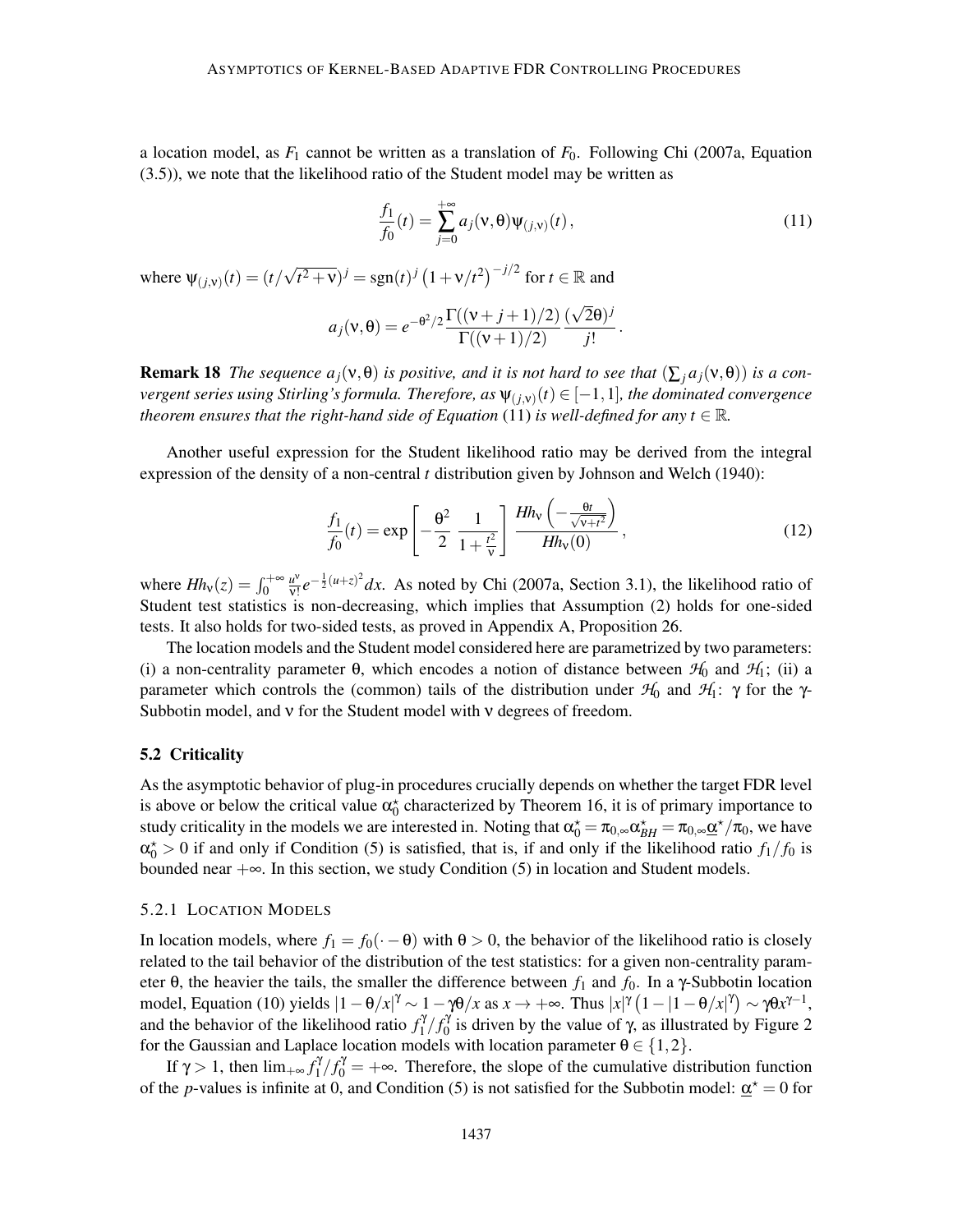a location model, as $F_1$ cannot be written as a translation of $F_0$. Following Chi (2007a, Equation (3.5)), we note that the likelihood ratio of the Student model may be written as

$$\frac{f_1}{f_0}(t) = \sum_{j=0}^{+\infty} a_j(\nu,\theta)\psi_{(j,\nu)}(t)\,, \tag{11}$$

where $\psi_{(j,\nu)}(t) = (t/\sqrt{t^2+\nu})^j = \mathrm{sgn}(t)^j\left(1+\nu/t^2\right)^{-j/2}$ for $t \in \mathbb{R}$ and

$$a_j(\nu,\theta) = e^{-\theta^2/2}\frac{\Gamma((\nu+j+1)/2)}{\Gamma((\nu+1)/2)}\frac{(\sqrt{2}\theta)^j}{j!}\,.$$

**Remark 18** *The sequence $a_j(\nu,\theta)$ is positive, and it is not hard to see that $(\sum_j a_j(\nu,\theta))$ is a convergent series using Stirling's formula. Therefore, as $\psi_{(j,\nu)}(t) \in [-1,1]$, the dominated convergence theorem ensures that the right-hand side of Equation* (11) *is well-defined for any $t \in \mathbb{R}$.*

Another useful expression for the Student likelihood ratio may be derived from the integral expression of the density of a non-central $t$ distribution given by Johnson and Welch (1940):

$$\frac{f_1}{f_0}(t) = \exp\left[-\frac{\theta^2}{2}\,\frac{1}{1+\frac{t^2}{\nu}}\right]\frac{Hh_\nu\left(-\frac{\theta t}{\sqrt{\nu+t^2}}\right)}{Hh_\nu(0)}\,, \tag{12}$$

where $Hh_\nu(z) = \int_0^{+\infty}\frac{u^\nu}{\nu!}e^{-\frac{1}{2}(u+z)^2}dx$. As noted by Chi (2007a, Section 3.1), the likelihood ratio of Student test statistics is non-decreasing, which implies that Assumption (2) holds for one-sided tests. It also holds for two-sided tests, as proved in Appendix A, Proposition 26.

The location models and the Student model considered here are parametrized by two parameters: (i) a non-centrality parameter $\theta$, which encodes a notion of distance between $\mathcal{H}_0$ and $\mathcal{H}_1$; (ii) a parameter which controls the (common) tails of the distribution under $\mathcal{H}_0$ and $\mathcal{H}_1$: $\gamma$ for the $\gamma$-Subbotin model, and $\nu$ for the Student model with $\nu$ degrees of freedom.

### 5.2 Criticality

As the asymptotic behavior of plug-in procedures crucially depends on whether the target FDR level is above or below the critical value $\alpha_0^\star$ characterized by Theorem 16, it is of primary importance to study criticality in the models we are interested in. Noting that $\alpha_0^\star = \pi_{0,\infty}\alpha_{BH}^\star = \pi_{0,\infty}\underline{\alpha}^\star/\pi_0$, we have $\alpha_0^\star > 0$ if and only if Condition (5) is satisfied, that is, if and only if the likelihood ratio $f_1/f_0$ is bounded near $+\infty$. In this section, we study Condition (5) in location and Student models.

#### 5.2.1 Location Models

In location models, where $f_1 = f_0(\cdot - \theta)$ with $\theta > 0$, the behavior of the likelihood ratio is closely related to the tail behavior of the distribution of the test statistics: for a given non-centrality parameter $\theta$, the heavier the tails, the smaller the difference between $f_1$ and $f_0$. In a $\gamma$-Subbotin location model, Equation (10) yields $|1-\theta/x|^\gamma \sim 1-\gamma\theta/x$ as $x \to +\infty$. Thus $|x|^\gamma\left(1-|1-\theta/x|^\gamma\right) \sim \gamma\theta x^{\gamma-1}$, and the behavior of the likelihood ratio $f_1^\gamma/f_0^\gamma$ is driven by the value of $\gamma$, as illustrated by Figure 2 for the Gaussian and Laplace location models with location parameter $\theta \in \{1,2\}$.

If $\gamma > 1$, then $\lim_{+\infty} f_1^\gamma/f_0^\gamma = +\infty$. Therefore, the slope of the cumulative distribution function of the $p$-values is infinite at 0, and Condition (5) is not satisfied for the Subbotin model: $\underline{\alpha}^\star = 0$ for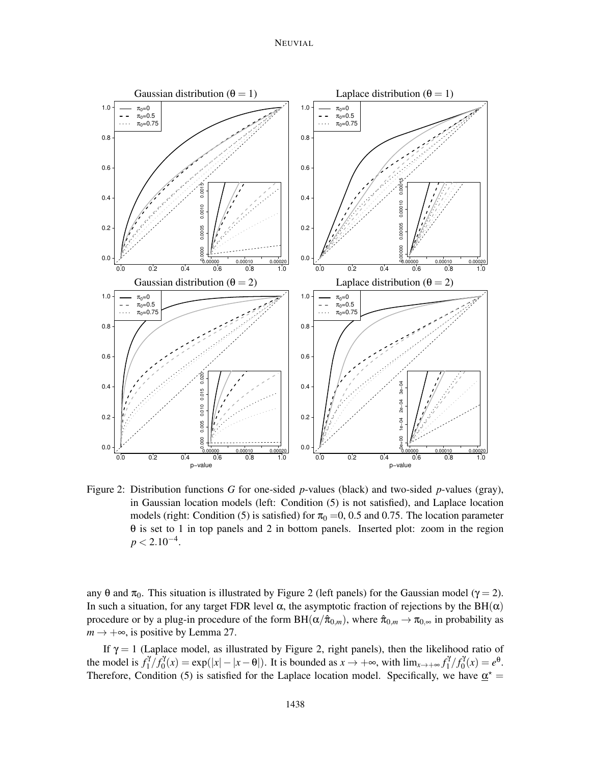Figure 2: Distribution functions $G$ for one-sided $p$-values (black) and two-sided $p$-values (gray), in Gaussian location models (left: Condition (5) is not satisfied), and Laplace location models (right: Condition (5) is satisfied) for $\pi_0 = 0$, 0.5 and 0.75. The location parameter $\theta$ is set to 1 in top panels and 2 in bottom panels. Inserted plot: zoom in the region $p < 2.10^{-4}$.

any $\theta$ and $\pi_0$. This situation is illustrated by Figure 2 (left panels) for the Gaussian model ($\gamma = 2$). In such a situation, for any target FDR level $\alpha$, the asymptotic fraction of rejections by the BH($\alpha$) procedure or by a plug-in procedure of the form BH($\alpha/\hat{\pi}_{0,m}$), where $\hat{\pi}_{0,m} \to \pi_{0,\infty}$ in probability as $m \to +\infty$, is positive by Lemma 27.

If $\gamma = 1$ (Laplace model, as illustrated by Figure 2, right panels), then the likelihood ratio of the model is $f_1^\gamma / f_0^\gamma(x) = \exp(|x| - |x - \theta|)$. It is bounded as $x \to +\infty$, with $\lim_{x \to +\infty} f_1^\gamma / f_0^\gamma(x) = e^\theta$. Therefore, Condition (5) is satisfied for the Laplace location model. Specifically, we have $\underline{\alpha}^\star =$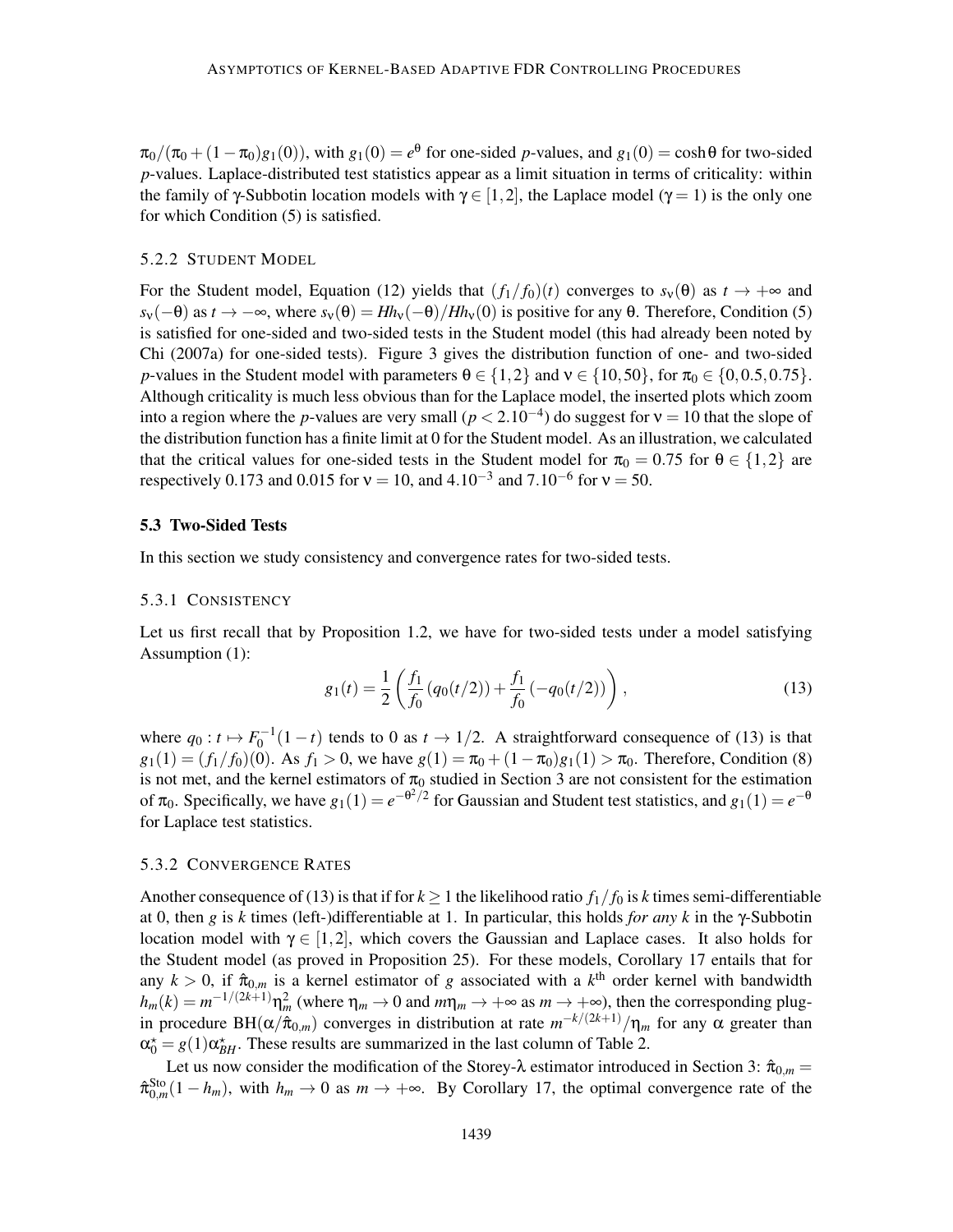$\pi_0/(\pi_0 + (1-\pi_0)g_1(0))$, with $g_1(0) = e^{\theta}$ for one-sided $p$-values, and $g_1(0) = \cosh\theta$ for two-sided $p$-values. Laplace-distributed test statistics appear as a limit situation in terms of criticality: within the family of $\gamma$-Subbotin location models with $\gamma \in [1,2]$, the Laplace model ($\gamma = 1$) is the only one for which Condition (5) is satisfied.

#### 5.2.2 Student Model

For the Student model, Equation (12) yields that $(f_1/f_0)(t)$ converges to $s_\nu(\theta)$ as $t \to +\infty$ and $s_\nu(-\theta)$ as $t \to -\infty$, where $s_\nu(\theta) = Hh_\nu(-\theta)/Hh_\nu(0)$ is positive for any $\theta$. Therefore, Condition (5) is satisfied for one-sided and two-sided tests in the Student model (this had already been noted by Chi (2007a) for one-sided tests). Figure 3 gives the distribution function of one- and two-sided $p$-values in the Student model with parameters $\theta \in \{1,2\}$ and $\nu \in \{10,50\}$, for $\pi_0 \in \{0,0.5,0.75\}$. Although criticality is much less obvious than for the Laplace model, the inserted plots which zoom into a region where the $p$-values are very small ($p < 2.10^{-4}$) do suggest for $\nu = 10$ that the slope of the distribution function has a finite limit at 0 for the Student model. As an illustration, we calculated that the critical values for one-sided tests in the Student model for $\pi_0 = 0.75$ for $\theta \in \{1,2\}$ are respectively 0.173 and 0.015 for $\nu = 10$, and $4.10^{-3}$ and $7.10^{-6}$ for $\nu = 50$.

### 5.3 Two-Sided Tests

In this section we study consistency and convergence rates for two-sided tests.

#### 5.3.1 Consistency

Let us first recall that by Proposition 1.2, we have for two-sided tests under a model satisfying Assumption (1):

$$g_1(t) = \frac{1}{2}\left(\frac{f_1}{f_0}(q_0(t/2)) + \frac{f_1}{f_0}(-q_0(t/2))\right), \tag{13}$$

where $q_0 : t \mapsto F_0^{-1}(1-t)$ tends to 0 as $t \to 1/2$. A straightforward consequence of (13) is that $g_1(1) = (f_1/f_0)(0)$. As $f_1 > 0$, we have $g(1) = \pi_0 + (1-\pi_0)g_1(1) > \pi_0$. Therefore, Condition (8) is not met, and the kernel estimators of $\pi_0$ studied in Section 3 are not consistent for the estimation of $\pi_0$. Specifically, we have $g_1(1) = e^{-\theta^2/2}$ for Gaussian and Student test statistics, and $g_1(1) = e^{-\theta}$ for Laplace test statistics.

#### 5.3.2 Convergence Rates

Another consequence of (13) is that if for $k \geq 1$ the likelihood ratio $f_1/f_0$ is $k$ times semi-differentiable at 0, then $g$ is $k$ times (left-)differentiable at 1. In particular, this holds *for any* $k$ in the $\gamma$-Subbotin location model with $\gamma \in [1,2]$, which covers the Gaussian and Laplace cases. It also holds for the Student model (as proved in Proposition 25). For these models, Corollary 17 entails that for any $k > 0$, if $\hat{\pi}_{0,m}$ is a kernel estimator of $g$ associated with a $k^{\text{th}}$ order kernel with bandwidth $h_m(k) = m^{-1/(2k+1)}\eta_m^2$ (where $\eta_m \to 0$ and $m\eta_m \to +\infty$ as $m \to +\infty$), then the corresponding plug-in procedure $\text{BH}(\alpha/\hat{\pi}_{0,m})$ converges in distribution at rate $m^{-k/(2k+1)}/\eta_m$ for any $\alpha$ greater than $\alpha_0^\star = g(1)\alpha_{BH}^\star$. These results are summarized in the last column of Table 2.

Let us now consider the modification of the Storey-$\lambda$ estimator introduced in Section 3: $\hat{\pi}_{0,m} = \hat{\pi}_{0,m}^{\text{Sto}}(1-h_m)$, with $h_m \to 0$ as $m \to +\infty$. By Corollary 17, the optimal convergence rate of the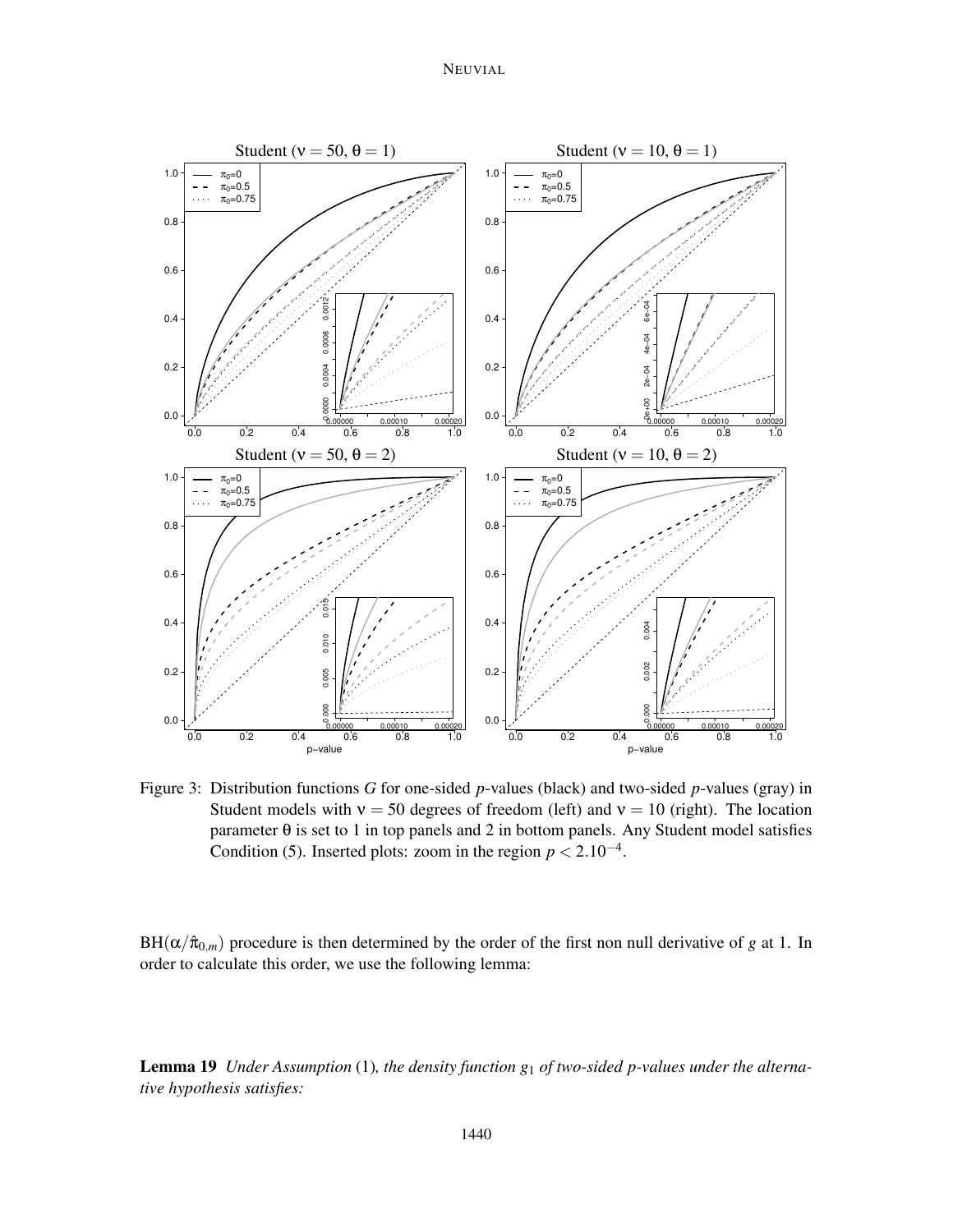Figure 3: Distribution functions $G$ for one-sided $p$-values (black) and two-sided $p$-values (gray) in Student models with $\nu = 50$ degrees of freedom (left) and $\nu = 10$ (right). The location parameter $\theta$ is set to 1 in top panels and 2 in bottom panels. Any Student model satisfies Condition (5). Inserted plots: zoom in the region $p < 2.10^{-4}$.

$\text{BH}(\alpha/\hat{\pi}_{0,m})$ procedure is then determined by the order of the first non null derivative of $g$ at 1. In order to calculate this order, we use the following lemma:

**Lemma 19** *Under Assumption* (1)*, the density function $g_1$ of two-sided p-values under the alternative hypothesis satisfies:*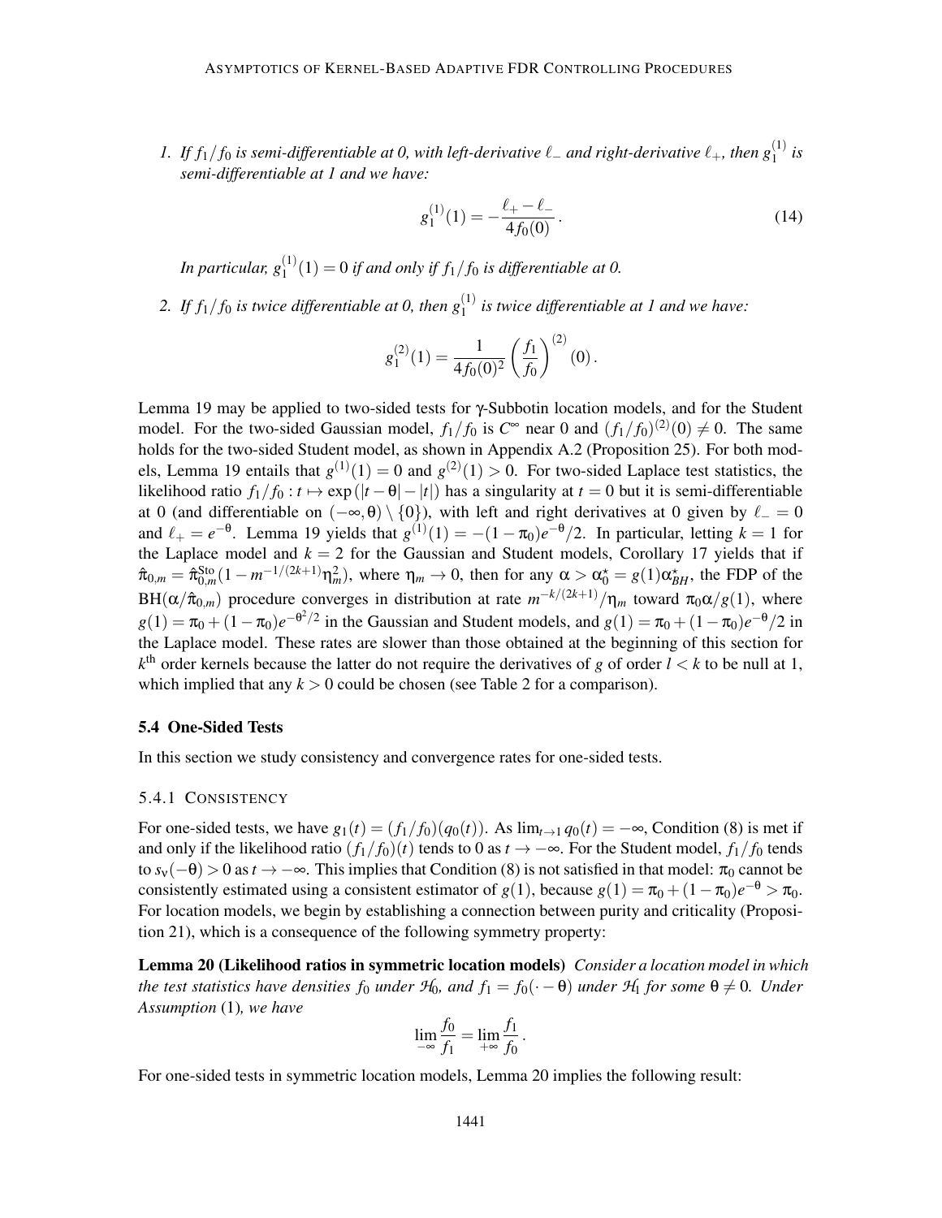1. *If $f_1/f_0$ is semi-differentiable at 0, with left-derivative $\ell_-$ and right-derivative $\ell_+$, then $g_1^{(1)}$ is semi-differentiable at 1 and we have:*

$$g_1^{(1)}(1) = -\frac{\ell_+ - \ell_-}{4 f_0(0)}\,. \tag{14}$$

   *In particular, $g_1^{(1)}(1) = 0$ if and only if $f_1/f_0$ is differentiable at 0.*

2. *If $f_1/f_0$ is twice differentiable at 0, then $g_1^{(1)}$ is twice differentiable at 1 and we have:*

$$g_1^{(2)}(1) = \frac{1}{4 f_0(0)^2}\left(\frac{f_1}{f_0}\right)^{(2)}(0)\,.$$

Lemma 19 may be applied to two-sided tests for $\gamma$-Subbotin location models, and for the Student model. For the two-sided Gaussian model, $f_1/f_0$ is $C^\infty$ near 0 and $(f_1/f_0)^{(2)}(0) \neq 0$. The same holds for the two-sided Student model, as shown in Appendix A.2 (Proposition 25). For both models, Lemma 19 entails that $g^{(1)}(1) = 0$ and $g^{(2)}(1) > 0$. For two-sided Laplace test statistics, the likelihood ratio $f_1/f_0 : t \mapsto \exp(|t-\theta| - |t|)$ has a singularity at $t = 0$ but it is semi-differentiable at 0 (and differentiable on $(-\infty, \theta) \setminus \{0\}$), with left and right derivatives at 0 given by $\ell_- = 0$ and $\ell_+ = e^{-\theta}$. Lemma 19 yields that $g^{(1)}(1) = -(1-\pi_0)e^{-\theta}/2$. In particular, letting $k = 1$ for the Laplace model and $k = 2$ for the Gaussian and Student models, Corollary 17 yields that if $\hat{\pi}_{0,m} = \hat{\pi}_{0,m}^{\mathrm{Sto}}(1 - m^{-1/(2k+1)}\eta_m^2)$, where $\eta_m \to 0$, then for any $\alpha > \alpha_0^\star = g(1)\alpha_{BH}^\star$, the FDP of the $\mathrm{BH}(\alpha/\hat{\pi}_{0,m})$ procedure converges in distribution at rate $m^{-k/(2k+1)}/\eta_m$ toward $\pi_0\alpha/g(1)$, where $g(1) = \pi_0 + (1-\pi_0)e^{-\theta^2/2}$ in the Gaussian and Student models, and $g(1) = \pi_0 + (1-\pi_0)e^{-\theta}/2$ in the Laplace model. These rates are slower than those obtained at the beginning of this section for $k^{\text{th}}$ order kernels because the latter do not require the derivatives of $g$ of order $l < k$ to be null at 1, which implied that any $k > 0$ could be chosen (see Table 2 for a comparison).

### 5.4 One-Sided Tests

In this section we study consistency and convergence rates for one-sided tests.

#### 5.4.1 Consistency

For one-sided tests, we have $g_1(t) = (f_1/f_0)(q_0(t))$. As $\lim_{t\to 1} q_0(t) = -\infty$, Condition (8) is met if and only if the likelihood ratio $(f_1/f_0)(t)$ tends to 0 as $t \to -\infty$. For the Student model, $f_1/f_0$ tends to $s_\nu(-\theta) > 0$ as $t \to -\infty$. This implies that Condition (8) is not satisfied in that model: $\pi_0$ cannot be consistently estimated using a consistent estimator of $g(1)$, because $g(1) = \pi_0 + (1-\pi_0)e^{-\theta} > \pi_0$. For location models, we begin by establishing a connection between purity and criticality (Proposition 21), which is a consequence of the following symmetry property:

**Lemma 20 (Likelihood ratios in symmetric location models)** *Consider a location model in which the test statistics have densities $f_0$ under $\mathcal{H}_0$, and $f_1 = f_0(\cdot - \theta)$ under $\mathcal{H}_1$ for some $\theta \neq 0$. Under Assumption* (1)*, we have*

$$\lim_{-\infty} \frac{f_0}{f_1} = \lim_{+\infty} \frac{f_1}{f_0}\,.$$

For one-sided tests in symmetric location models, Lemma 20 implies the following result: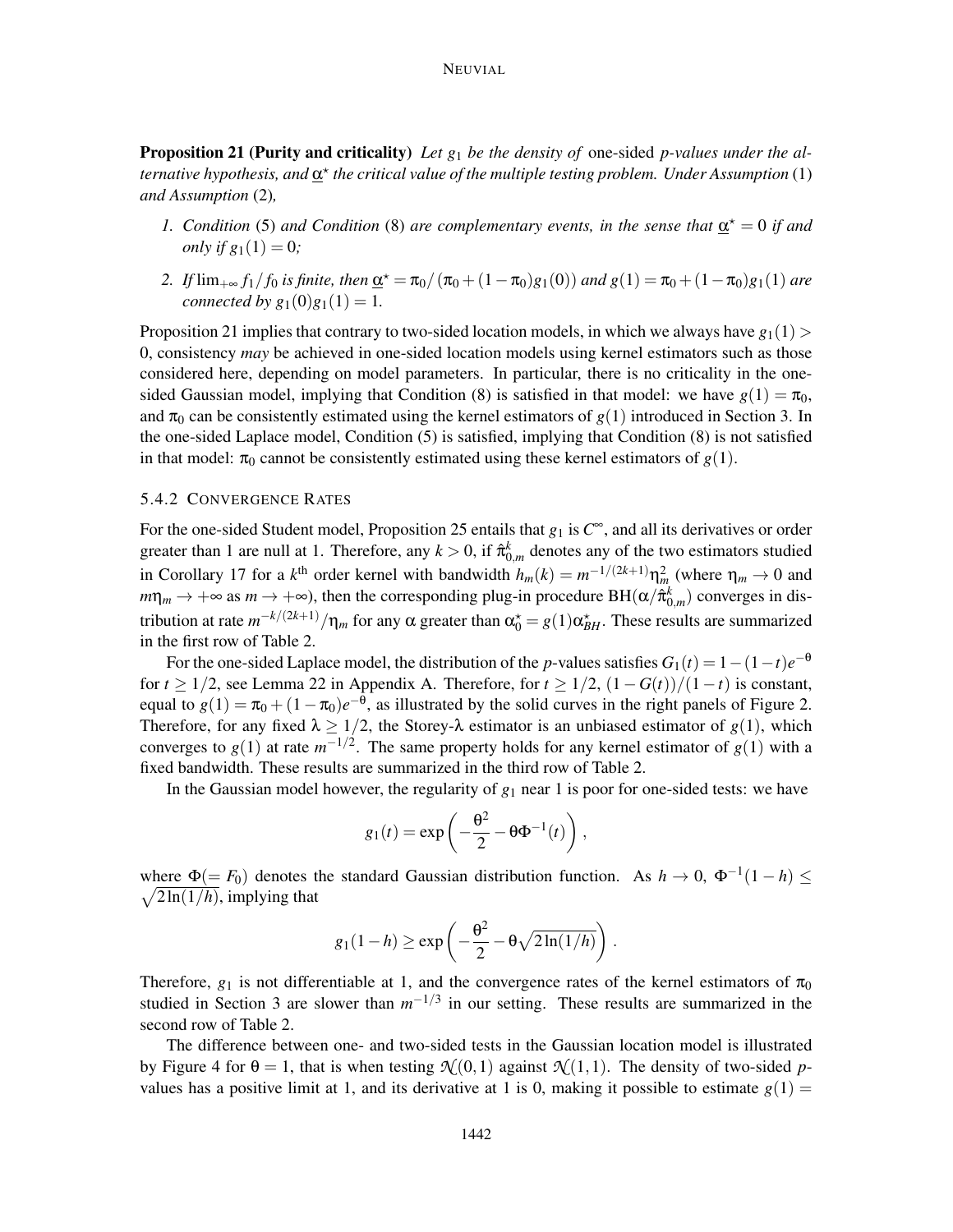**Proposition 21 (Purity and criticality)** *Let $g_1$ be the density of* one-sided *p-values under the alternative hypothesis, and $\underline{\alpha}^\star$ the critical value of the multiple testing problem. Under Assumption* (1) *and Assumption* (2)*,*

1. *Condition* (5) *and Condition* (8) *are complementary events, in the sense that $\underline{\alpha}^\star = 0$ if and only if $g_1(1) = 0$;*
2. *If $\lim_{+\infty} f_1/f_0$ is finite, then $\underline{\alpha}^\star = \pi_0/(\pi_0 + (1-\pi_0)g_1(0))$ and $g(1) = \pi_0 + (1-\pi_0)g_1(1)$ are connected by $g_1(0)g_1(1) = 1$.*

Proposition 21 implies that contrary to two-sided location models, in which we always have $g_1(1) > 0$, consistency *may* be achieved in one-sided location models using kernel estimators such as those considered here, depending on model parameters. In particular, there is no criticality in the one-sided Gaussian model, implying that Condition (8) is satisfied in that model: we have $g(1) = \pi_0$, and $\pi_0$ can be consistently estimated using the kernel estimators of $g(1)$ introduced in Section 3. In the one-sided Laplace model, Condition (5) is satisfied, implying that Condition (8) is not satisfied in that model: $\pi_0$ cannot be consistently estimated using these kernel estimators of $g(1)$.

### 5.4.2 Convergence Rates

For the one-sided Student model, Proposition 25 entails that $g_1$ is $C^\infty$, and all its derivatives or order greater than 1 are null at 1. Therefore, any $k > 0$, if $\hat{\pi}^k_{0,m}$ denotes any of the two estimators studied in Corollary 17 for a $k^{\text{th}}$ order kernel with bandwidth $h_m(k) = m^{-1/(2k+1)}\eta_m^2$ (where $\eta_m \to 0$ and $m\eta_m \to +\infty$ as $m \to +\infty$), then the corresponding plug-in procedure $\text{BH}(\alpha/\hat{\pi}^k_{0,m})$ converges in distribution at rate $m^{-k/(2k+1)}/\eta_m$ for any $\alpha$ greater than $\alpha_0^\star = g(1)\alpha^\star_{BH}$. These results are summarized in the first row of Table 2.

For the one-sided Laplace model, the distribution of the $p$-values satisfies $G_1(t) = 1-(1-t)e^{-\theta}$ for $t \geq 1/2$, see Lemma 22 in Appendix A. Therefore, for $t \geq 1/2$, $(1-G(t))/(1-t)$ is constant, equal to $g(1) = \pi_0 + (1-\pi_0)e^{-\theta}$, as illustrated by the solid curves in the right panels of Figure 2. Therefore, for any fixed $\lambda \geq 1/2$, the Storey-$\lambda$ estimator is an unbiased estimator of $g(1)$, which converges to $g(1)$ at rate $m^{-1/2}$. The same property holds for any kernel estimator of $g(1)$ with a fixed bandwidth. These results are summarized in the third row of Table 2.

In the Gaussian model however, the regularity of $g_1$ near 1 is poor for one-sided tests: we have

$$g_1(t) = \exp\left(-\frac{\theta^2}{2} - \theta\Phi^{-1}(t)\right),$$

where $\Phi(= F_0)$ denotes the standard Gaussian distribution function. As $h \to 0$, $\Phi^{-1}(1-h) \leq \sqrt{2\ln(1/h)}$, implying that

$$g_1(1-h) \geq \exp\left(-\frac{\theta^2}{2} - \theta\sqrt{2\ln(1/h)}\right).$$

Therefore, $g_1$ is not differentiable at 1, and the convergence rates of the kernel estimators of $\pi_0$ studied in Section 3 are slower than $m^{-1/3}$ in our setting. These results are summarized in the second row of Table 2.

The difference between one- and two-sided tests in the Gaussian location model is illustrated by Figure 4 for $\theta = 1$, that is when testing $\mathcal{N}(0,1)$ against $\mathcal{N}(1,1)$. The density of two-sided $p$-values has a positive limit at 1, and its derivative at 1 is 0, making it possible to estimate $g(1) =$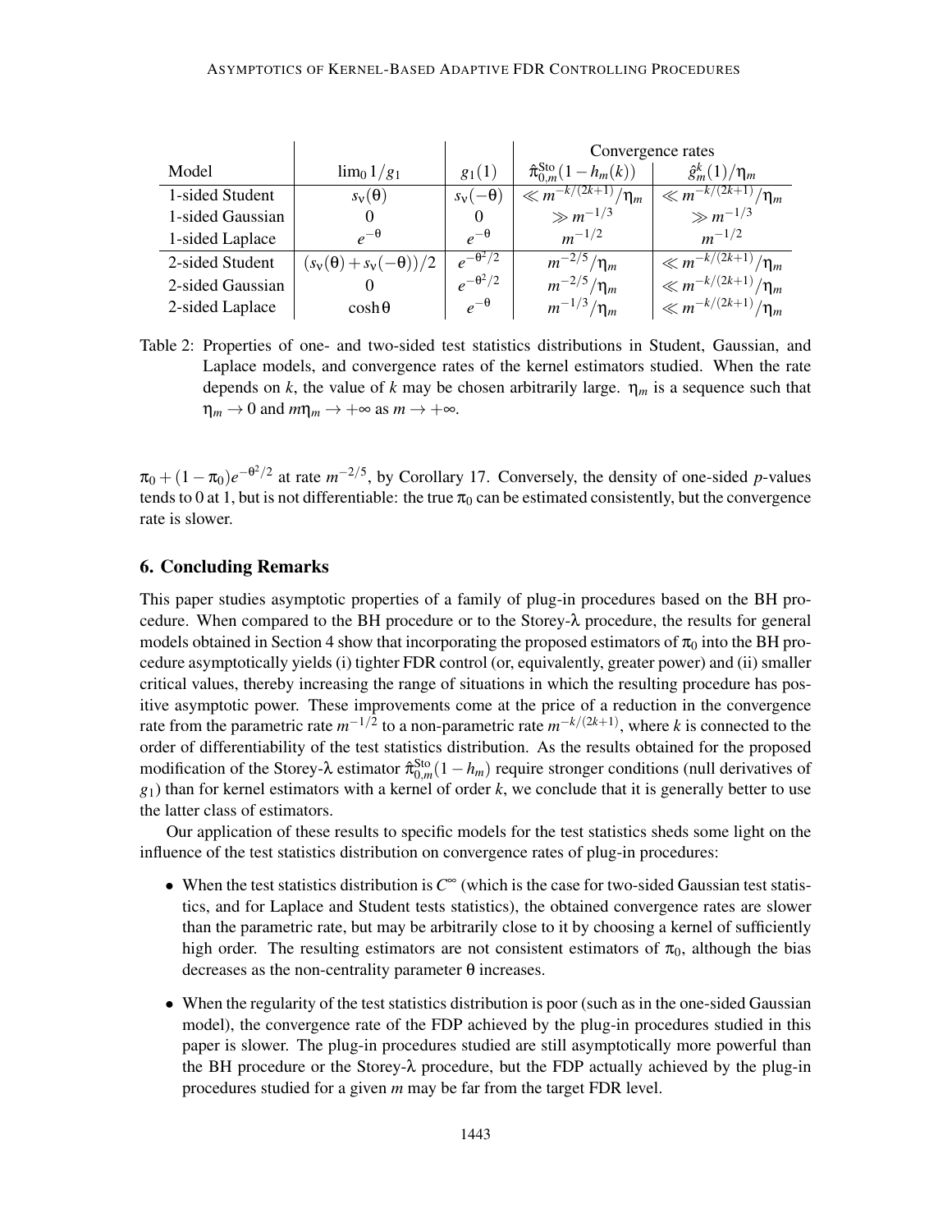| Model | $\lim_0 1/g_1$ | $g_1(1)$ | Convergence rates | |
|---|---|---|---|---|
| | | | $\hat{\pi}_{0,m}^{\text{Sto}}(1-h_m(k))$ | $\hat{g}_m^k(1)/\eta_m$ |
| 1-sided Student | $s_\nu(\theta)$ | $s_\nu(-\theta)$ | $\ll m^{-k/(2k+1)}/\eta_m$ | $\ll m^{-k/(2k+1)}/\eta_m$ |
| 1-sided Gaussian | $0$ | $0$ | $\gg m^{-1/3}$ | $\gg m^{-1/3}$ |
| 1-sided Laplace | $e^{-\theta}$ | $e^{-\theta}$ | $m^{-1/2}$ | $m^{-1/2}$ |
| 2-sided Student | $(s_\nu(\theta)+s_\nu(-\theta))/2$ | $e^{-\theta^2/2}$ | $m^{-2/5}/\eta_m$ | $\ll m^{-k/(2k+1)}/\eta_m$ |
| 2-sided Gaussian | $0$ | $e^{-\theta^2/2}$ | $m^{-2/5}/\eta_m$ | $\ll m^{-k/(2k+1)}/\eta_m$ |
| 2-sided Laplace | $\cosh\theta$ | $e^{-\theta}$ | $m^{-1/3}/\eta_m$ | $\ll m^{-k/(2k+1)}/\eta_m$ |

Table 2: Properties of one- and two-sided test statistics distributions in Student, Gaussian, and Laplace models, and convergence rates of the kernel estimators studied. When the rate depends on $k$, the value of $k$ may be chosen arbitrarily large. $\eta_m$ is a sequence such that $\eta_m \to 0$ and $m\eta_m \to +\infty$ as $m \to +\infty$.

$\pi_0 + (1-\pi_0)e^{-\theta^2/2}$ at rate $m^{-2/5}$, by Corollary 17. Conversely, the density of one-sided $p$-values tends to 0 at 1, but is not differentiable: the true $\pi_0$ can be estimated consistently, but the convergence rate is slower.

## 6. Concluding Remarks

This paper studies asymptotic properties of a family of plug-in procedures based on the BH procedure. When compared to the BH procedure or to the Storey-$\lambda$ procedure, the results for general models obtained in Section 4 show that incorporating the proposed estimators of $\pi_0$ into the BH procedure asymptotically yields (i) tighter FDR control (or, equivalently, greater power) and (ii) smaller critical values, thereby increasing the range of situations in which the resulting procedure has positive asymptotic power. These improvements come at the price of a reduction in the convergence rate from the parametric rate $m^{-1/2}$ to a non-parametric rate $m^{-k/(2k+1)}$, where $k$ is connected to the order of differentiability of the test statistics distribution. As the results obtained for the proposed modification of the Storey-$\lambda$ estimator $\hat{\pi}_{0,m}^{\text{Sto}}(1-h_m)$ require stronger conditions (null derivatives of $g_1$) than for kernel estimators with a kernel of order $k$, we conclude that it is generally better to use the latter class of estimators.

Our application of these results to specific models for the test statistics sheds some light on the influence of the test statistics distribution on convergence rates of plug-in procedures:

- When the test statistics distribution is $C^\infty$ (which is the case for two-sided Gaussian test statistics, and for Laplace and Student tests statistics), the obtained convergence rates are slower than the parametric rate, but may be arbitrarily close to it by choosing a kernel of sufficiently high order. The resulting estimators are not consistent estimators of $\pi_0$, although the bias decreases as the non-centrality parameter $\theta$ increases.

- When the regularity of the test statistics distribution is poor (such as in the one-sided Gaussian model), the convergence rate of the FDP achieved by the plug-in procedures studied in this paper is slower. The plug-in procedures studied are still asymptotically more powerful than the BH procedure or the Storey-$\lambda$ procedure, but the FDP actually achieved by the plug-in procedures studied for a given $m$ may be far from the target FDR level.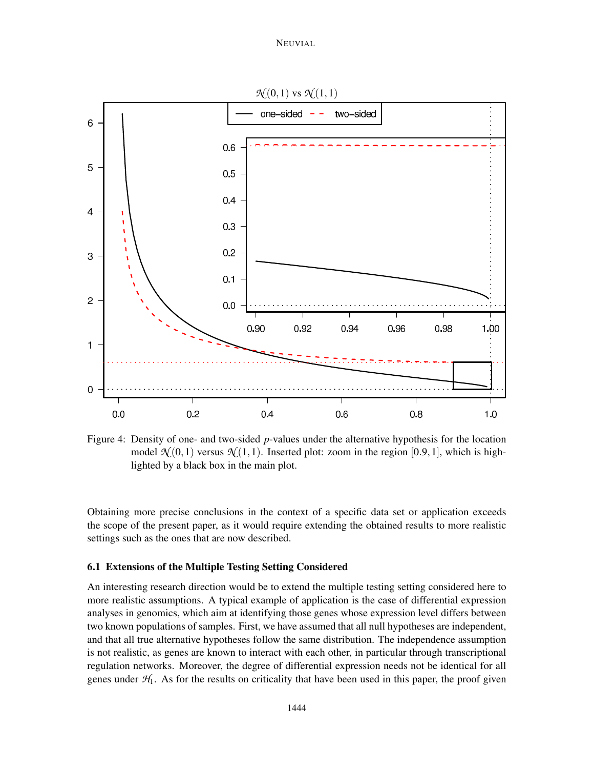Figure 4: Density of one- and two-sided $p$-values under the alternative hypothesis for the location model $\mathcal{N}(0,1)$ versus $\mathcal{N}(1,1)$. Inserted plot: zoom in the region $[0.9,1]$, which is highlighted by a black box in the main plot.

Obtaining more precise conclusions in the context of a specific data set or application exceeds the scope of the present paper, as it would require extending the obtained results to more realistic settings such as the ones that are now described.

### 6.1 Extensions of the Multiple Testing Setting Considered

An interesting research direction would be to extend the multiple testing setting considered here to more realistic assumptions. A typical example of application is the case of differential expression analyses in genomics, which aim at identifying those genes whose expression level differs between two known populations of samples. First, we have assumed that all null hypotheses are independent, and that all true alternative hypotheses follow the same distribution. The independence assumption is not realistic, as genes are known to interact with each other, in particular through transcriptional regulation networks. Moreover, the degree of differential expression needs not be identical for all genes under $\mathcal{H}_1$. As for the results on criticality that have been used in this paper, the proof given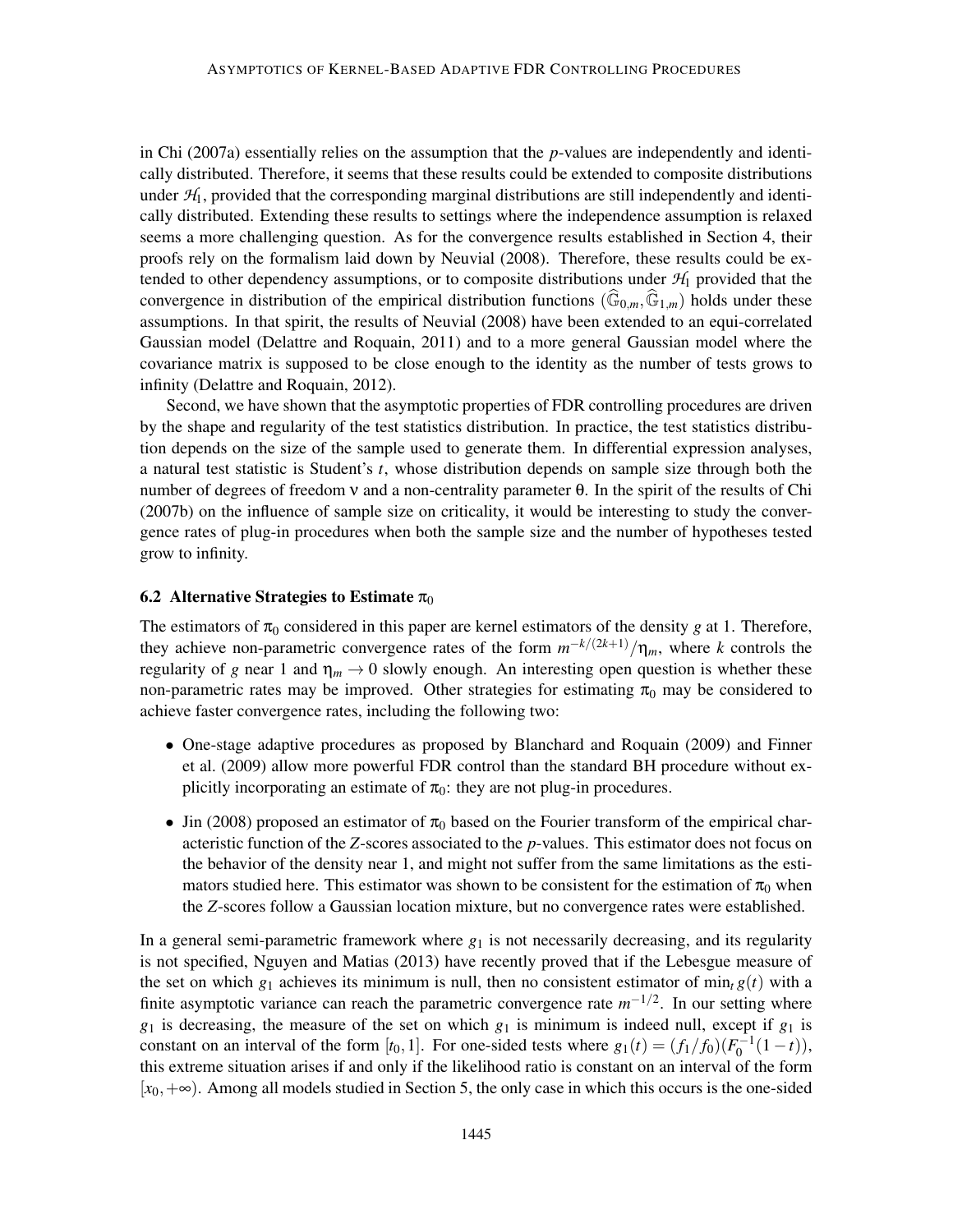in Chi (2007a) essentially relies on the assumption that the $p$-values are independently and identically distributed. Therefore, it seems that these results could be extended to composite distributions under $\mathcal{H}_1$, provided that the corresponding marginal distributions are still independently and identically distributed. Extending these results to settings where the independence assumption is relaxed seems a more challenging question. As for the convergence results established in Section 4, their proofs rely on the formalism laid down by Neuvial (2008). Therefore, these results could be extended to other dependency assumptions, or to composite distributions under $\mathcal{H}_1$ provided that the convergence in distribution of the empirical distribution functions $(\widehat{\mathbb{G}}_{0,m}, \widehat{\mathbb{G}}_{1,m})$ holds under these assumptions. In that spirit, the results of Neuvial (2008) have been extended to an equi-correlated Gaussian model (Delattre and Roquain, 2011) and to a more general Gaussian model where the covariance matrix is supposed to be close enough to the identity as the number of tests grows to infinity (Delattre and Roquain, 2012).

Second, we have shown that the asymptotic properties of FDR controlling procedures are driven by the shape and regularity of the test statistics distribution. In practice, the test statistics distribution depends on the size of the sample used to generate them. In differential expression analyses, a natural test statistic is Student's $t$, whose distribution depends on sample size through both the number of degrees of freedom $\nu$ and a non-centrality parameter $\theta$. In the spirit of the results of Chi (2007b) on the influence of sample size on criticality, it would be interesting to study the convergence rates of plug-in procedures when both the sample size and the number of hypotheses tested grow to infinity.

### 6.2 Alternative Strategies to Estimate $\pi_0$

The estimators of $\pi_0$ considered in this paper are kernel estimators of the density $g$ at 1. Therefore, they achieve non-parametric convergence rates of the form $m^{-k/(2k+1)}/\eta_m$, where $k$ controls the regularity of $g$ near 1 and $\eta_m \to 0$ slowly enough. An interesting open question is whether these non-parametric rates may be improved. Other strategies for estimating $\pi_0$ may be considered to achieve faster convergence rates, including the following two:

- One-stage adaptive procedures as proposed by Blanchard and Roquain (2009) and Finner et al. (2009) allow more powerful FDR control than the standard BH procedure without explicitly incorporating an estimate of $\pi_0$: they are not plug-in procedures.
- Jin (2008) proposed an estimator of $\pi_0$ based on the Fourier transform of the empirical characteristic function of the $Z$-scores associated to the $p$-values. This estimator does not focus on the behavior of the density near 1, and might not suffer from the same limitations as the estimators studied here. This estimator was shown to be consistent for the estimation of $\pi_0$ when the $Z$-scores follow a Gaussian location mixture, but no convergence rates were established.

In a general semi-parametric framework where $g_1$ is not necessarily decreasing, and its regularity is not specified, Nguyen and Matias (2013) have recently proved that if the Lebesgue measure of the set on which $g_1$ achieves its minimum is null, then no consistent estimator of $\min_t g(t)$ with a finite asymptotic variance can reach the parametric convergence rate $m^{-1/2}$. In our setting where $g_1$ is decreasing, the measure of the set on which $g_1$ is minimum is indeed null, except if $g_1$ is constant on an interval of the form $[t_0, 1]$. For one-sided tests where $g_1(t) = (f_1/f_0)(F_0^{-1}(1-t))$, this extreme situation arises if and only if the likelihood ratio is constant on an interval of the form $[x_0, +\infty)$. Among all models studied in Section 5, the only case in which this occurs is the one-sided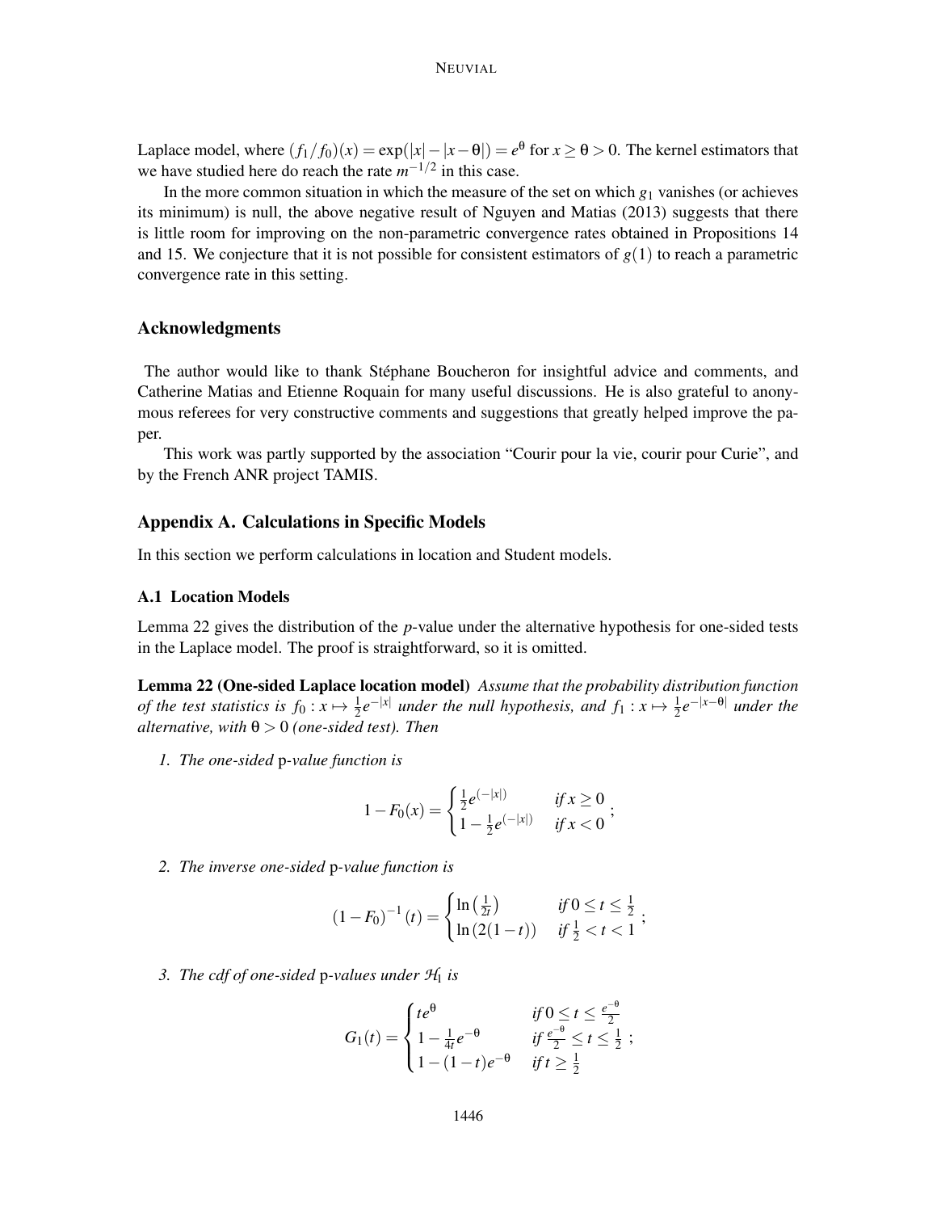Laplace model, where $(f_1/f_0)(x) = \exp(|x| - |x-\theta|) = e^{\theta}$ for $x \geq \theta > 0$. The kernel estimators that we have studied here do reach the rate $m^{-1/2}$ in this case.

In the more common situation in which the measure of the set on which $g_1$ vanishes (or achieves its minimum) is null, the above negative result of Nguyen and Matias (2013) suggests that there is little room for improving on the non-parametric convergence rates obtained in Propositions 14 and 15. We conjecture that it is not possible for consistent estimators of $g(1)$ to reach a parametric convergence rate in this setting.

## Acknowledgments

The author would like to thank Stéphane Boucheron for insightful advice and comments, and Catherine Matias and Etienne Roquain for many useful discussions. He is also grateful to anonymous referees for very constructive comments and suggestions that greatly helped improve the paper.

This work was partly supported by the association "Courir pour la vie, courir pour Curie", and by the French ANR project TAMIS.

## Appendix A. Calculations in Specific Models

In this section we perform calculations in location and Student models.

### A.1 Location Models

Lemma 22 gives the distribution of the *p*-value under the alternative hypothesis for one-sided tests in the Laplace model. The proof is straightforward, so it is omitted.

**Lemma 22 (One-sided Laplace location model)** *Assume that the probability distribution function of the test statistics is $f_0 : x \mapsto \frac{1}{2}e^{-|x|}$ under the null hypothesis, and $f_1 : x \mapsto \frac{1}{2}e^{-|x-\theta|}$ under the alternative, with $\theta > 0$ (one-sided test). Then*

1. *The one-sided* p*-value function is*

$$1 - F_0(x) = \begin{cases} \frac{1}{2}e^{(-|x|)} & \text{if } x \geq 0 \\ 1 - \frac{1}{2}e^{(-|x|)} & \text{if } x < 0 \end{cases};$$

2. *The inverse one-sided* p*-value function is*

$$(1 - F_0)^{-1}(t) = \begin{cases} \ln\left(\frac{1}{2t}\right) & \text{if } 0 \leq t \leq \frac{1}{2} \\ \ln\left(2(1-t)\right) & \text{if } \frac{1}{2} < t < 1 \end{cases};$$

3. *The cdf of one-sided* p*-values under $\mathcal{H}_1$ is*

$$G_1(t) = \begin{cases} te^{\theta} & \text{if } 0 \leq t \leq \frac{e^{-\theta}}{2} \\ 1 - \frac{1}{4t}e^{-\theta} & \text{if } \frac{e^{-\theta}}{2} \leq t \leq \frac{1}{2} \\ 1 - (1-t)e^{-\theta} & \text{if } t \geq \frac{1}{2} \end{cases};$$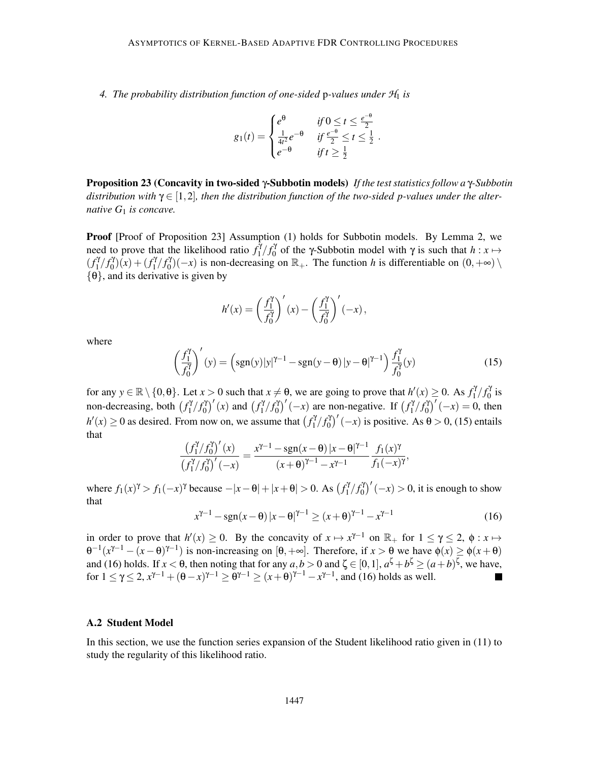*4. The probability distribution function of one-sided* p*-values under* $\mathcal{H}_1$ *is*

$$g_1(t) = \begin{cases} e^{\theta} & \text{if } 0 \le t \le \frac{e^{-\theta}}{2} \\ \frac{1}{4t^2} e^{-\theta} & \text{if } \frac{e^{-\theta}}{2} \le t \le \frac{1}{2} \\ e^{-\theta} & \text{if } t \ge \frac{1}{2} \end{cases} .$$

**Proposition 23 (Concavity in two-sided γ-Subbotin models)** *If the test statistics follow a* $\gamma$*-Subbotin distribution with* $\gamma \in [1,2]$*, then the distribution function of the two-sided p-values under the alternative* $G_1$ *is concave.*

**Proof** [Proof of Proposition 23] Assumption (1) holds for Subbotin models. By Lemma 2, we need to prove that the likelihood ratio $f_1^\gamma/f_0^\gamma$ of the $\gamma$-Subbotin model with $\gamma$ is such that $h : x \mapsto (f_1^\gamma/f_0^\gamma)(x) + (f_1^\gamma/f_0^\gamma)(-x)$ is non-decreasing on $\mathbb{R}_+$. The function $h$ is differentiable on $(0,+\infty) \setminus \{\theta\}$, and its derivative is given by

$$h'(x) = \left(\frac{f_1^\gamma}{f_0^\gamma}\right)'(x) - \left(\frac{f_1^\gamma}{f_0^\gamma}\right)'(-x),$$

where

$$\left(\frac{f_1^\gamma}{f_0^\gamma}\right)'(y) = \left(\operatorname{sgn}(y)|y|^{\gamma-1} - \operatorname{sgn}(y-\theta)\,|y-\theta|^{\gamma-1}\right)\frac{f_1^\gamma}{f_0^\gamma}(y) \tag{15}$$

for any $y \in \mathbb{R} \setminus \{0,\theta\}$. Let $x > 0$ such that $x \neq \theta$, we are going to prove that $h'(x) \ge 0$. As $f_1^\gamma/f_0^\gamma$ is non-decreasing, both $\left(f_1^\gamma/f_0^\gamma\right)'(x)$ and $\left(f_1^\gamma/f_0^\gamma\right)'(-x)$ are non-negative. If $\left(f_1^\gamma/f_0^\gamma\right)'(-x) = 0$, then $h'(x) \ge 0$ as desired. From now on, we assume that $\left(f_1^\gamma/f_0^\gamma\right)'(-x)$ is positive. As $\theta > 0$, (15) entails that

$$\frac{\left(f_1^\gamma/f_0^\gamma\right)'(x)}{\left(f_1^\gamma/f_0^\gamma\right)'(-x)} = \frac{x^{\gamma-1} - \operatorname{sgn}(x-\theta)\,|x-\theta|^{\gamma-1}}{(x+\theta)^{\gamma-1} - x^{\gamma-1}}\,\frac{f_1(x)^\gamma}{f_1(-x)^\gamma},$$

where $f_1(x)^\gamma > f_1(-x)^\gamma$ because $-|x-\theta| + |x+\theta| > 0$. As $\left(f_1^\gamma/f_0^\gamma\right)'(-x) > 0$, it is enough to show that

$$x^{\gamma-1} - \operatorname{sgn}(x-\theta)\,|x-\theta|^{\gamma-1} \ge (x+\theta)^{\gamma-1} - x^{\gamma-1} \tag{16}$$

in order to prove that $h'(x) \ge 0$. By the concavity of $x \mapsto x^{\gamma-1}$ on $\mathbb{R}_+$ for $1 \le \gamma \le 2$, $\phi : x \mapsto \theta^{-1}(x^{\gamma-1} - (x-\theta)^{\gamma-1})$ is non-increasing on $[\theta,+\infty]$. Therefore, if $x > \theta$ we have $\phi(x) \ge \phi(x+\theta)$ and (16) holds. If $x < \theta$, then noting that for any $a,b > 0$ and $\zeta \in [0,1]$, $a^\zeta + b^\zeta \ge (a+b)^\zeta$, we have, for $1 \le \gamma \le 2$, $x^{\gamma-1} + (\theta-x)^{\gamma-1} \ge \theta^{\gamma-1} \ge (x+\theta)^{\gamma-1} - x^{\gamma-1}$, and (16) holds as well. ∎

### A.2 Student Model

In this section, we use the function series expansion of the Student likelihood ratio given in (11) to study the regularity of this likelihood ratio.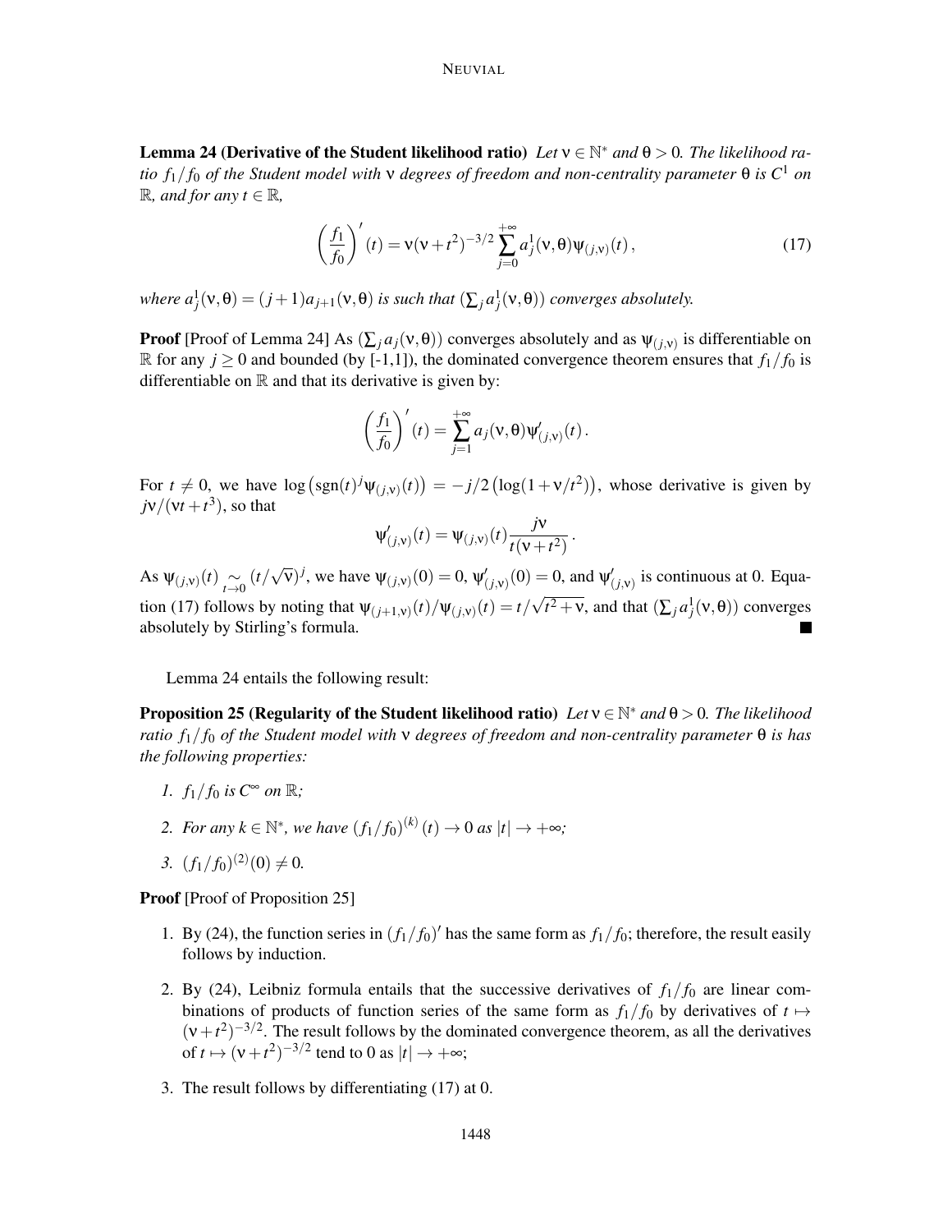**Lemma 24 (Derivative of the Student likelihood ratio)** *Let $\nu \in \mathbb{N}^*$ and $\theta > 0$. The likelihood ratio $f_1/f_0$ of the Student model with $\nu$ degrees of freedom and non-centrality parameter $\theta$ is $C^1$ on $\mathbb{R}$, and for any $t \in \mathbb{R}$,*

$$\left(\frac{f_1}{f_0}\right)'(t) = \nu(\nu+t^2)^{-3/2} \sum_{j=0}^{+\infty} a_j^1(\nu,\theta)\psi_{(j,\nu)}(t)\,, \tag{17}$$

*where $a_j^1(\nu,\theta) = (j+1)a_{j+1}(\nu,\theta)$ is such that $(\sum_j a_j^1(\nu,\theta))$ converges absolutely.*

**Proof** [Proof of Lemma 24] As $(\sum_j a_j(\nu,\theta))$ converges absolutely and as $\psi_{(j,\nu)}$ is differentiable on $\mathbb{R}$ for any $j \geq 0$ and bounded (by [-1,1]), the dominated convergence theorem ensures that $f_1/f_0$ is differentiable on $\mathbb{R}$ and that its derivative is given by:

$$\left(\frac{f_1}{f_0}\right)'(t) = \sum_{j=1}^{+\infty} a_j(\nu,\theta)\psi'_{(j,\nu)}(t)\,.$$

For $t \neq 0$, we have $\log\left(\mathrm{sgn}(t)^j\psi_{(j,\nu)}(t)\right) = -j/2\left(\log(1+\nu/t^2)\right)$, whose derivative is given by $j\nu/(\nu t + t^3)$, so that

$$\psi'_{(j,\nu)}(t) = \psi_{(j,\nu)}(t)\frac{j\nu}{t(\nu+t^2)}\,.$$

As $\psi_{(j,\nu)}(t) \underset{t\to 0}{\sim} (t/\sqrt{\nu})^j$, we have $\psi_{(j,\nu)}(0) = 0$, $\psi'_{(j,\nu)}(0) = 0$, and $\psi'_{(j,\nu)}$ is continuous at 0. Equation (17) follows by noting that $\psi_{(j+1,\nu)}(t)/\psi_{(j,\nu)}(t) = t/\sqrt{t^2+\nu}$, and that $(\sum_j a_j^1(\nu,\theta))$ converges absolutely by Stirling's formula. ∎

Lemma 24 entails the following result:

**Proposition 25 (Regularity of the Student likelihood ratio)** *Let $\nu \in \mathbb{N}^*$ and $\theta > 0$. The likelihood ratio $f_1/f_0$ of the Student model with $\nu$ degrees of freedom and non-centrality parameter $\theta$ is has the following properties:*

1. *$f_1/f_0$ is $C^\infty$ on $\mathbb{R}$;*
2. *For any $k \in \mathbb{N}^*$, we have $(f_1/f_0)^{(k)}(t) \to 0$ as $|t| \to +\infty$;*
3. *$(f_1/f_0)^{(2)}(0) \neq 0$.*

**Proof** [Proof of Proposition 25]

1. By (24), the function series in $(f_1/f_0)'$ has the same form as $f_1/f_0$; therefore, the result easily follows by induction.
2. By (24), Leibniz formula entails that the successive derivatives of $f_1/f_0$ are linear combinations of products of function series of the same form as $f_1/f_0$ by derivatives of $t \mapsto (\nu+t^2)^{-3/2}$. The result follows by the dominated convergence theorem, as all the derivatives of $t \mapsto (\nu+t^2)^{-3/2}$ tend to 0 as $|t| \to +\infty$;
3. The result follows by differentiating (17) at 0.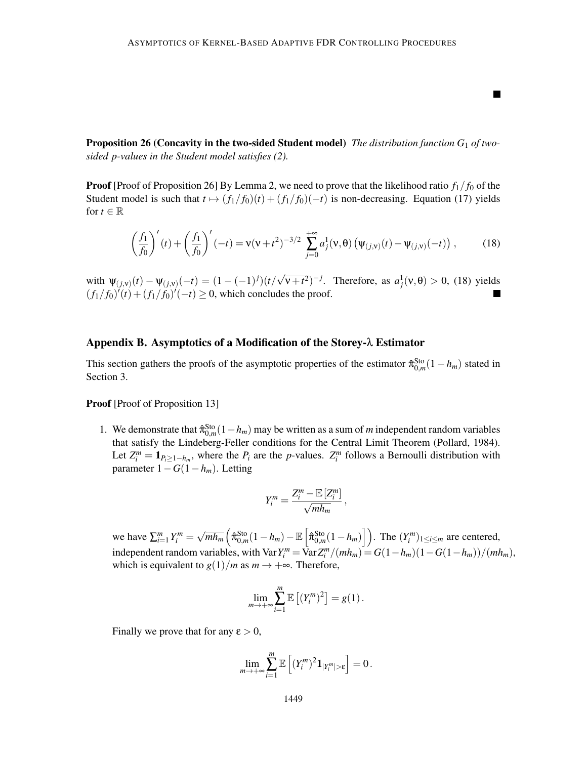■

**Proposition 26 (Concavity in the two-sided Student model)** *The distribution function $G_1$ of two-sided p-values in the Student model satisfies (2).*

**Proof** [Proof of Proposition 26] By Lemma 2, we need to prove that the likelihood ratio $f_1/f_0$ of the Student model is such that $t \mapsto (f_1/f_0)(t) + (f_1/f_0)(-t)$ is non-decreasing. Equation (17) yields for $t \in \mathbb{R}$

$$\left(\frac{f_1}{f_0}\right)'(t) + \left(\frac{f_1}{f_0}\right)'(-t) = \nu(\nu+t^2)^{-3/2} \sum_{j=0}^{+\infty} a_j^1(\nu,\theta)\left(\psi_{(j,\nu)}(t) - \psi_{(j,\nu)}(-t)\right), \tag{18}$$

with $\psi_{(j,\nu)}(t) - \psi_{(j,\nu)}(-t) = (1-(-1)^j)(t/\sqrt{\nu+t^2})^{-j}$. Therefore, as $a_j^1(\nu,\theta) > 0$, (18) yields $(f_1/f_0)'(t) + (f_1/f_0)'(-t) \geq 0$, which concludes the proof. ■

## Appendix B. Asymptotics of a Modification of the Storey-$\lambda$ Estimator

This section gathers the proofs of the asymptotic properties of the estimator $\hat{\pi}_{0,m}^{\text{Sto}}(1-h_m)$ stated in Section 3.

**Proof** [Proof of Proposition 13]

1. We demonstrate that $\hat{\pi}_{0,m}^{\text{Sto}}(1-h_m)$ may be written as a sum of $m$ independent random variables that satisfy the Lindeberg-Feller conditions for the Central Limit Theorem (Pollard, 1984). Let $Z_i^m = \mathbf{1}_{P_i \geq 1-h_m}$, where the $P_i$ are the $p$-values. $Z_i^m$ follows a Bernoulli distribution with parameter $1 - G(1-h_m)$. Letting

$$Y_i^m = \frac{Z_i^m - \mathbb{E}[Z_i^m]}{\sqrt{mh_m}},$$

we have $\sum_{i=1}^m Y_i^m = \sqrt{mh_m}\left(\hat{\pi}_{0,m}^{\text{Sto}}(1-h_m) - \mathbb{E}\left[\hat{\pi}_{0,m}^{\text{Sto}}(1-h_m)\right]\right)$. The $(Y_i^m)_{1\leq i\leq m}$ are centered, independent random variables, with $\operatorname{Var} Y_i^m = \operatorname{Var} Z_i^m/(mh_m) = G(1-h_m)(1-G(1-h_m))/(mh_m)$, which is equivalent to $g(1)/m$ as $m \to +\infty$. Therefore,

$$\lim_{m\to+\infty} \sum_{i=1}^m \mathbb{E}\left[(Y_i^m)^2\right] = g(1).$$

Finally we prove that for any $\varepsilon > 0$,

$$\lim_{m\to+\infty} \sum_{i=1}^m \mathbb{E}\left[(Y_i^m)^2 \mathbf{1}_{|Y_i^m|>\varepsilon}\right] = 0.$$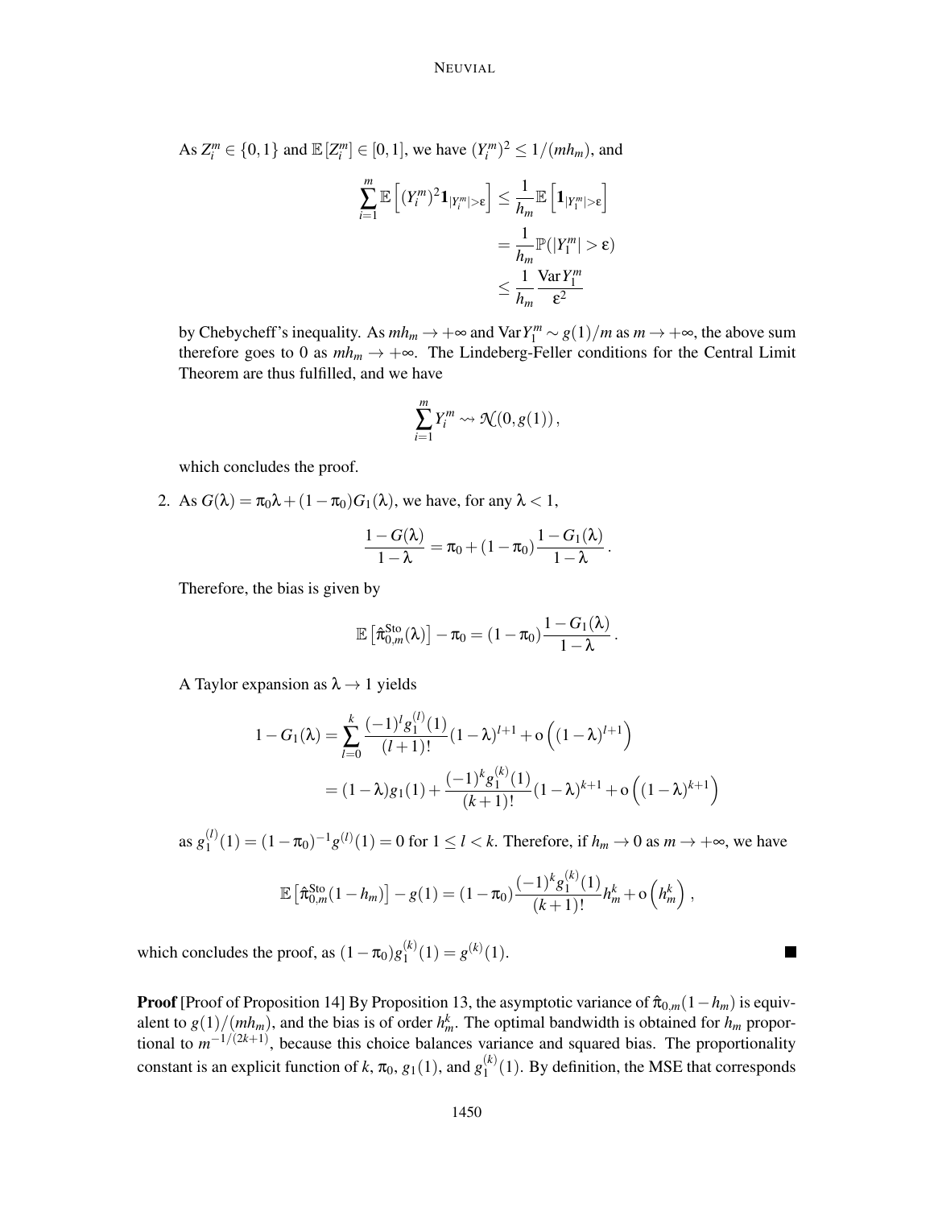As $Z_i^m \in \{0,1\}$ and $\mathbb{E}[Z_i^m] \in [0,1]$, we have $(Y_i^m)^2 \leq 1/(mh_m)$, and

$$\begin{aligned}
\sum_{i=1}^m \mathbb{E}\left[(Y_i^m)^2 \mathbf{1}_{|Y_i^m|>\varepsilon}\right] &\leq \frac{1}{h_m}\mathbb{E}\left[\mathbf{1}_{|Y_1^m|>\varepsilon}\right] \\
&= \frac{1}{h_m}\mathbb{P}(|Y_1^m| > \varepsilon) \\
&\leq \frac{1}{h_m}\frac{\operatorname{Var} Y_1^m}{\varepsilon^2}
\end{aligned}$$

by Chebycheff's inequality. As $mh_m \to +\infty$ and $\operatorname{Var} Y_1^m \sim g(1)/m$ as $m \to +\infty$, the above sum therefore goes to 0 as $mh_m \to +\infty$. The Lindeberg-Feller conditions for the Central Limit Theorem are thus fulfilled, and we have

$$\sum_{i=1}^m Y_i^m \rightsquigarrow \mathcal{N}(0, g(1)),$$

which concludes the proof.

2. As $G(\lambda) = \pi_0\lambda + (1-\pi_0)G_1(\lambda)$, we have, for any $\lambda < 1$,

$$\frac{1-G(\lambda)}{1-\lambda} = \pi_0 + (1-\pi_0)\frac{1-G_1(\lambda)}{1-\lambda}.$$

Therefore, the bias is given by

$$\mathbb{E}\left[\hat{\pi}_{0,m}^{\text{Sto}}(\lambda)\right] - \pi_0 = (1-\pi_0)\frac{1-G_1(\lambda)}{1-\lambda}.$$

A Taylor expansion as $\lambda \to 1$ yields

$$\begin{aligned}
1 - G_1(\lambda) &= \sum_{l=0}^k \frac{(-1)^l g_1^{(l)}(1)}{(l+1)!}(1-\lambda)^{l+1} + \mathrm{o}\left((1-\lambda)^{l+1}\right) \\
&= (1-\lambda)g_1(1) + \frac{(-1)^k g_1^{(k)}(1)}{(k+1)!}(1-\lambda)^{k+1} + \mathrm{o}\left((1-\lambda)^{k+1}\right)
\end{aligned}$$

as $g_1^{(l)}(1) = (1-\pi_0)^{-1}g^{(l)}(1) = 0$ for $1 \leq l < k$. Therefore, if $h_m \to 0$ as $m \to +\infty$, we have

$$\mathbb{E}\left[\hat{\pi}_{0,m}^{\text{Sto}}(1-h_m)\right] - g(1) = (1-\pi_0)\frac{(-1)^k g_1^{(k)}(1)}{(k+1)!}h_m^k + \mathrm{o}\left(h_m^k\right),$$

which concludes the proof, as $(1-\pi_0)g_1^{(k)}(1) = g^{(k)}(1)$. ■

**Proof** [Proof of Proposition 14] By Proposition 13, the asymptotic variance of $\hat{\pi}_{0,m}(1-h_m)$ is equivalent to $g(1)/(mh_m)$, and the bias is of order $h_m^k$. The optimal bandwidth is obtained for $h_m$ proportional to $m^{-1/(2k+1)}$, because this choice balances variance and squared bias. The proportionality constant is an explicit function of $k$, $\pi_0$, $g_1(1)$, and $g_1^{(k)}(1)$. By definition, the MSE that corresponds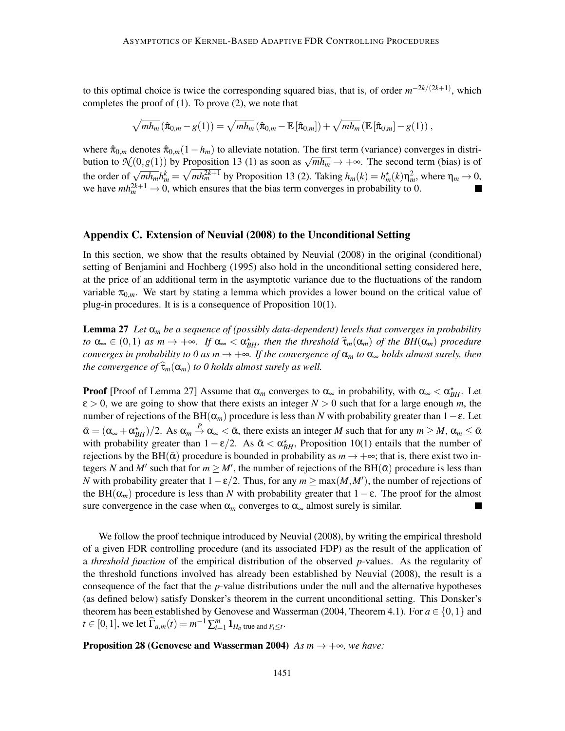to this optimal choice is twice the corresponding squared bias, that is, of order $m^{-2k/(2k+1)}$, which completes the proof of (1). To prove (2), we note that

$$\sqrt{mh_m}\,(\hat{\pi}_{0,m} - g(1)) = \sqrt{mh_m}\,(\hat{\pi}_{0,m} - \mathbb{E}\,[\hat{\pi}_{0,m}]) + \sqrt{mh_m}\,(\mathbb{E}\,[\hat{\pi}_{0,m}] - g(1))\,,$$

where $\hat{\pi}_{0,m}$ denotes $\hat{\pi}_{0,m}(1-h_m)$ to alleviate notation. The first term (variance) converges in distribution to $\mathcal{N}(0, g(1))$ by Proposition 13 (1) as soon as $\sqrt{mh_m} \to +\infty$. The second term (bias) is of the order of $\sqrt{mh_m}h_m^k = \sqrt{mh_m^{2k+1}}$ by Proposition 13 (2). Taking $h_m(k) = h_m^\star(k)\eta_m^2$, where $\eta_m \to 0$, we have $mh_m^{2k+1} \to 0$, which ensures that the bias term converges in probability to 0. ■

## Appendix C. Extension of Neuvial (2008) to the Unconditional Setting

In this section, we show that the results obtained by Neuvial (2008) in the original (conditional) setting of Benjamini and Hochberg (1995) also hold in the unconditional setting considered here, at the price of an additional term in the asymptotic variance due to the fluctuations of the random variable $\pi_{0,m}$. We start by stating a lemma which provides a lower bound on the critical value of plug-in procedures. It is is a consequence of Proposition 10(1).

**Lemma 27** *Let $\alpha_m$ be a sequence of (possibly data-dependent) levels that converges in probability to $\alpha_\infty \in (0,1)$ as $m \to +\infty$. If $\alpha_\infty < \alpha_{BH}^\star$, then the threshold $\widehat{\tau}_m(\alpha_m)$ of the BH($\alpha_m$) procedure converges in probability to 0 as $m \to +\infty$. If the convergence of $\alpha_m$ to $\alpha_\infty$ holds almost surely, then the convergence of $\widehat{\tau}_m(\alpha_m)$ to 0 holds almost surely as well.*

**Proof** [Proof of Lemma 27] Assume that $\alpha_m$ converges to $\alpha_\infty$ in probability, with $\alpha_\infty < \alpha_{BH}^\star$. Let $\varepsilon > 0$, we are going to show that there exists an integer $N > 0$ such that for a large enough $m$, the number of rejections of the BH($\alpha_m$) procedure is less than $N$ with probability greater than $1-\varepsilon$. Let $\bar{\alpha} = (\alpha_\infty + \alpha_{BH}^\star)/2$. As $\alpha_m \xrightarrow{P} \alpha_\infty < \bar{\alpha}$, there exists an integer $M$ such that for any $m \geq M$, $\alpha_m \leq \bar{\alpha}$ with probability greater than $1-\varepsilon/2$. As $\bar{\alpha} < \alpha_{BH}^\star$, Proposition 10(1) entails that the number of rejections by the BH($\bar{\alpha}$) procedure is bounded in probability as $m \to +\infty$; that is, there exist two integers $N$ and $M'$ such that for $m \geq M'$, the number of rejections of the BH($\bar{\alpha}$) procedure is less than $N$ with probability greater that $1-\varepsilon/2$. Thus, for any $m \geq \max(M, M')$, the number of rejections of the BH($\alpha_m$) procedure is less than $N$ with probability greater that $1-\varepsilon$. The proof for the almost sure convergence in the case when $\alpha_m$ converges to $\alpha_\infty$ almost surely is similar. ■

We follow the proof technique introduced by Neuvial (2008), by writing the empirical threshold of a given FDR controlling procedure (and its associated FDP) as the result of the application of a *threshold function* of the empirical distribution of the observed $p$-values. As the regularity of the threshold functions involved has already been established by Neuvial (2008), the result is a consequence of the fact that the $p$-value distributions under the null and the alternative hypotheses (as defined below) satisfy Donsker's theorem in the current unconditional setting. This Donsker's theorem has been established by Genovese and Wasserman (2004, Theorem 4.1). For $a \in \{0,1\}$ and $t \in [0,1]$, we let $\widehat{\Gamma}_{a,m}(t) = m^{-1}\sum_{i=1}^m \mathbf{1}_{H_a \text{ true and } P_i \leq t}$.

**Proposition 28 (Genovese and Wasserman 2004)** *As $m \to +\infty$, we have:*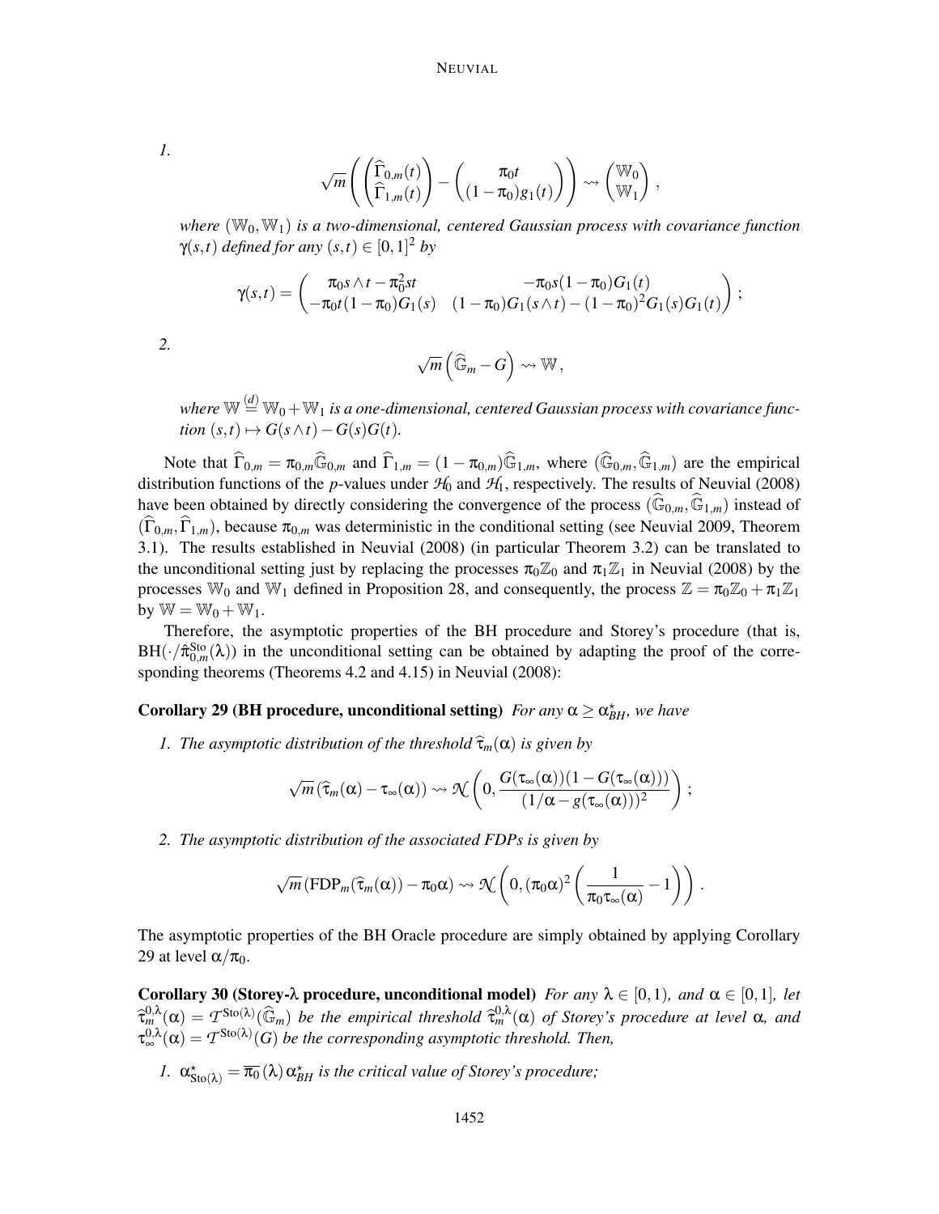1.

$$
\sqrt{m}\left(\begin{pmatrix}\widehat{\Gamma}_{0,m}(t)\\ \widehat{\Gamma}_{1,m}(t)\end{pmatrix}-\begin{pmatrix}\pi_0 t\\ (1-\pi_0)g_1(t)\end{pmatrix}\right)\rightsquigarrow\begin{pmatrix}\mathbb{W}_0\\ \mathbb{W}_1\end{pmatrix},
$$

*where* $(\mathbb{W}_0,\mathbb{W}_1)$ *is a two-dimensional, centered Gaussian process with covariance function* $\gamma(s,t)$ *defined for any* $(s,t)\in[0,1]^2$ *by*

$$
\gamma(s,t)=\begin{pmatrix}\pi_0 s\wedge t-\pi_0^2 st & -\pi_0 s(1-\pi_0)G_1(t)\\ -\pi_0 t(1-\pi_0)G_1(s) & (1-\pi_0)G_1(s\wedge t)-(1-\pi_0)^2G_1(s)G_1(t)\end{pmatrix};
$$

2.

$$
\sqrt{m}\left(\widehat{\mathbb{G}}_m-G\right)\rightsquigarrow\mathbb{W},
$$

*where* $\mathbb{W}\overset{(d)}{=}\mathbb{W}_0+\mathbb{W}_1$ *is a one-dimensional, centered Gaussian process with covariance function* $(s,t)\mapsto G(s\wedge t)-G(s)G(t)$.

Note that $\widehat{\Gamma}_{0,m}=\pi_{0,m}\widehat{\mathbb{G}}_{0,m}$ and $\widehat{\Gamma}_{1,m}=(1-\pi_{0,m})\widehat{\mathbb{G}}_{1,m}$, where $(\widehat{\mathbb{G}}_{0,m},\widehat{\mathbb{G}}_{1,m})$ are the empirical distribution functions of the *p*-values under $\mathcal{H}_0$ and $\mathcal{H}_1$, respectively. The results of Neuvial (2008) have been obtained by directly considering the convergence of the process $(\widehat{\mathbb{G}}_{0,m},\widehat{\mathbb{G}}_{1,m})$ instead of $(\widehat{\Gamma}_{0,m},\widehat{\Gamma}_{1,m})$, because $\pi_{0,m}$ was deterministic in the conditional setting (see Neuvial 2009, Theorem 3.1). The results established in Neuvial (2008) (in particular Theorem 3.2) can be translated to the unconditional setting just by replacing the processes $\pi_0\mathbb{Z}_0$ and $\pi_1\mathbb{Z}_1$ in Neuvial (2008) by the processes $\mathbb{W}_0$ and $\mathbb{W}_1$ defined in Proposition 28, and consequently, the process $\mathbb{Z}=\pi_0\mathbb{Z}_0+\pi_1\mathbb{Z}_1$ by $\mathbb{W}=\mathbb{W}_0+\mathbb{W}_1$.

Therefore, the asymptotic properties of the BH procedure and Storey's procedure (that is, $\mathrm{BH}(\cdot/\hat{\pi}_{0,m}^{\mathrm{Sto}}(\lambda))$ in the unconditional setting can be obtained by adapting the proof of the corresponding theorems (Theorems 4.2 and 4.15) in Neuvial (2008):

**Corollary 29 (BH procedure, unconditional setting)** *For any* $\alpha\geq\alpha^\star_{BH}$, *we have*

1. *The asymptotic distribution of the threshold* $\widehat{\tau}_m(\alpha)$ *is given by*

$$
\sqrt{m}\left(\widehat{\tau}_m(\alpha)-\tau_\infty(\alpha)\right)\rightsquigarrow\mathcal{N}\left(0,\frac{G(\tau_\infty(\alpha))(1-G(\tau_\infty(\alpha)))}{(1/\alpha-g(\tau_\infty(\alpha)))^2}\right);
$$

2. *The asymptotic distribution of the associated FDPs is given by*

$$
\sqrt{m}\left(\mathrm{FDP}_m(\widehat{\tau}_m(\alpha))-\pi_0\alpha\right)\rightsquigarrow\mathcal{N}\left(0,(\pi_0\alpha)^2\left(\frac{1}{\pi_0\tau_\infty(\alpha)}-1\right)\right).
$$

The asymptotic properties of the BH Oracle procedure are simply obtained by applying Corollary 29 at level $\alpha/\pi_0$.

**Corollary 30 (Storey-$\lambda$ procedure, unconditional model)** *For any* $\lambda\in[0,1)$, *and* $\alpha\in[0,1]$, *let* $\widehat{\tau}_m^{0,\lambda}(\alpha)=\mathcal{T}^{\mathrm{Sto}(\lambda)}(\widehat{\mathbb{G}}_m)$ *be the empirical threshold* $\widehat{\tau}_m^{0,\lambda}(\alpha)$ *of Storey's procedure at level* $\alpha$, *and* $\tau_\infty^{0,\lambda}(\alpha)=\mathcal{T}^{\mathrm{Sto}(\lambda)}(G)$ *be the corresponding asymptotic threshold. Then,*

1. $\alpha^\star_{\mathrm{Sto}(\lambda)}=\overline{\pi_0}(\lambda)\,\alpha^\star_{BH}$ *is the critical value of Storey's procedure;*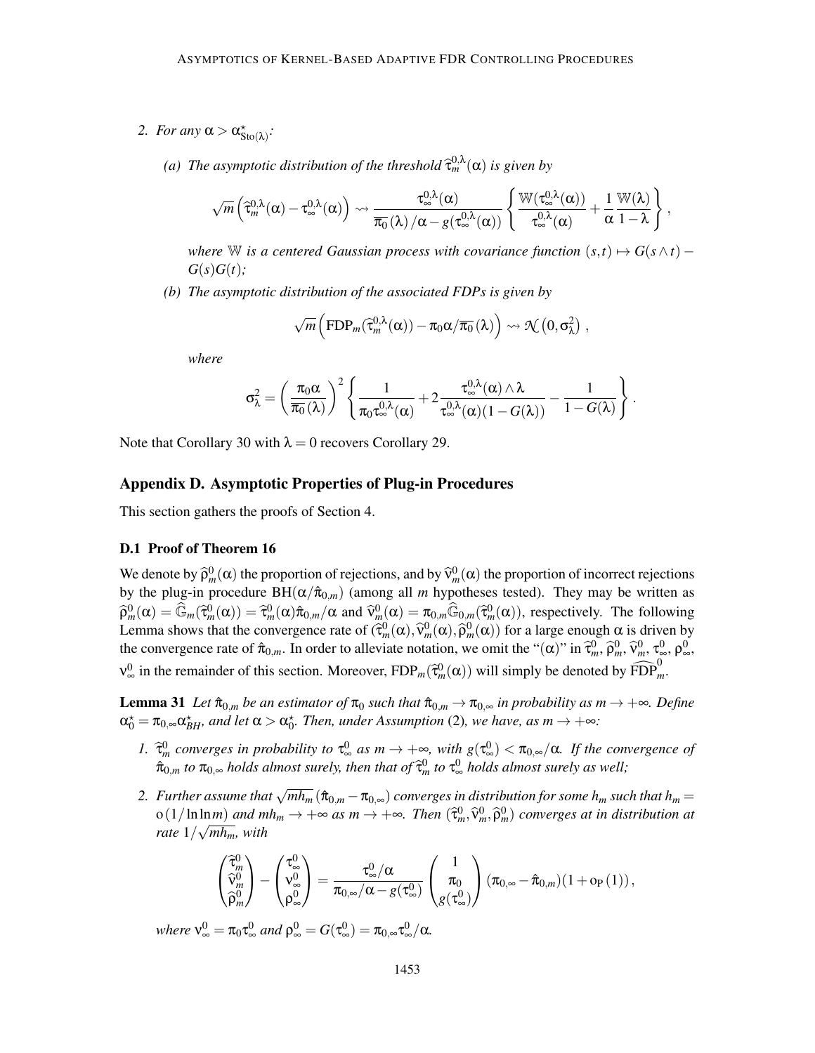2. *For any* $\alpha > \alpha^\star_{\mathrm{Sto}(\lambda)}$*:*

   (a) *The asymptotic distribution of the threshold* $\widehat{\tau}^{0,\lambda}_m(\alpha)$ *is given by*

   $$\sqrt{m}\left(\widehat{\tau}^{0,\lambda}_m(\alpha) - \tau^{0,\lambda}_\infty(\alpha)\right) \rightsquigarrow \frac{\tau^{0,\lambda}_\infty(\alpha)}{\overline{\pi_0}(\lambda)/\alpha - g(\tau^{0,\lambda}_\infty(\alpha))} \left\{ \frac{\mathbb{W}(\tau^{0,\lambda}_\infty(\alpha))}{\tau^{0,\lambda}_\infty(\alpha)} + \frac{1}{\alpha}\frac{\mathbb{W}(\lambda)}{1-\lambda} \right\},$$

   *where* $\mathbb{W}$ *is a centered Gaussian process with covariance function* $(s,t) \mapsto G(s \wedge t) - G(s)G(t)$*;*

   (b) *The asymptotic distribution of the associated FDPs is given by*

   $$\sqrt{m}\left(\mathrm{FDP}_m(\widehat{\tau}^{0,\lambda}_m(\alpha)) - \pi_0\alpha/\overline{\pi_0}(\lambda)\right) \rightsquigarrow \mathcal{N}\left(0, \sigma^2_\lambda\right),$$

   *where*

   $$\sigma^2_\lambda = \left(\frac{\pi_0\alpha}{\overline{\pi_0}(\lambda)}\right)^2 \left\{ \frac{1}{\pi_0\tau^{0,\lambda}_\infty(\alpha)} + 2\frac{\tau^{0,\lambda}_\infty(\alpha)\wedge\lambda}{\tau^{0,\lambda}_\infty(\alpha)(1-G(\lambda))} - \frac{1}{1-G(\lambda)} \right\}.$$

Note that Corollary 30 with $\lambda = 0$ recovers Corollary 29.

## Appendix D. Asymptotic Properties of Plug-in Procedures

This section gathers the proofs of Section 4.

### D.1 Proof of Theorem 16

We denote by $\widehat{\rho}^0_m(\alpha)$ the proportion of rejections, and by $\widehat{\nu}^0_m(\alpha)$ the proportion of incorrect rejections by the plug-in procedure $\mathrm{BH}(\alpha/\hat{\pi}_{0,m})$ (among all $m$ hypotheses tested). They may be written as $\widehat{\rho}^0_m(\alpha) = \widehat{\mathbb{G}}_m(\widehat{\tau}^0_m(\alpha)) = \widehat{\tau}^0_m(\alpha)\hat{\pi}_{0,m}/\alpha$ and $\widehat{\nu}^0_m(\alpha) = \pi_{0,m}\widehat{\mathbb{G}}_{0,m}(\widehat{\tau}^0_m(\alpha))$, respectively. The following Lemma shows that the convergence rate of $(\widehat{\tau}^0_m(\alpha), \widehat{\nu}^0_m(\alpha), \widehat{\rho}^0_m(\alpha))$ for a large enough $\alpha$ is driven by the convergence rate of $\hat{\pi}_{0,m}$. In order to alleviate notation, we omit the "$(\alpha)$" in $\widehat{\tau}^0_m$, $\widehat{\rho}^0_m$, $\widehat{\nu}^0_m$, $\tau^0_\infty$, $\rho^0_\infty$, $\nu^0_\infty$ in the remainder of this section. Moreover, $\mathrm{FDP}_m(\widehat{\tau}^0_m(\alpha))$ will simply be denoted by $\widehat{\mathrm{FDP}}^0_m$.

**Lemma 31** *Let* $\hat{\pi}_{0,m}$ *be an estimator of* $\pi_0$ *such that* $\hat{\pi}_{0,m} \to \pi_{0,\infty}$ *in probability as* $m \to +\infty$*. Define* $\alpha^\star_0 = \pi_{0,\infty}\alpha^\star_{BH}$*, and let* $\alpha > \alpha^\star_0$*. Then, under Assumption (2), we have, as* $m \to +\infty$*:*

1. $\widehat{\tau}^0_m$ *converges in probability to* $\tau^0_\infty$ *as* $m \to +\infty$*, with* $g(\tau^0_\infty) < \pi_{0,\infty}/\alpha$*. If the convergence of* $\hat{\pi}_{0,m}$ *to* $\pi_{0,\infty}$ *holds almost surely, then that of* $\widehat{\tau}^0_m$ *to* $\tau^0_\infty$ *holds almost surely as well;*

2. *Further assume that* $\sqrt{mh_m}\,(\hat{\pi}_{0,m} - \pi_{0,\infty})$ *converges in distribution for some* $h_m$ *such that* $h_m = \mathrm{o}(1/\ln\ln m)$ *and* $mh_m \to +\infty$ *as* $m \to +\infty$*. Then* $(\widehat{\tau}^0_m, \widehat{\nu}^0_m, \widehat{\rho}^0_m)$ *converges at in distribution at rate* $1/\sqrt{mh_m}$*, with*

$$\begin{pmatrix} \widehat{\tau}^0_m \\ \widehat{\nu}^0_m \\ \widehat{\rho}^0_m \end{pmatrix} - \begin{pmatrix} \tau^0_\infty \\ \nu^0_\infty \\ \rho^0_\infty \end{pmatrix} = \frac{\tau^0_\infty/\alpha}{\pi_{0,\infty}/\alpha - g(\tau^0_\infty)} \begin{pmatrix} 1 \\ \pi_0 \\ g(\tau^0_\infty) \end{pmatrix} (\pi_{0,\infty} - \hat{\pi}_{0,m})(1 + \mathrm{o}_{\mathbf{P}}(1)),$$

*where* $\nu^0_\infty = \pi_0\tau^0_\infty$ *and* $\rho^0_\infty = G(\tau^0_\infty) = \pi_{0,\infty}\tau^0_\infty/\alpha$*.*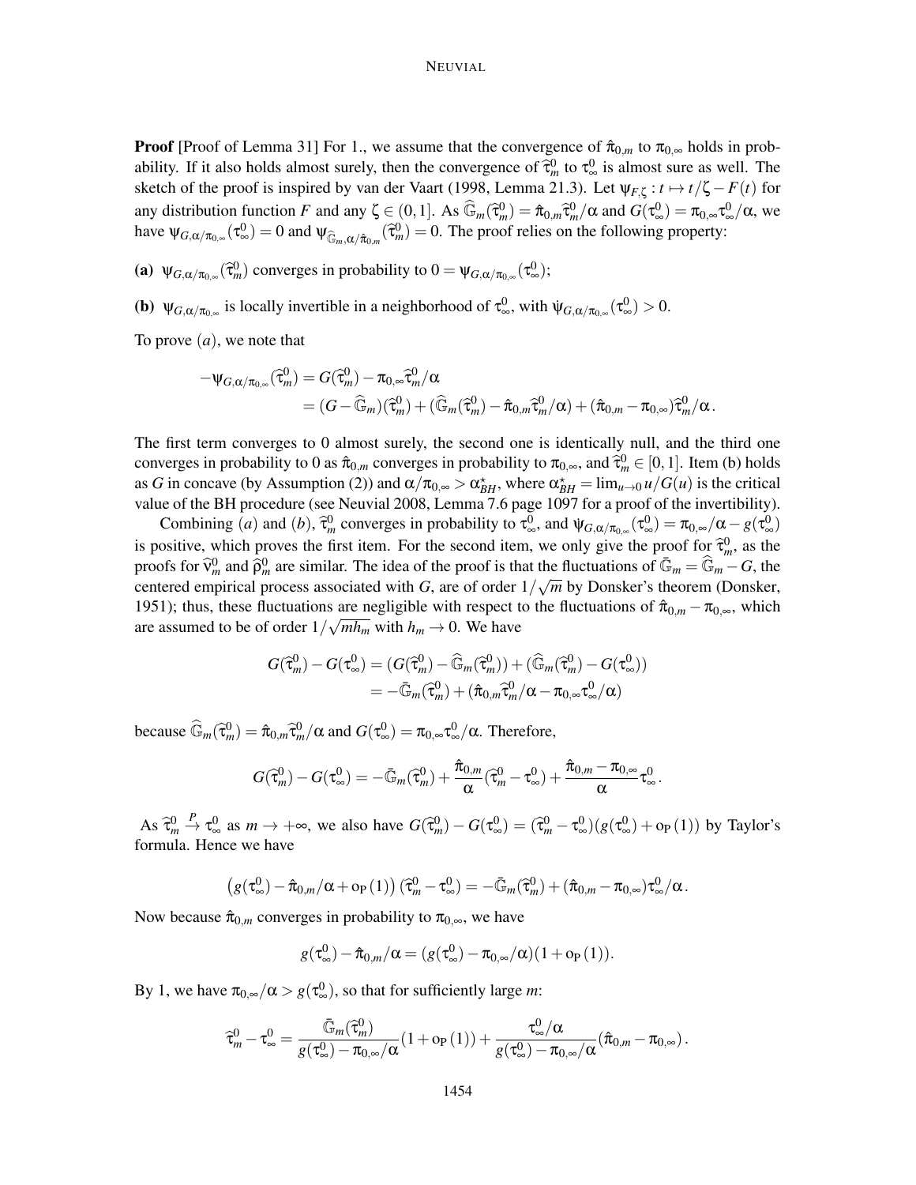**Proof** [Proof of Lemma 31] For 1., we assume that the convergence of $\hat{\pi}_{0,m}$ to $\pi_{0,\infty}$ holds in probability. If it also holds almost surely, then the convergence of $\widehat{\tau}^0_m$ to $\tau^0_\infty$ is almost sure as well. The sketch of the proof is inspired by van der Vaart (1998, Lemma 21.3). Let $\psi_{F,\zeta} : t \mapsto t/\zeta - F(t)$ for any distribution function $F$ and any $\zeta \in (0,1]$. As $\widehat{\mathbb{G}}_m(\widehat{\tau}^0_m) = \hat{\pi}_{0,m}\widehat{\tau}^0_m/\alpha$ and $G(\tau^0_\infty) = \pi_{0,\infty}\tau^0_\infty/\alpha$, we have $\psi_{G,\alpha/\pi_{0,\infty}}(\tau^0_\infty) = 0$ and $\psi_{\widehat{\mathbb{G}}_m,\alpha/\hat{\pi}_{0,m}}(\widehat{\tau}^0_m) = 0$. The proof relies on the following property:

**(a)** $\psi_{G,\alpha/\pi_{0,\infty}}(\widehat{\tau}^0_m)$ converges in probability to $0 = \psi_{G,\alpha/\pi_{0,\infty}}(\tau^0_\infty)$;

**(b)** $\psi_{G,\alpha/\pi_{0,\infty}}$ is locally invertible in a neighborhood of $\tau^0_\infty$, with $\dot{\psi}_{G,\alpha/\pi_{0,\infty}}(\tau^0_\infty) > 0$.

To prove $(a)$, we note that

$$
\begin{aligned}
-\psi_{G,\alpha/\pi_{0,\infty}}(\widehat{\tau}^0_m) &= G(\widehat{\tau}^0_m) - \pi_{0,\infty}\widehat{\tau}^0_m/\alpha \\
&= (G - \widehat{\mathbb{G}}_m)(\widehat{\tau}^0_m) + (\widehat{\mathbb{G}}_m(\widehat{\tau}^0_m) - \hat{\pi}_{0,m}\widehat{\tau}^0_m/\alpha) + (\hat{\pi}_{0,m} - \pi_{0,\infty})\widehat{\tau}^0_m/\alpha\,.
\end{aligned}
$$

The first term converges to 0 almost surely, the second one is identically null, and the third one converges in probability to 0 as $\hat{\pi}_{0,m}$ converges in probability to $\pi_{0,\infty}$, and $\widehat{\tau}^0_m \in [0,1]$. Item (b) holds as $G$ in concave (by Assumption (2)) and $\alpha/\pi_{0,\infty} > \alpha^\star_{BH}$, where $\alpha^\star_{BH} = \lim_{u\to 0} u/G(u)$ is the critical value of the BH procedure (see Neuvial 2008, Lemma 7.6 page 1097 for a proof of the invertibility).

Combining $(a)$ and $(b)$, $\widehat{\tau}^0_m$ converges in probability to $\tau^0_\infty$, and $\dot{\psi}_{G,\alpha/\pi_{0,\infty}}(\tau^0_\infty) = \pi_{0,\infty}/\alpha - g(\tau^0_\infty)$ is positive, which proves the first item. For the second item, we only give the proof for $\widehat{\tau}^0_m$, as the proofs for $\widehat{\nu}^0_m$ and $\widehat{\rho}^0_m$ are similar. The idea of the proof is that the fluctuations of $\bar{\mathbb{G}}_m = \widehat{\mathbb{G}}_m - G$, the centered empirical process associated with $G$, are of order $1/\sqrt{m}$ by Donsker's theorem (Donsker, 1951); thus, these fluctuations are negligible with respect to the fluctuations of $\hat{\pi}_{0,m} - \pi_{0,\infty}$, which are assumed to be of order $1/\sqrt{mh_m}$ with $h_m \to 0$. We have

$$
\begin{aligned}
G(\widehat{\tau}^0_m) - G(\tau^0_\infty) &= (G(\widehat{\tau}^0_m) - \widehat{\mathbb{G}}_m(\widehat{\tau}^0_m)) + (\widehat{\mathbb{G}}_m(\widehat{\tau}^0_m) - G(\tau^0_\infty)) \\
&= -\bar{\mathbb{G}}_m(\widehat{\tau}^0_m) + (\hat{\pi}_{0,m}\widehat{\tau}^0_m/\alpha - \pi_{0,\infty}\tau^0_\infty/\alpha)
\end{aligned}
$$

because $\widehat{\mathbb{G}}_m(\widehat{\tau}^0_m) = \hat{\pi}_{0,m}\widehat{\tau}^0_m/\alpha$ and $G(\tau^0_\infty) = \pi_{0,\infty}\tau^0_\infty/\alpha$. Therefore,

$$
G(\widehat{\tau}^0_m) - G(\tau^0_\infty) = -\bar{\mathbb{G}}_m(\widehat{\tau}^0_m) + \frac{\hat{\pi}_{0,m}}{\alpha}(\widehat{\tau}^0_m - \tau^0_\infty) + \frac{\hat{\pi}_{0,m} - \pi_{0,\infty}}{\alpha}\tau^0_\infty\,.
$$

As $\widehat{\tau}^0_m \xrightarrow{P} \tau^0_\infty$ as $m \to +\infty$, we also have $G(\widehat{\tau}^0_m) - G(\tau^0_\infty) = (\widehat{\tau}^0_m - \tau^0_\infty)(g(\tau^0_\infty) + o_P(1))$ by Taylor's formula. Hence we have

$$
\left(g(\tau^0_\infty) - \hat{\pi}_{0,m}/\alpha + o_P(1)\right)(\widehat{\tau}^0_m - \tau^0_\infty) = -\bar{\mathbb{G}}_m(\widehat{\tau}^0_m) + (\hat{\pi}_{0,m} - \pi_{0,\infty})\tau^0_\infty/\alpha\,.
$$

Now because $\hat{\pi}_{0,m}$ converges in probability to $\pi_{0,\infty}$, we have

$$
g(\tau^0_\infty) - \hat{\pi}_{0,m}/\alpha = (g(\tau^0_\infty) - \pi_{0,\infty}/\alpha)(1 + o_P(1)).
$$

By 1, we have $\pi_{0,\infty}/\alpha > g(\tau^0_\infty)$, so that for sufficiently large $m$:

$$
\widehat{\tau}^0_m - \tau^0_\infty = \frac{\bar{\mathbb{G}}_m(\widehat{\tau}^0_m)}{g(\tau^0_\infty) - \pi_{0,\infty}/\alpha}(1 + o_P(1)) + \frac{\tau^0_\infty/\alpha}{g(\tau^0_\infty) - \pi_{0,\infty}/\alpha}(\hat{\pi}_{0,m} - \pi_{0,\infty})\,.
$$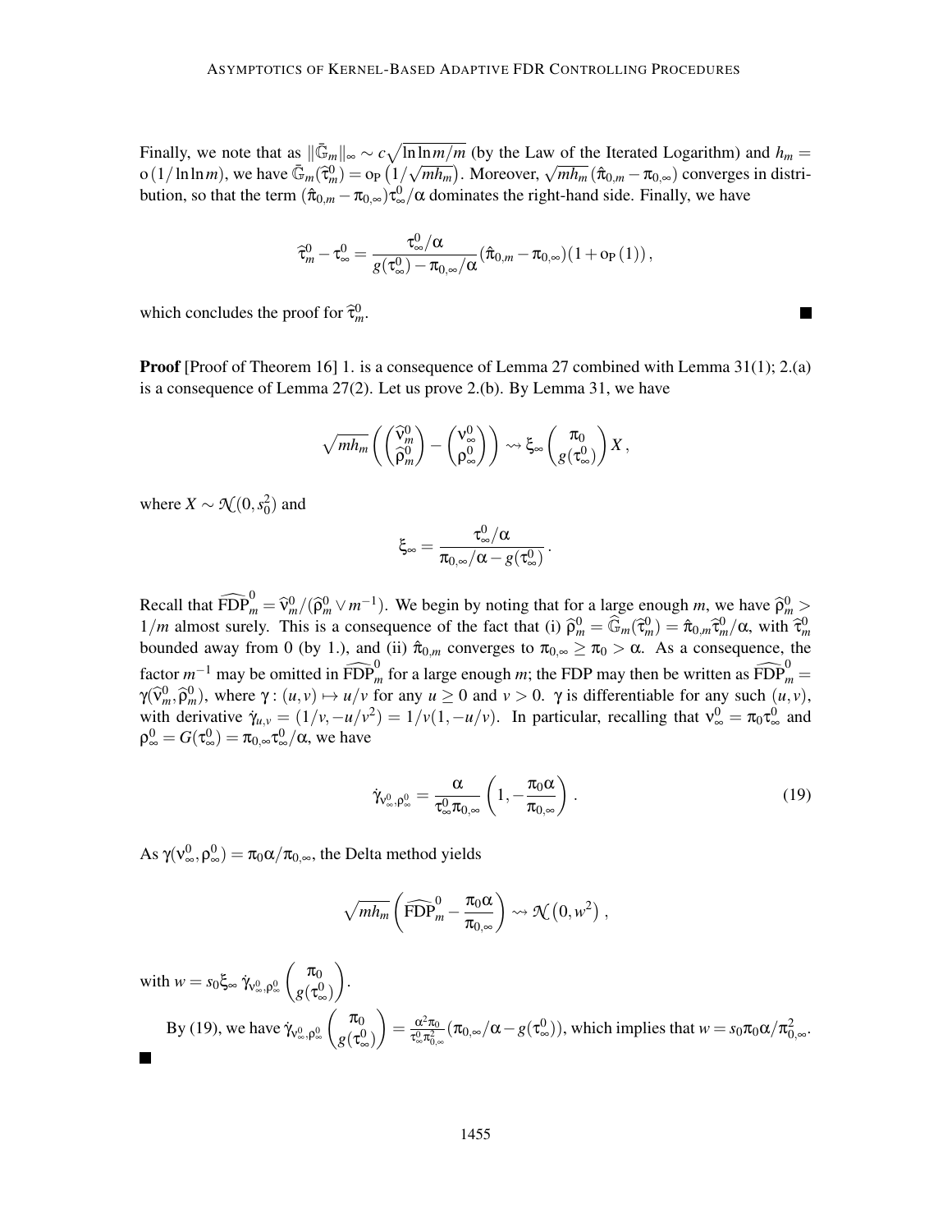Finally, we note that as $\|\bar{\mathbb{G}}_m\|_\infty \sim c\sqrt{\ln\ln m/m}$ (by the Law of the Iterated Logarithm) and $h_m = \mathrm{o}(1/\ln\ln m)$, we have $\bar{\mathbb{G}}_m(\widehat{\tau}^0_m) = \mathrm{o}_\mathrm{P}\left(1/\sqrt{mh_m}\right)$. Moreover, $\sqrt{mh_m}(\hat{\pi}_{0,m} - \pi_{0,\infty})$ converges in distribution, so that the term $(\hat{\pi}_{0,m} - \pi_{0,\infty})\tau^0_\infty/\alpha$ dominates the right-hand side. Finally, we have

$$\widehat{\tau}^0_m - \tau^0_\infty = \frac{\tau^0_\infty/\alpha}{g(\tau^0_\infty) - \pi_{0,\infty}/\alpha}(\hat{\pi}_{0,m} - \pi_{0,\infty})(1 + \mathrm{o}_\mathrm{P}(1)),$$

which concludes the proof for $\widehat{\tau}^0_m$. ■

**Proof** [Proof of Theorem 16] 1. is a consequence of Lemma 27 combined with Lemma 31(1); 2.(a) is a consequence of Lemma 27(2). Let us prove 2.(b). By Lemma 31, we have

$$\sqrt{mh_m}\left(\begin{pmatrix}\widehat{\nu}^0_m \\ \widehat{\rho}^0_m\end{pmatrix} - \begin{pmatrix}\nu^0_\infty \\ \rho^0_\infty\end{pmatrix}\right) \rightsquigarrow \xi_\infty \begin{pmatrix}\pi_0 \\ g(\tau^0_\infty)\end{pmatrix} X,$$

where $X \sim \mathcal{N}(0, s_0^2)$ and

$$\xi_\infty = \frac{\tau^0_\infty/\alpha}{\pi_{0,\infty}/\alpha - g(\tau^0_\infty)}.$$

Recall that $\widehat{\mathrm{FDP}}^0_m = \widehat{\nu}^0_m/(\widehat{\rho}^0_m \vee m^{-1})$. We begin by noting that for a large enough $m$, we have $\widehat{\rho}^0_m > 1/m$ almost surely. This is a consequence of the fact that (i) $\widehat{\rho}^0_m = \widehat{\mathbb{G}}_m(\widehat{\tau}^0_m) = \hat{\pi}_{0,m}\widehat{\tau}^0_m/\alpha$, with $\widehat{\tau}^0_m$ bounded away from 0 (by 1.), and (ii) $\hat{\pi}_{0,m}$ converges to $\pi_{0,\infty} \geq \pi_0 > \alpha$. As a consequence, the factor $m^{-1}$ may be omitted in $\widehat{\mathrm{FDP}}^0_m$ for a large enough $m$; the FDP may then be written as $\widehat{\mathrm{FDP}}^0_m = \gamma(\widehat{\nu}^0_m, \widehat{\rho}^0_m)$, where $\gamma : (u,v) \mapsto u/v$ for any $u \geq 0$ and $v > 0$. $\gamma$ is differentiable for any such $(u,v)$, with derivative $\dot{\gamma}_{u,v} = (1/v, -u/v^2) = 1/v(1, -u/v)$. In particular, recalling that $\nu^0_\infty = \pi_0\tau^0_\infty$ and $\rho^0_\infty = G(\tau^0_\infty) = \pi_{0,\infty}\tau^0_\infty/\alpha$, we have

$$\dot{\gamma}_{\nu^0_\infty,\rho^0_\infty} = \frac{\alpha}{\tau^0_\infty\pi_{0,\infty}}\left(1, -\frac{\pi_0\alpha}{\pi_{0,\infty}}\right). \tag{19}$$

As $\gamma(\nu^0_\infty, \rho^0_\infty) = \pi_0\alpha/\pi_{0,\infty}$, the Delta method yields

$$\sqrt{mh_m}\left(\widehat{\mathrm{FDP}}^0_m - \frac{\pi_0\alpha}{\pi_{0,\infty}}\right) \rightsquigarrow \mathcal{N}\left(0, w^2\right),$$

with $w = s_0\xi_\infty\, \dot{\gamma}_{\nu^0_\infty,\rho^0_\infty}\begin{pmatrix}\pi_0 \\ g(\tau^0_\infty)\end{pmatrix}$.

By (19), we have $\dot{\gamma}_{\nu^0_\infty,\rho^0_\infty}\begin{pmatrix}\pi_0 \\ g(\tau^0_\infty)\end{pmatrix} = \frac{\alpha^2\pi_0}{\tau^0_\infty\pi^2_{0,\infty}}(\pi_{0,\infty}/\alpha - g(\tau^0_\infty))$, which implies that $w = s_0\pi_0\alpha/\pi^2_{0,\infty}$.

■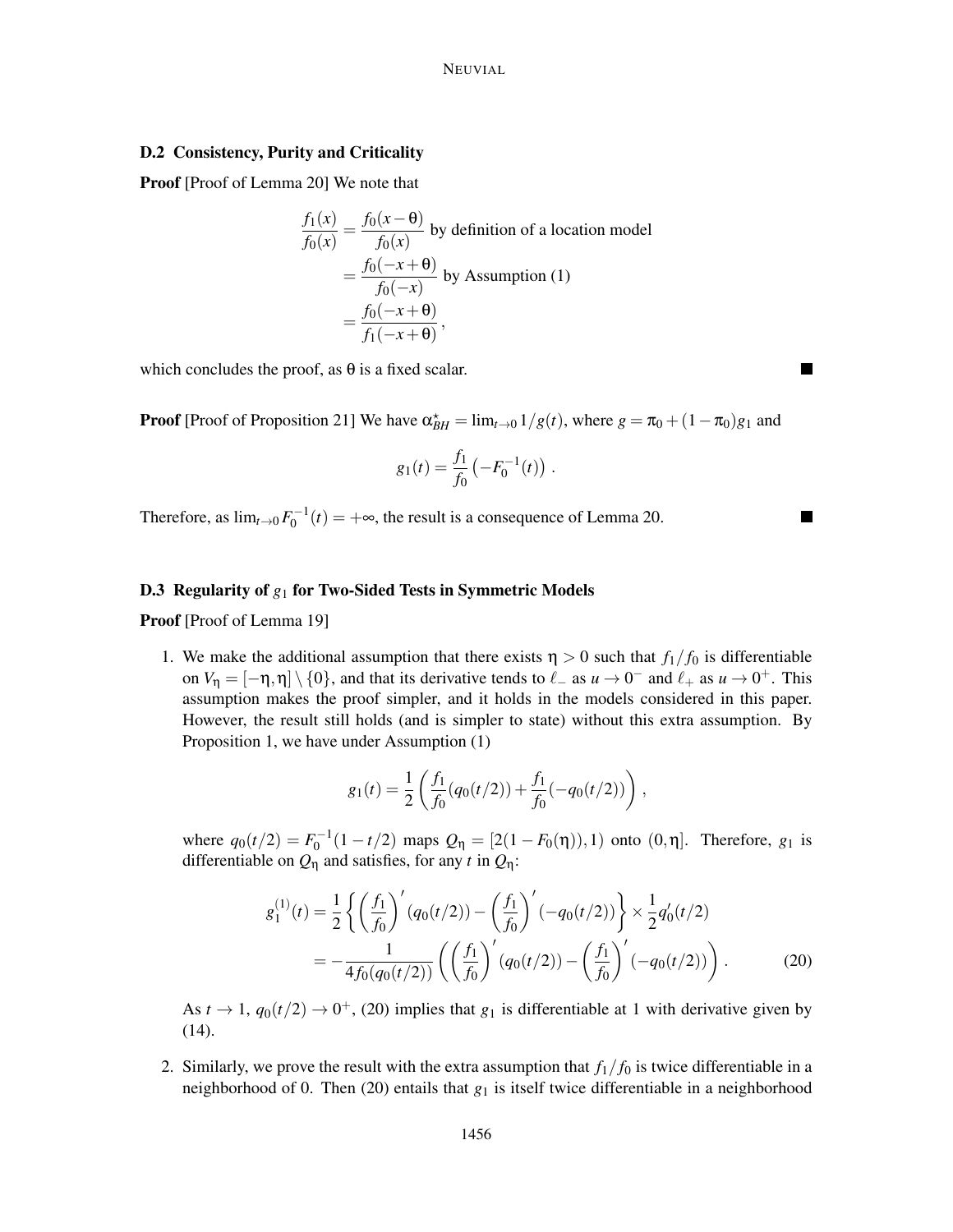### D.2 Consistency, Purity and Criticality

**Proof** [Proof of Lemma 20] We note that

$$
\begin{aligned}
\frac{f_1(x)}{f_0(x)} &= \frac{f_0(x-\theta)}{f_0(x)} \text{ by definition of a location model} \\
&= \frac{f_0(-x+\theta)}{f_0(-x)} \text{ by Assumption (1)} \\
&= \frac{f_0(-x+\theta)}{f_1(-x+\theta)},
\end{aligned}
$$

which concludes the proof, as $\theta$ is a fixed scalar. ■

**Proof** [Proof of Proposition 21] We have $\alpha^{\star}_{BH} = \lim_{t\to 0} 1/g(t)$, where $g = \pi_0 + (1-\pi_0)g_1$ and

$$
g_1(t) = \frac{f_1}{f_0}\left(-F_0^{-1}(t)\right).
$$

Therefore, as $\lim_{t\to 0} F_0^{-1}(t) = +\infty$, the result is a consequence of Lemma 20. ■

### D.3 Regularity of $g_1$ for Two-Sided Tests in Symmetric Models

**Proof** [Proof of Lemma 19]

1. We make the additional assumption that there exists $\eta > 0$ such that $f_1/f_0$ is differentiable on $V_\eta = [-\eta, \eta] \setminus \{0\}$, and that its derivative tends to $\ell_-$ as $u \to 0^-$ and $\ell_+$ as $u \to 0^+$. This assumption makes the proof simpler, and it holds in the models considered in this paper. However, the result still holds (and is simpler to state) without this extra assumption. By Proposition 1, we have under Assumption (1)

$$
g_1(t) = \frac{1}{2}\left(\frac{f_1}{f_0}(q_0(t/2)) + \frac{f_1}{f_0}(-q_0(t/2))\right),
$$

where $q_0(t/2) = F_0^{-1}(1-t/2)$ maps $Q_\eta = [2(1-F_0(\eta)), 1)$ onto $(0, \eta]$. Therefore, $g_1$ is differentiable on $Q_\eta$ and satisfies, for any $t$ in $Q_\eta$:

$$
\begin{aligned}
g_1^{(1)}(t) &= \frac{1}{2}\left\{\left(\frac{f_1}{f_0}\right)'(q_0(t/2)) - \left(\frac{f_1}{f_0}\right)'(-q_0(t/2))\right\} \times \frac{1}{2}q_0'(t/2) \\
&= -\frac{1}{4f_0(q_0(t/2))}\left(\left(\frac{f_1}{f_0}\right)'(q_0(t/2)) - \left(\frac{f_1}{f_0}\right)'(-q_0(t/2))\right). \qquad (20)
\end{aligned}
$$

As $t \to 1$, $q_0(t/2) \to 0^+$, (20) implies that $g_1$ is differentiable at 1 with derivative given by (14).

2. Similarly, we prove the result with the extra assumption that $f_1/f_0$ is twice differentiable in a neighborhood of 0. Then (20) entails that $g_1$ is itself twice differentiable in a neighborhood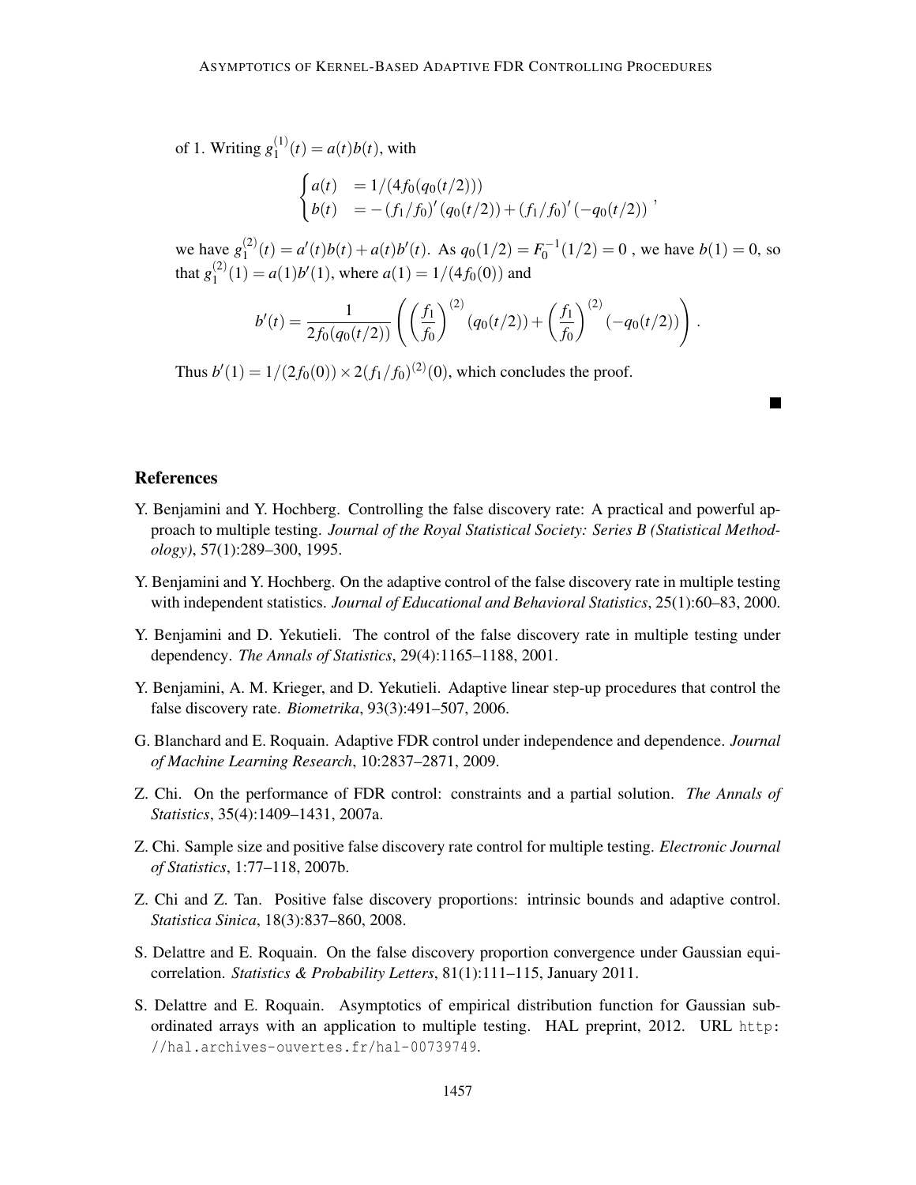of 1. Writing $g_1^{(1)}(t) = a(t)b(t)$, with

$$\begin{cases} a(t) & = 1/(4f_0(q_0(t/2))) \\ b(t) & = -(f_1/f_0)'(q_0(t/2)) + (f_1/f_0)'(-q_0(t/2)) \end{cases},$$

we have $g_1^{(2)}(t) = a'(t)b(t) + a(t)b'(t)$. As $q_0(1/2) = F_0^{-1}(1/2) = 0$ , we have $b(1) = 0$, so that $g_1^{(2)}(1) = a(1)b'(1)$, where $a(1) = 1/(4f_0(0))$ and

$$b'(t) = \frac{1}{2f_0(q_0(t/2))}\left(\left(\frac{f_1}{f_0}\right)^{(2)}(q_0(t/2)) + \left(\frac{f_1}{f_0}\right)^{(2)}(-q_0(t/2))\right).$$

Thus $b'(1) = 1/(2f_0(0)) \times 2(f_1/f_0)^{(2)}(0)$, which concludes the proof. ■

## References

Y. Benjamini and Y. Hochberg. Controlling the false discovery rate: A practical and powerful approach to multiple testing. *Journal of the Royal Statistical Society: Series B (Statistical Methodology)*, 57(1):289–300, 1995.

Y. Benjamini and Y. Hochberg. On the adaptive control of the false discovery rate in multiple testing with independent statistics. *Journal of Educational and Behavioral Statistics*, 25(1):60–83, 2000.

Y. Benjamini and D. Yekutieli. The control of the false discovery rate in multiple testing under dependency. *The Annals of Statistics*, 29(4):1165–1188, 2001.

Y. Benjamini, A. M. Krieger, and D. Yekutieli. Adaptive linear step-up procedures that control the false discovery rate. *Biometrika*, 93(3):491–507, 2006.

G. Blanchard and E. Roquain. Adaptive FDR control under independence and dependence. *Journal of Machine Learning Research*, 10:2837–2871, 2009.

Z. Chi. On the performance of FDR control: constraints and a partial solution. *The Annals of Statistics*, 35(4):1409–1431, 2007a.

Z. Chi. Sample size and positive false discovery rate control for multiple testing. *Electronic Journal of Statistics*, 1:77–118, 2007b.

Z. Chi and Z. Tan. Positive false discovery proportions: intrinsic bounds and adaptive control. *Statistica Sinica*, 18(3):837–860, 2008.

S. Delattre and E. Roquain. On the false discovery proportion convergence under Gaussian equi-correlation. *Statistics & Probability Letters*, 81(1):111–115, January 2011.

S. Delattre and E. Roquain. Asymptotics of empirical distribution function for Gaussian subordinated arrays with an application to multiple testing. HAL preprint, 2012. URL `http://hal.archives-ouvertes.fr/hal-00739749`.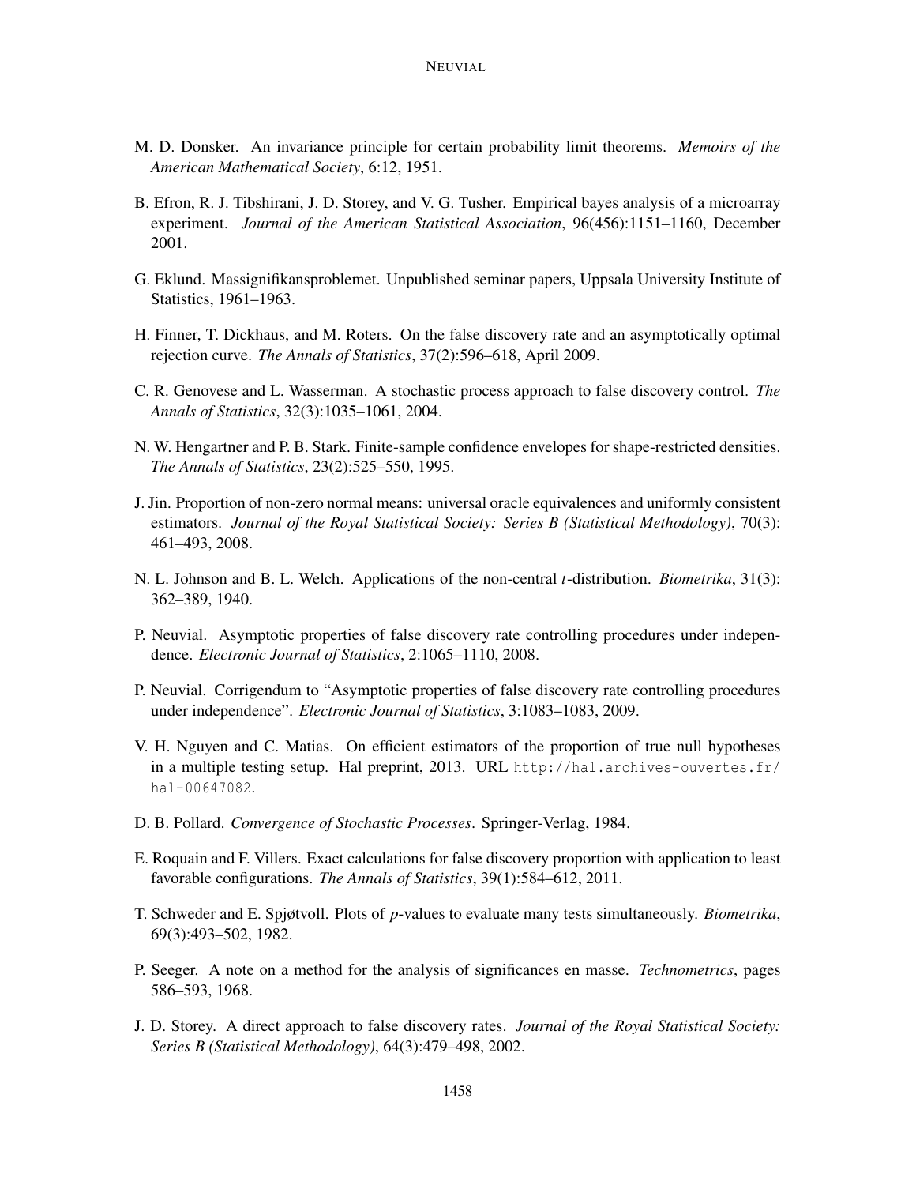M. D. Donsker. An invariance principle for certain probability limit theorems. *Memoirs of the American Mathematical Society*, 6:12, 1951.

B. Efron, R. J. Tibshirani, J. D. Storey, and V. G. Tusher. Empirical bayes analysis of a microarray experiment. *Journal of the American Statistical Association*, 96(456):1151–1160, December 2001.

G. Eklund. Massignifikansproblemet. Unpublished seminar papers, Uppsala University Institute of Statistics, 1961–1963.

H. Finner, T. Dickhaus, and M. Roters. On the false discovery rate and an asymptotically optimal rejection curve. *The Annals of Statistics*, 37(2):596–618, April 2009.

C. R. Genovese and L. Wasserman. A stochastic process approach to false discovery control. *The Annals of Statistics*, 32(3):1035–1061, 2004.

N. W. Hengartner and P. B. Stark. Finite-sample confidence envelopes for shape-restricted densities. *The Annals of Statistics*, 23(2):525–550, 1995.

J. Jin. Proportion of non-zero normal means: universal oracle equivalences and uniformly consistent estimators. *Journal of the Royal Statistical Society: Series B (Statistical Methodology)*, 70(3): 461–493, 2008.

N. L. Johnson and B. L. Welch. Applications of the non-central *t*-distribution. *Biometrika*, 31(3): 362–389, 1940.

P. Neuvial. Asymptotic properties of false discovery rate controlling procedures under independence. *Electronic Journal of Statistics*, 2:1065–1110, 2008.

P. Neuvial. Corrigendum to "Asymptotic properties of false discovery rate controlling procedures under independence". *Electronic Journal of Statistics*, 3:1083–1083, 2009.

V. H. Nguyen and C. Matias. On efficient estimators of the proportion of true null hypotheses in a multiple testing setup. Hal preprint, 2013. URL http://hal.archives-ouvertes.fr/hal-00647082.

D. B. Pollard. *Convergence of Stochastic Processes*. Springer-Verlag, 1984.

E. Roquain and F. Villers. Exact calculations for false discovery proportion with application to least favorable configurations. *The Annals of Statistics*, 39(1):584–612, 2011.

T. Schweder and E. Spjøtvoll. Plots of *p*-values to evaluate many tests simultaneously. *Biometrika*, 69(3):493–502, 1982.

P. Seeger. A note on a method for the analysis of significances en masse. *Technometrics*, pages 586–593, 1968.

J. D. Storey. A direct approach to false discovery rates. *Journal of the Royal Statistical Society: Series B (Statistical Methodology)*, 64(3):479–498, 2002.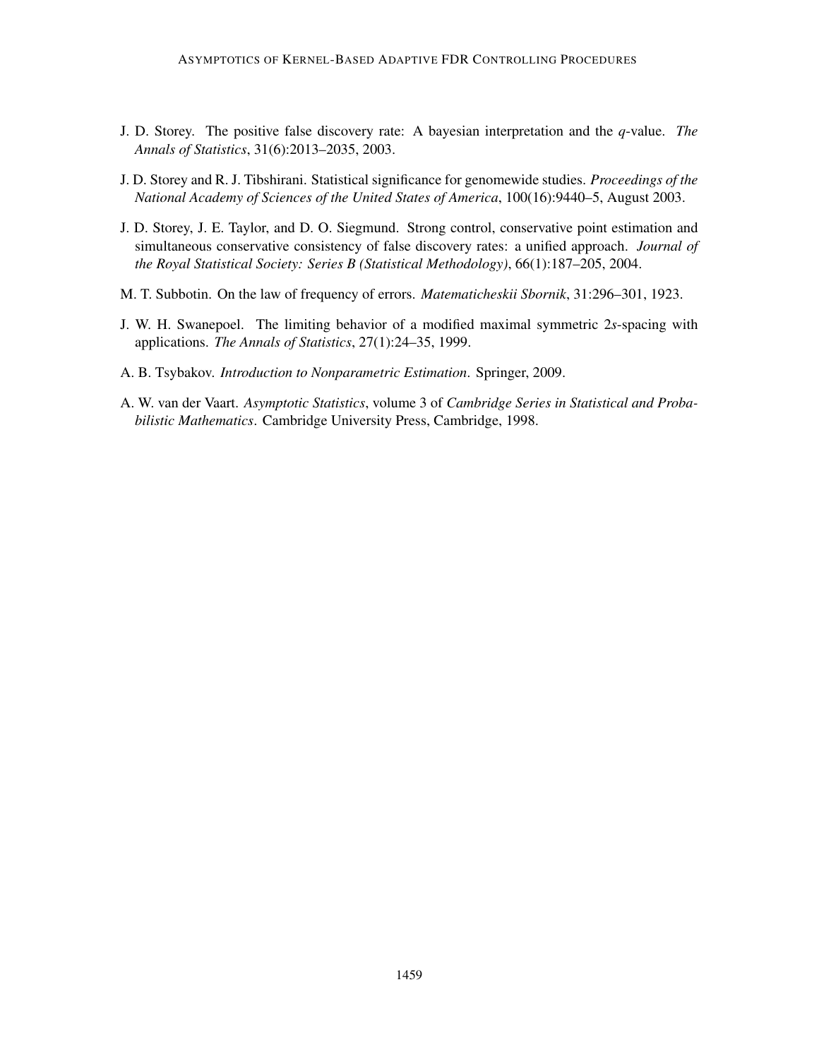J. D. Storey. The positive false discovery rate: A bayesian interpretation and the $q$-value. *The Annals of Statistics*, 31(6):2013–2035, 2003.

J. D. Storey and R. J. Tibshirani. Statistical significance for genomewide studies. *Proceedings of the National Academy of Sciences of the United States of America*, 100(16):9440–5, August 2003.

J. D. Storey, J. E. Taylor, and D. O. Siegmund. Strong control, conservative point estimation and simultaneous conservative consistency of false discovery rates: a unified approach. *Journal of the Royal Statistical Society: Series B (Statistical Methodology)*, 66(1):187–205, 2004.

M. T. Subbotin. On the law of frequency of errors. *Matematicheskii Sbornik*, 31:296–301, 1923.

J. W. H. Swanepoel. The limiting behavior of a modified maximal symmetric $2s$-spacing with applications. *The Annals of Statistics*, 27(1):24–35, 1999.

A. B. Tsybakov. *Introduction to Nonparametric Estimation*. Springer, 2009.

A. W. van der Vaart. *Asymptotic Statistics*, volume 3 of *Cambridge Series in Statistical and Probabilistic Mathematics*. Cambridge University Press, Cambridge, 1998.